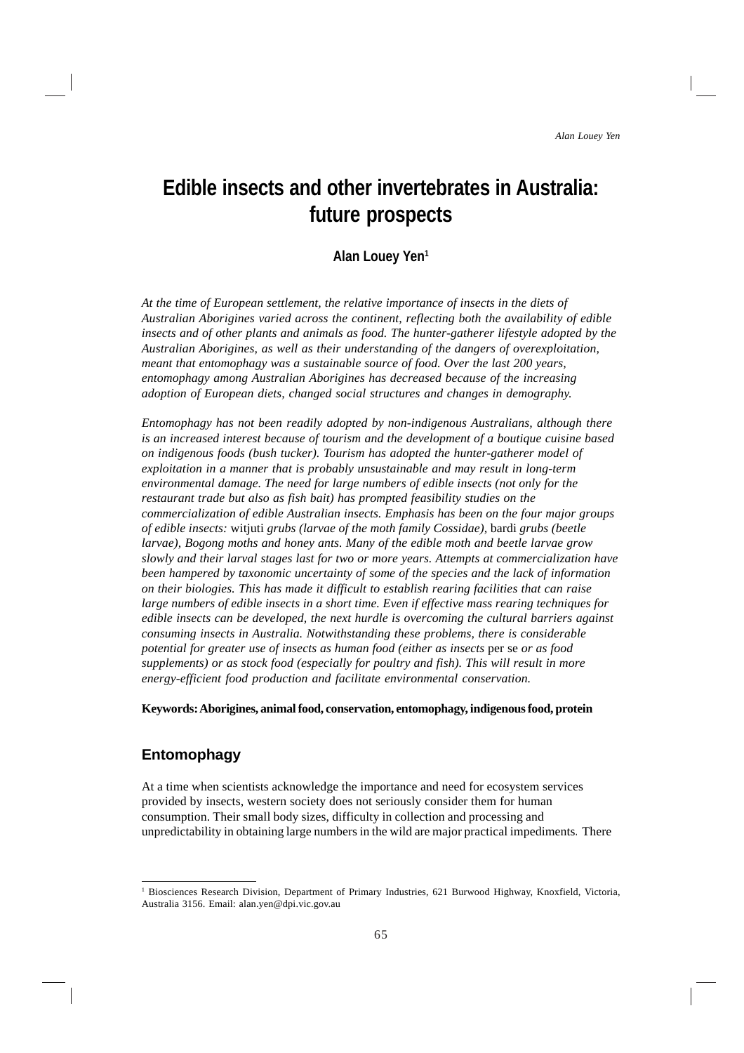# Edible insects and other invertebrates in Australia: future prospects

**Alan Louey Yen[1]**

*At the time of European settlement, the relative importance of insects in the diets of Australian Aborigines varied across the continent, reflecting both the availability of edible insects and of other plants and animals as food. The hunter-gatherer lifestyle adopted by the Australian Aborigines, as well as their understanding of the dangers of overexploitation, meant that entomophagy was a sustainable source of food. Over the last 200 years, entomophagy among Australian Aborigines has decreased because of the increasing adoption of European diets, changed social structures and changes in demography.*

*Entomophagy has not been readily adopted by non-indigenous Australians, although there is an increased interest because of tourism and the development of a boutique cuisine based on indigenous foods (bush tucker). Tourism has adopted the hunter-gatherer model of exploitation in a manner that is probably unsustainable and may result in long-term environmental damage. The need for large numbers of edible insects (not only for the restaurant trade but also as fish bait) has prompted feasibility studies on the commercialization of edible Australian insects. Emphasis has been on the four major groups of edible insects:* witjuti *grubs (larvae of the moth family Cossidae),* bardi *grubs (beetle larvae), Bogong moths and honey ants. Many of the edible moth and beetle larvae grow slowly and their larval stages last for two or more years. Attempts at commercialization have been hampered by taxonomic uncertainty of some of the species and the lack of information on their biologies. This has made it difficult to establish rearing facilities that can raise large numbers of edible insects in a short time. Even if effective mass rearing techniques for edible insects can be developed, the next hurdle is overcoming the cultural barriers against consuming insects in Australia. Notwithstanding these problems, there is considerable potential for greater use of insects as human food (either as insects* per se *or as food supplements) or as stock food (especially for poultry and fish). This will result in more energy-efficient food production and facilitate environmental conservation.*

**Keywords: Aborigines, animal food, conservation, entomophagy, indigenous food, protein**

## Entomophagy

At a time when scientists acknowledge the importance and need for ecosystem services provided by insects, western society does not seriously consider them for human consumption. Their small body sizes, difficulty in collection and processing and unpredictability in obtaining large numbers in the wild are major practical impediments. There

---

[1] Biosciences Research Division, Department of Primary Industries, 621 Burwood Highway, Knoxfield, Victoria, Australia 3156. Email: alan.yen@dpi.vic.gov.au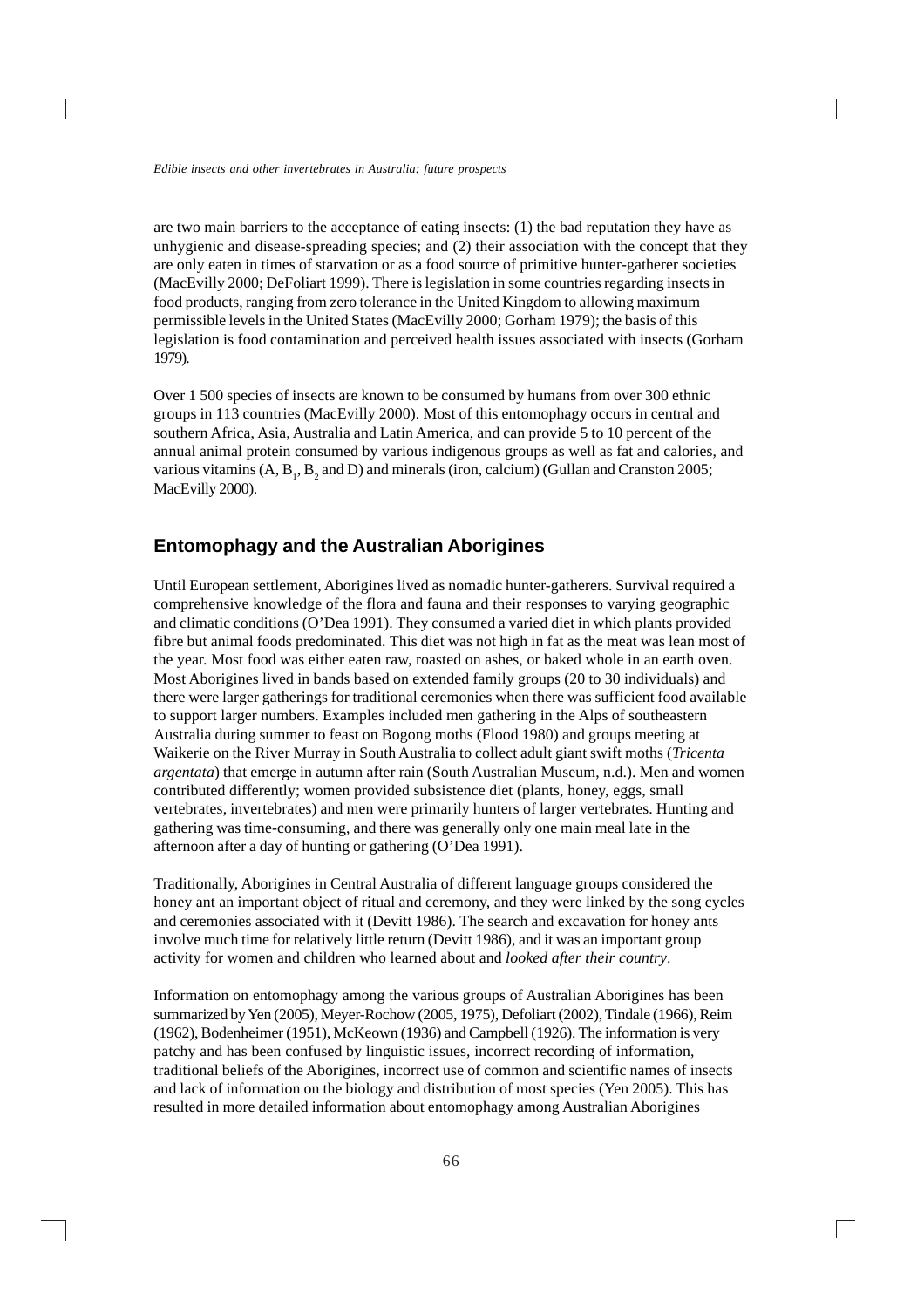are two main barriers to the acceptance of eating insects: (1) the bad reputation they have as unhygienic and disease-spreading species; and (2) their association with the concept that they are only eaten in times of starvation or as a food source of primitive hunter-gatherer societies (MacEvilly 2000; DeFoliart 1999). There is legislation in some countries regarding insects in food products, ranging from zero tolerance in the United Kingdom to allowing maximum permissible levels in the United States (MacEvilly 2000; Gorham 1979); the basis of this legislation is food contamination and perceived health issues associated with insects (Gorham 1979).

Over 1 500 species of insects are known to be consumed by humans from over 300 ethnic groups in 113 countries (MacEvilly 2000). Most of this entomophagy occurs in central and southern Africa, Asia, Australia and Latin America, and can provide 5 to 10 percent of the annual animal protein consumed by various indigenous groups as well as fat and calories, and various vitamins (A, $B_1$, $B_2$ and D) and minerals (iron, calcium) (Gullan and Cranston 2005; MacEvilly 2000).

## Entomophagy and the Australian Aborigines

Until European settlement, Aborigines lived as nomadic hunter-gatherers. Survival required a comprehensive knowledge of the flora and fauna and their responses to varying geographic and climatic conditions (O'Dea 1991). They consumed a varied diet in which plants provided fibre but animal foods predominated. This diet was not high in fat as the meat was lean most of the year. Most food was either eaten raw, roasted on ashes, or baked whole in an earth oven. Most Aborigines lived in bands based on extended family groups (20 to 30 individuals) and there were larger gatherings for traditional ceremonies when there was sufficient food available to support larger numbers. Examples included men gathering in the Alps of southeastern Australia during summer to feast on Bogong moths (Flood 1980) and groups meeting at Waikerie on the River Murray in South Australia to collect adult giant swift moths (*Tricenta argentata*) that emerge in autumn after rain (South Australian Museum, n.d.). Men and women contributed differently; women provided subsistence diet (plants, honey, eggs, small vertebrates, invertebrates) and men were primarily hunters of larger vertebrates. Hunting and gathering was time-consuming, and there was generally only one main meal late in the afternoon after a day of hunting or gathering (O'Dea 1991).

Traditionally, Aborigines in Central Australia of different language groups considered the honey ant an important object of ritual and ceremony, and they were linked by the song cycles and ceremonies associated with it (Devitt 1986). The search and excavation for honey ants involve much time for relatively little return (Devitt 1986), and it was an important group activity for women and children who learned about and *looked after their country*.

Information on entomophagy among the various groups of Australian Aborigines has been summarized by Yen (2005), Meyer-Rochow (2005, 1975), Defoliart (2002), Tindale (1966), Reim (1962), Bodenheimer (1951), McKeown (1936) and Campbell (1926). The information is very patchy and has been confused by linguistic issues, incorrect recording of information, traditional beliefs of the Aborigines, incorrect use of common and scientific names of insects and lack of information on the biology and distribution of most species (Yen 2005). This has resulted in more detailed information about entomophagy among Australian Aborigines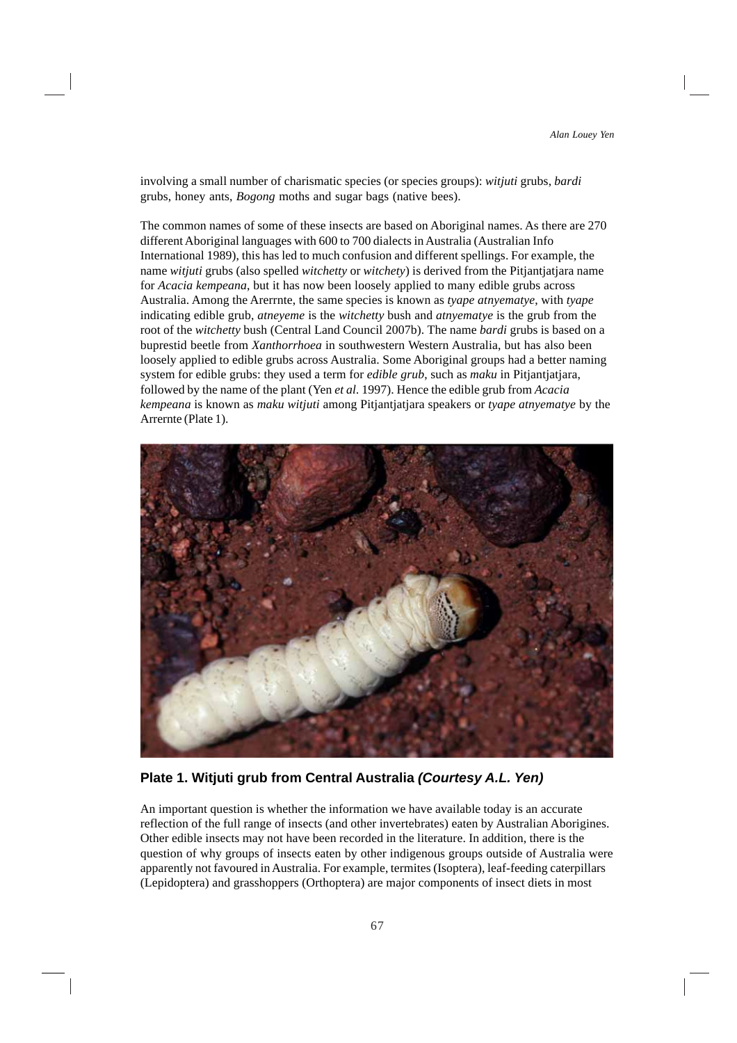involving a small number of charismatic species (or species groups): *witjuti* grubs, *bardi* grubs, honey ants, *Bogong* moths and sugar bags (native bees).

The common names of some of these insects are based on Aboriginal names. As there are 270 different Aboriginal languages with 600 to 700 dialects in Australia (Australian Info International 1989), this has led to much confusion and different spellings. For example, the name *witjuti* grubs (also spelled *witchetty* or *witchety*) is derived from the Pitjantjatjara name for *Acacia kempeana*, but it has now been loosely applied to many edible grubs across Australia. Among the Arerrnte, the same species is known as *tyape atnyematye*, with *tyape* indicating edible grub, *atneyeme* is the *witchetty* bush and *atnyematye* is the grub from the root of the *witchetty* bush (Central Land Council 2007b). The name *bardi* grubs is based on a buprestid beetle from *Xanthorrhoea* in southwestern Western Australia, but has also been loosely applied to edible grubs across Australia. Some Aboriginal groups had a better naming system for edible grubs: they used a term for *edible grub*, such as *maku* in Pitjantjatjara, followed by the name of the plant (Yen *et al*. 1997). Hence the edible grub from *Acacia kempeana* is known as *maku witjuti* among Pitjantjatjara speakers or *tyape atnyematye* by the Arrernte (Plate 1).

**Plate 1. Witjuti grub from Central Australia *(Courtesy A.L. Yen)***

An important question is whether the information we have available today is an accurate reflection of the full range of insects (and other invertebrates) eaten by Australian Aborigines. Other edible insects may not have been recorded in the literature. In addition, there is the question of why groups of insects eaten by other indigenous groups outside of Australia were apparently not favoured in Australia. For example, termites (Isoptera), leaf-feeding caterpillars (Lepidoptera) and grasshoppers (Orthoptera) are major components of insect diets in most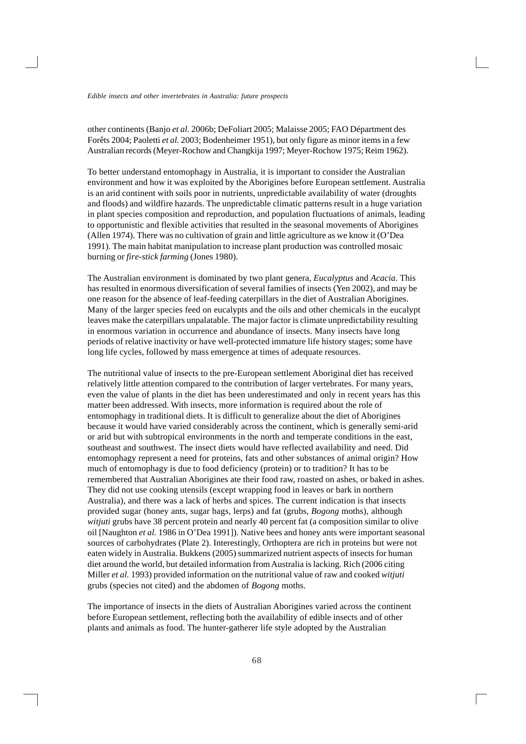other continents (Banjo *et al.* 2006b; DeFoliart 2005; Malaisse 2005; FAO Départment des Forêts 2004; Paoletti *et al.* 2003; Bodenheimer 1951), but only figure as minor items in a few Australian records (Meyer-Rochow and Changkija 1997; Meyer-Rochow 1975; Reim 1962).

To better understand entomophagy in Australia, it is important to consider the Australian environment and how it was exploited by the Aborigines before European settlement. Australia is an arid continent with soils poor in nutrients, unpredictable availability of water (droughts and floods) and wildfire hazards. The unpredictable climatic patterns result in a huge variation in plant species composition and reproduction, and population fluctuations of animals, leading to opportunistic and flexible activities that resulted in the seasonal movements of Aborigines (Allen 1974). There was no cultivation of grain and little agriculture as we know it (O'Dea 1991). The main habitat manipulation to increase plant production was controlled mosaic burning or *fire-stick farming* (Jones 1980).

The Australian environment is dominated by two plant genera, *Eucalyptus* and *Acacia*. This has resulted in enormous diversification of several families of insects (Yen 2002), and may be one reason for the absence of leaf-feeding caterpillars in the diet of Australian Aborigines. Many of the larger species feed on eucalypts and the oils and other chemicals in the eucalypt leaves make the caterpillars unpalatable. The major factor is climate unpredictability resulting in enormous variation in occurrence and abundance of insects. Many insects have long periods of relative inactivity or have well-protected immature life history stages; some have long life cycles, followed by mass emergence at times of adequate resources.

The nutritional value of insects to the pre-European settlement Aboriginal diet has received relatively little attention compared to the contribution of larger vertebrates. For many years, even the value of plants in the diet has been underestimated and only in recent years has this matter been addressed. With insects, more information is required about the role of entomophagy in traditional diets. It is difficult to generalize about the diet of Aborigines because it would have varied considerably across the continent, which is generally semi-arid or arid but with subtropical environments in the north and temperate conditions in the east, southeast and southwest. The insect diets would have reflected availability and need. Did entomophagy represent a need for proteins, fats and other substances of animal origin? How much of entomophagy is due to food deficiency (protein) or to tradition? It has to be remembered that Australian Aborigines ate their food raw, roasted on ashes, or baked in ashes. They did not use cooking utensils (except wrapping food in leaves or bark in northern Australia), and there was a lack of herbs and spices. The current indication is that insects provided sugar (honey ants, sugar bags, lerps) and fat (grubs, *Bogong* moths), although *witjuti* grubs have 38 percent protein and nearly 40 percent fat (a composition similar to olive oil [Naughton *et al.* 1986 in O'Dea 1991]). Native bees and honey ants were important seasonal sources of carbohydrates (Plate 2). Interestingly, Orthoptera are rich in proteins but were not eaten widely in Australia. Bukkens (2005) summarized nutrient aspects of insects for human diet around the world, but detailed information from Australia is lacking. Rich (2006 citing Miller *et al.* 1993) provided information on the nutritional value of raw and cooked *witjuti* grubs (species not cited) and the abdomen of *Bogong* moths.

The importance of insects in the diets of Australian Aborigines varied across the continent before European settlement, reflecting both the availability of edible insects and of other plants and animals as food. The hunter-gatherer life style adopted by the Australian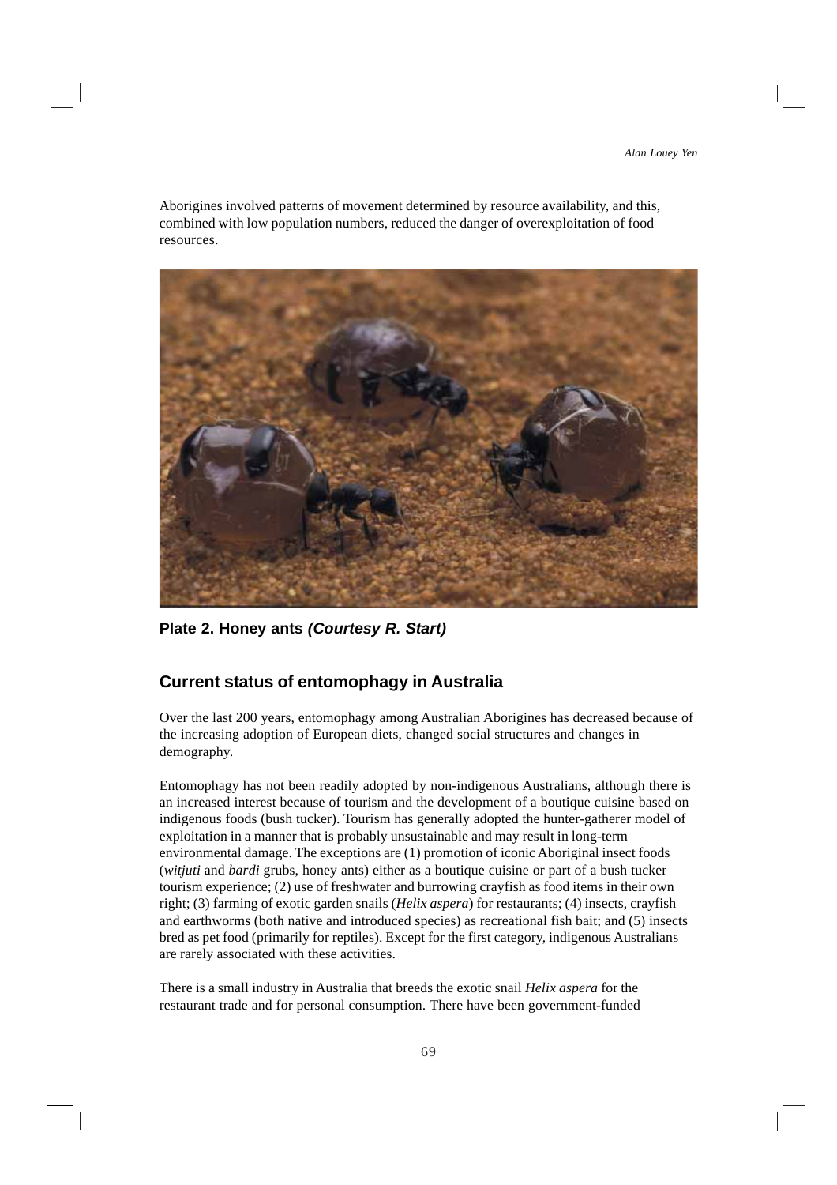Aborigines involved patterns of movement determined by resource availability, and this, combined with low population numbers, reduced the danger of overexploitation of food resources.

**Plate 2. Honey ants *(Courtesy R. Start)***

## Current status of entomophagy in Australia

Over the last 200 years, entomophagy among Australian Aborigines has decreased because of the increasing adoption of European diets, changed social structures and changes in demography.

Entomophagy has not been readily adopted by non-indigenous Australians, although there is an increased interest because of tourism and the development of a boutique cuisine based on indigenous foods (bush tucker). Tourism has generally adopted the hunter-gatherer model of exploitation in a manner that is probably unsustainable and may result in long-term environmental damage. The exceptions are (1) promotion of iconic Aboriginal insect foods (*witjuti* and *bardi* grubs, honey ants) either as a boutique cuisine or part of a bush tucker tourism experience; (2) use of freshwater and burrowing crayfish as food items in their own right; (3) farming of exotic garden snails (*Helix aspera*) for restaurants; (4) insects, crayfish and earthworms (both native and introduced species) as recreational fish bait; and (5) insects bred as pet food (primarily for reptiles). Except for the first category, indigenous Australians are rarely associated with these activities.

There is a small industry in Australia that breeds the exotic snail *Helix aspera* for the restaurant trade and for personal consumption. There have been government-funded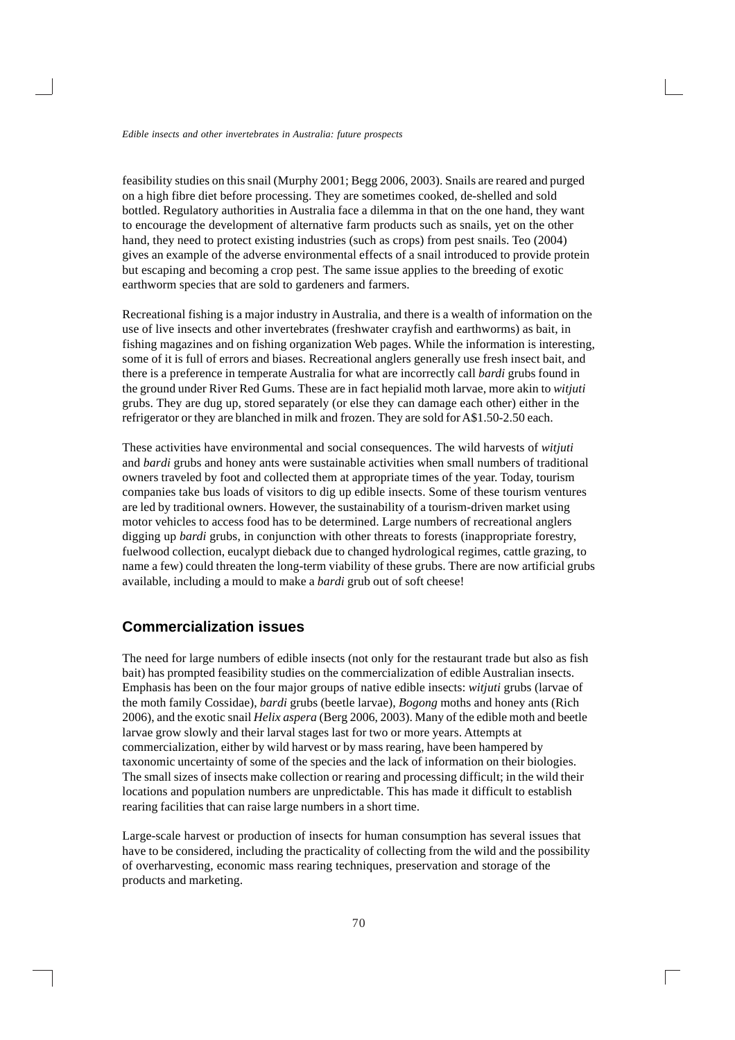feasibility studies on this snail (Murphy 2001; Begg 2006, 2003). Snails are reared and purged on a high fibre diet before processing. They are sometimes cooked, de-shelled and sold bottled. Regulatory authorities in Australia face a dilemma in that on the one hand, they want to encourage the development of alternative farm products such as snails, yet on the other hand, they need to protect existing industries (such as crops) from pest snails. Teo (2004) gives an example of the adverse environmental effects of a snail introduced to provide protein but escaping and becoming a crop pest. The same issue applies to the breeding of exotic earthworm species that are sold to gardeners and farmers.

Recreational fishing is a major industry in Australia, and there is a wealth of information on the use of live insects and other invertebrates (freshwater crayfish and earthworms) as bait, in fishing magazines and on fishing organization Web pages. While the information is interesting, some of it is full of errors and biases. Recreational anglers generally use fresh insect bait, and there is a preference in temperate Australia for what are incorrectly call *bardi* grubs found in the ground under River Red Gums. These are in fact hepialid moth larvae, more akin to *witjuti* grubs. They are dug up, stored separately (or else they can damage each other) either in the refrigerator or they are blanched in milk and frozen. They are sold for A$1.50-2.50 each.

These activities have environmental and social consequences. The wild harvests of *witjuti* and *bardi* grubs and honey ants were sustainable activities when small numbers of traditional owners traveled by foot and collected them at appropriate times of the year. Today, tourism companies take bus loads of visitors to dig up edible insects. Some of these tourism ventures are led by traditional owners. However, the sustainability of a tourism-driven market using motor vehicles to access food has to be determined. Large numbers of recreational anglers digging up *bardi* grubs, in conjunction with other threats to forests (inappropriate forestry, fuelwood collection, eucalypt dieback due to changed hydrological regimes, cattle grazing, to name a few) could threaten the long-term viability of these grubs. There are now artificial grubs available, including a mould to make a *bardi* grub out of soft cheese!

## Commercialization issues

The need for large numbers of edible insects (not only for the restaurant trade but also as fish bait) has prompted feasibility studies on the commercialization of edible Australian insects. Emphasis has been on the four major groups of native edible insects: *witjuti* grubs (larvae of the moth family Cossidae), *bardi* grubs (beetle larvae), *Bogong* moths and honey ants (Rich 2006), and the exotic snail *Helix aspera* (Berg 2006, 2003). Many of the edible moth and beetle larvae grow slowly and their larval stages last for two or more years. Attempts at commercialization, either by wild harvest or by mass rearing, have been hampered by taxonomic uncertainty of some of the species and the lack of information on their biologies. The small sizes of insects make collection or rearing and processing difficult; in the wild their locations and population numbers are unpredictable. This has made it difficult to establish rearing facilities that can raise large numbers in a short time.

Large-scale harvest or production of insects for human consumption has several issues that have to be considered, including the practicality of collecting from the wild and the possibility of overharvesting, economic mass rearing techniques, preservation and storage of the products and marketing.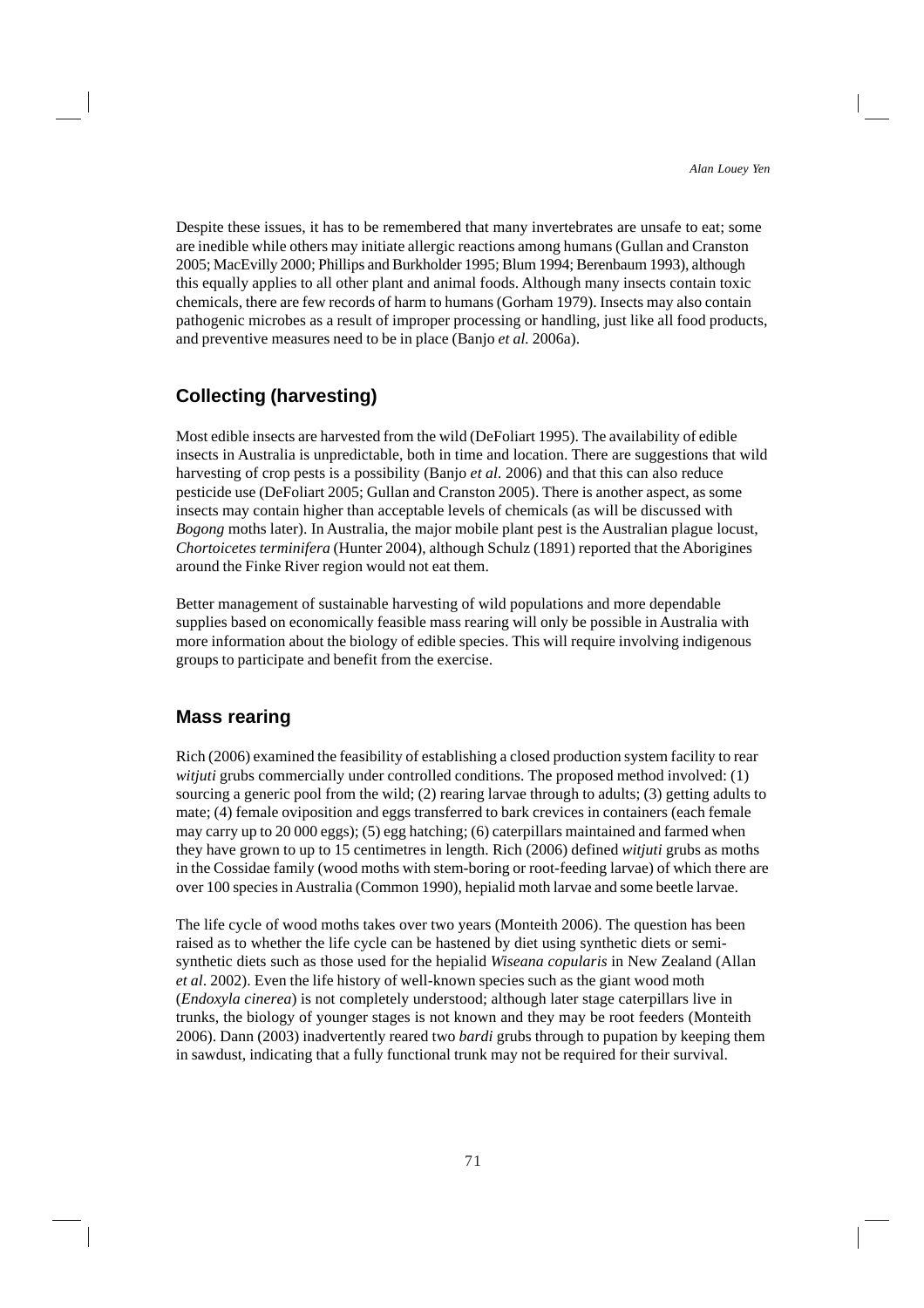Despite these issues, it has to be remembered that many invertebrates are unsafe to eat; some are inedible while others may initiate allergic reactions among humans (Gullan and Cranston 2005; MacEvilly 2000; Phillips and Burkholder 1995; Blum 1994; Berenbaum 1993), although this equally applies to all other plant and animal foods. Although many insects contain toxic chemicals, there are few records of harm to humans (Gorham 1979). Insects may also contain pathogenic microbes as a result of improper processing or handling, just like all food products, and preventive measures need to be in place (Banjo *et al.* 2006a).

## Collecting (harvesting)

Most edible insects are harvested from the wild (DeFoliart 1995). The availability of edible insects in Australia is unpredictable, both in time and location. There are suggestions that wild harvesting of crop pests is a possibility (Banjo *et al.* 2006) and that this can also reduce pesticide use (DeFoliart 2005; Gullan and Cranston 2005). There is another aspect, as some insects may contain higher than acceptable levels of chemicals (as will be discussed with *Bogong* moths later). In Australia, the major mobile plant pest is the Australian plague locust, *Chortoicetes terminifera* (Hunter 2004), although Schulz (1891) reported that the Aborigines around the Finke River region would not eat them.

Better management of sustainable harvesting of wild populations and more dependable supplies based on economically feasible mass rearing will only be possible in Australia with more information about the biology of edible species. This will require involving indigenous groups to participate and benefit from the exercise.

## Mass rearing

Rich (2006) examined the feasibility of establishing a closed production system facility to rear *witjuti* grubs commercially under controlled conditions. The proposed method involved: (1) sourcing a generic pool from the wild; (2) rearing larvae through to adults; (3) getting adults to mate; (4) female oviposition and eggs transferred to bark crevices in containers (each female may carry up to 20 000 eggs); (5) egg hatching; (6) caterpillars maintained and farmed when they have grown to up to 15 centimetres in length. Rich (2006) defined *witjuti* grubs as moths in the Cossidae family (wood moths with stem-boring or root-feeding larvae) of which there are over 100 species in Australia (Common 1990), hepialid moth larvae and some beetle larvae.

The life cycle of wood moths takes over two years (Monteith 2006). The question has been raised as to whether the life cycle can be hastened by diet using synthetic diets or semi-synthetic diets such as those used for the hepialid *Wiseana copularis* in New Zealand (Allan *et al*. 2002). Even the life history of well-known species such as the giant wood moth (*Endoxyla cinerea*) is not completely understood; although later stage caterpillars live in trunks, the biology of younger stages is not known and they may be root feeders (Monteith 2006). Dann (2003) inadvertently reared two *bardi* grubs through to pupation by keeping them in sawdust, indicating that a fully functional trunk may not be required for their survival.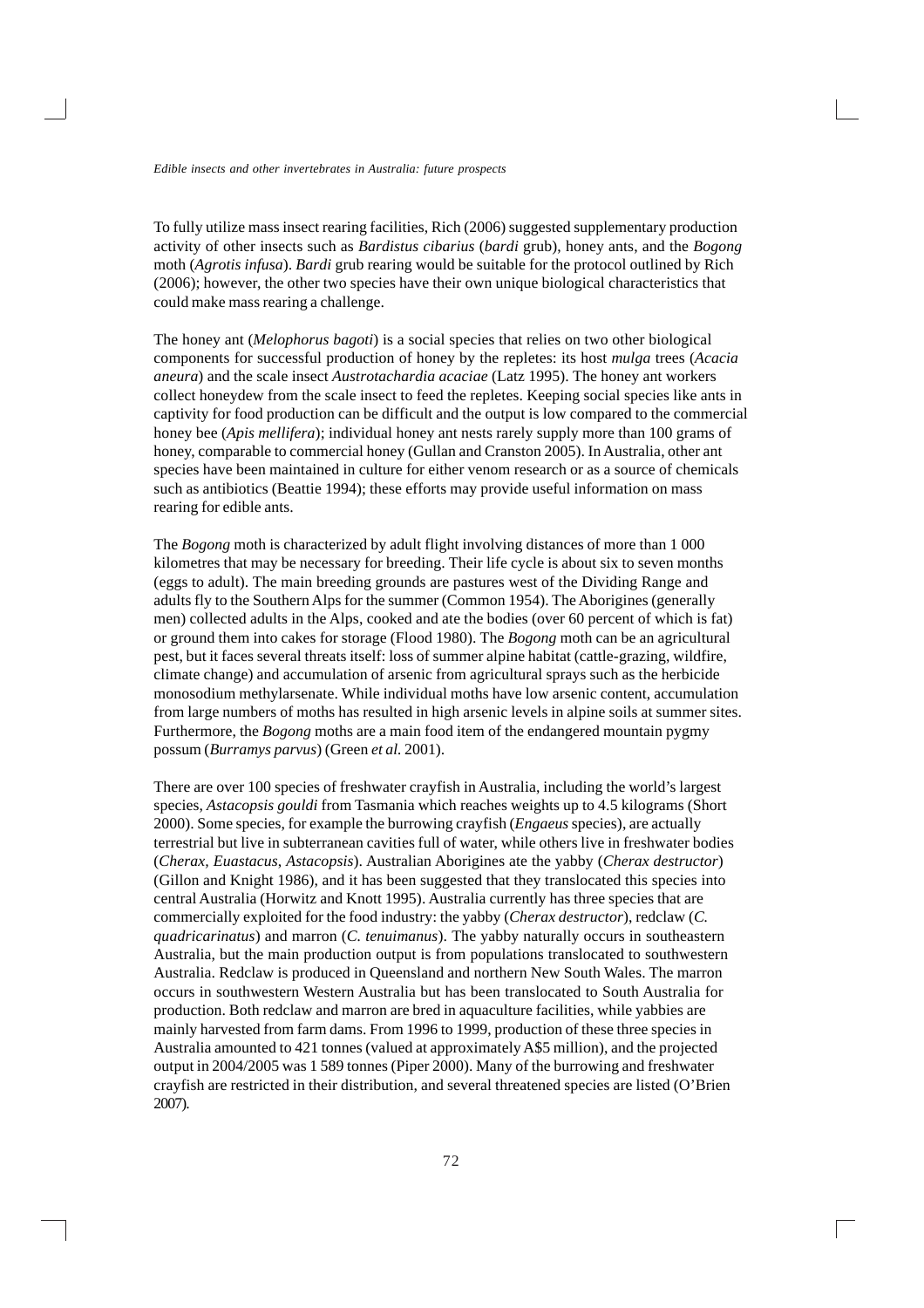To fully utilize mass insect rearing facilities, Rich (2006) suggested supplementary production activity of other insects such as *Bardistus cibarius* (*bardi* grub), honey ants, and the *Bogong* moth (*Agrotis infusa*). *Bardi* grub rearing would be suitable for the protocol outlined by Rich (2006); however, the other two species have their own unique biological characteristics that could make mass rearing a challenge.

The honey ant (*Melophorus bagoti*) is a social species that relies on two other biological components for successful production of honey by the repletes: its host *mulga* trees (*Acacia aneura*) and the scale insect *Austrotachardia acaciae* (Latz 1995). The honey ant workers collect honeydew from the scale insect to feed the repletes. Keeping social species like ants in captivity for food production can be difficult and the output is low compared to the commercial honey bee (*Apis mellifera*); individual honey ant nests rarely supply more than 100 grams of honey, comparable to commercial honey (Gullan and Cranston 2005). In Australia, other ant species have been maintained in culture for either venom research or as a source of chemicals such as antibiotics (Beattie 1994); these efforts may provide useful information on mass rearing for edible ants.

The *Bogong* moth is characterized by adult flight involving distances of more than 1 000 kilometres that may be necessary for breeding. Their life cycle is about six to seven months (eggs to adult). The main breeding grounds are pastures west of the Dividing Range and adults fly to the Southern Alps for the summer (Common 1954). The Aborigines (generally men) collected adults in the Alps, cooked and ate the bodies (over 60 percent of which is fat) or ground them into cakes for storage (Flood 1980). The *Bogong* moth can be an agricultural pest, but it faces several threats itself: loss of summer alpine habitat (cattle-grazing, wildfire, climate change) and accumulation of arsenic from agricultural sprays such as the herbicide monosodium methylarsenate. While individual moths have low arsenic content, accumulation from large numbers of moths has resulted in high arsenic levels in alpine soils at summer sites. Furthermore, the *Bogong* moths are a main food item of the endangered mountain pygmy possum (*Burramys parvus*) (Green *et al.* 2001).

There are over 100 species of freshwater crayfish in Australia, including the world's largest species, *Astacopsis gouldi* from Tasmania which reaches weights up to 4.5 kilograms (Short 2000). Some species, for example the burrowing crayfish (*Engaeus* species), are actually terrestrial but live in subterranean cavities full of water, while others live in freshwater bodies (*Cherax, Euastacus, Astacopsis*). Australian Aborigines ate the yabby (*Cherax destructor*) (Gillon and Knight 1986), and it has been suggested that they translocated this species into central Australia (Horwitz and Knott 1995). Australia currently has three species that are commercially exploited for the food industry: the yabby (*Cherax destructor*), redclaw (*C. quadricarinatus*) and marron (*C. tenuimanus*). The yabby naturally occurs in southeastern Australia, but the main production output is from populations translocated to southwestern Australia. Redclaw is produced in Queensland and northern New South Wales. The marron occurs in southwestern Western Australia but has been translocated to South Australia for production. Both redclaw and marron are bred in aquaculture facilities, while yabbies are mainly harvested from farm dams. From 1996 to 1999, production of these three species in Australia amounted to 421 tonnes (valued at approximately A$5 million), and the projected output in 2004/2005 was 1 589 tonnes (Piper 2000). Many of the burrowing and freshwater crayfish are restricted in their distribution, and several threatened species are listed (O'Brien 2007).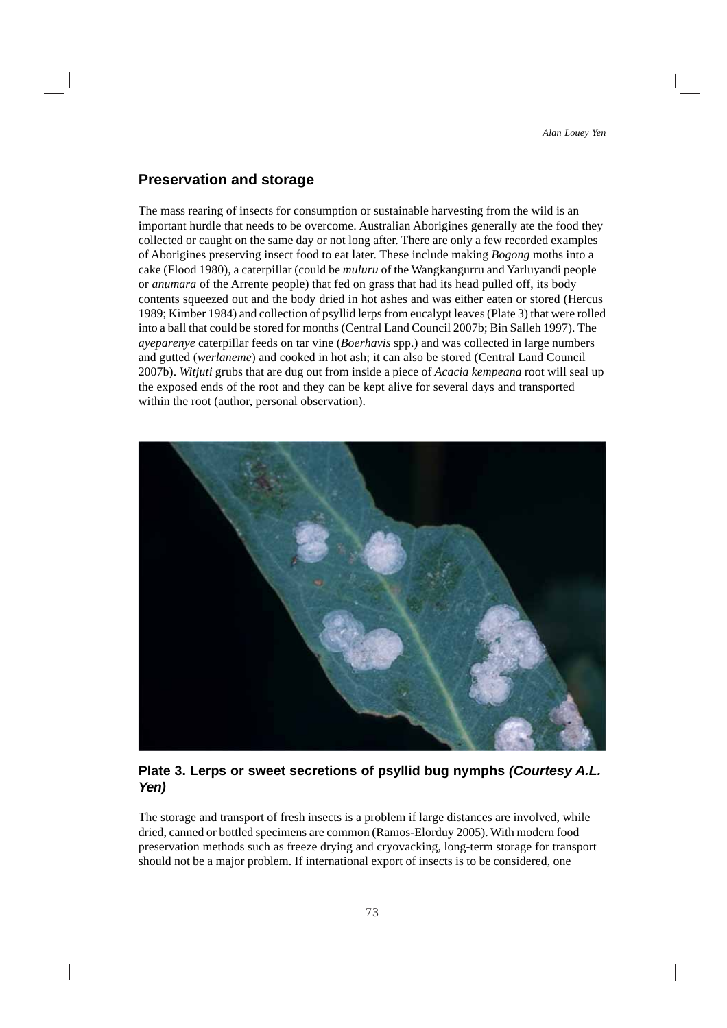## Preservation and storage

The mass rearing of insects for consumption or sustainable harvesting from the wild is an important hurdle that needs to be overcome. Australian Aborigines generally ate the food they collected or caught on the same day or not long after. There are only a few recorded examples of Aborigines preserving insect food to eat later. These include making *Bogong* moths into a cake (Flood 1980), a caterpillar (could be *muluru* of the Wangkangurru and Yarluyandi people or *anumara* of the Arrente people) that fed on grass that had its head pulled off, its body contents squeezed out and the body dried in hot ashes and was either eaten or stored (Hercus 1989; Kimber 1984) and collection of psyllid lerps from eucalypt leaves (Plate 3) that were rolled into a ball that could be stored for months (Central Land Council 2007b; Bin Salleh 1997). The *ayeparenye* caterpillar feeds on tar vine (*Boerhavis* spp.) and was collected in large numbers and gutted (*werlaneme*) and cooked in hot ash; it can also be stored (Central Land Council 2007b). *Witjuti* grubs that are dug out from inside a piece of *Acacia kempeana* root will seal up the exposed ends of the root and they can be kept alive for several days and transported within the root (author, personal observation).

**Plate 3. Lerps or sweet secretions of psyllid bug nymphs *(Courtesy A.L. Yen)***

The storage and transport of fresh insects is a problem if large distances are involved, while dried, canned or bottled specimens are common (Ramos-Elorduy 2005). With modern food preservation methods such as freeze drying and cryovacking, long-term storage for transport should not be a major problem. If international export of insects is to be considered, one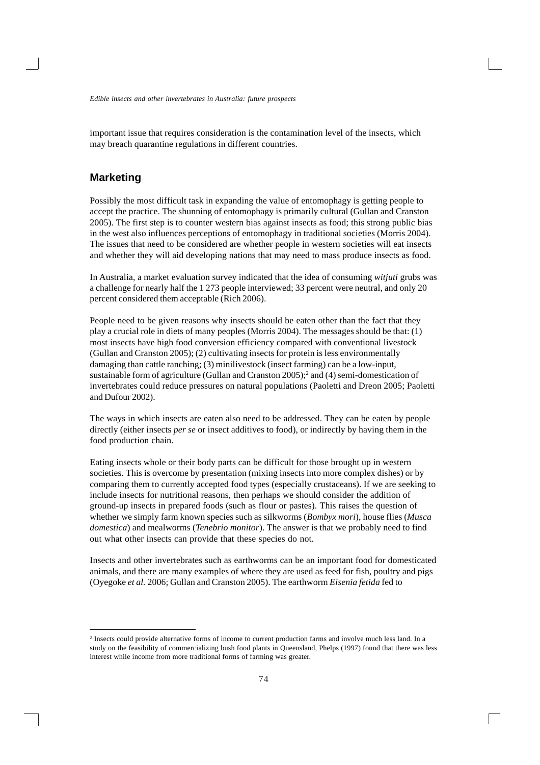important issue that requires consideration is the contamination level of the insects, which may breach quarantine regulations in different countries.

## Marketing

Possibly the most difficult task in expanding the value of entomophagy is getting people to accept the practice. The shunning of entomophagy is primarily cultural (Gullan and Cranston 2005). The first step is to counter western bias against insects as food; this strong public bias in the west also influences perceptions of entomophagy in traditional societies (Morris 2004). The issues that need to be considered are whether people in western societies will eat insects and whether they will aid developing nations that may need to mass produce insects as food.

In Australia, a market evaluation survey indicated that the idea of consuming *witjuti* grubs was a challenge for nearly half the 1 273 people interviewed; 33 percent were neutral, and only 20 percent considered them acceptable (Rich 2006).

People need to be given reasons why insects should be eaten other than the fact that they play a crucial role in diets of many peoples (Morris 2004). The messages should be that: (1) most insects have high food conversion efficiency compared with conventional livestock (Gullan and Cranston 2005); (2) cultivating insects for protein is less environmentally damaging than cattle ranching; (3) minilivestock (insect farming) can be a low-input, sustainable form of agriculture (Gullan and Cranston 2005);[2] and (4) semi-domestication of invertebrates could reduce pressures on natural populations (Paoletti and Dreon 2005; Paoletti and Dufour 2002).

The ways in which insects are eaten also need to be addressed. They can be eaten by people directly (either insects *per se* or insect additives to food), or indirectly by having them in the food production chain.

Eating insects whole or their body parts can be difficult for those brought up in western societies. This is overcome by presentation (mixing insects into more complex dishes) or by comparing them to currently accepted food types (especially crustaceans). If we are seeking to include insects for nutritional reasons, then perhaps we should consider the addition of ground-up insects in prepared foods (such as flour or pastes). This raises the question of whether we simply farm known species such as silkworms (*Bombyx mori*), house flies (*Musca domestica*) and mealworms (*Tenebrio monitor*). The answer is that we probably need to find out what other insects can provide that these species do not.

Insects and other invertebrates such as earthworms can be an important food for domesticated animals, and there are many examples of where they are used as feed for fish, poultry and pigs (Oyegoke *et al.* 2006; Gullan and Cranston 2005). The earthworm *Eisenia fetida* fed to

---

[2] Insects could provide alternative forms of income to current production farms and involve much less land. In a study on the feasibility of commercializing bush food plants in Queensland, Phelps (1997) found that there was less interest while income from more traditional forms of farming was greater.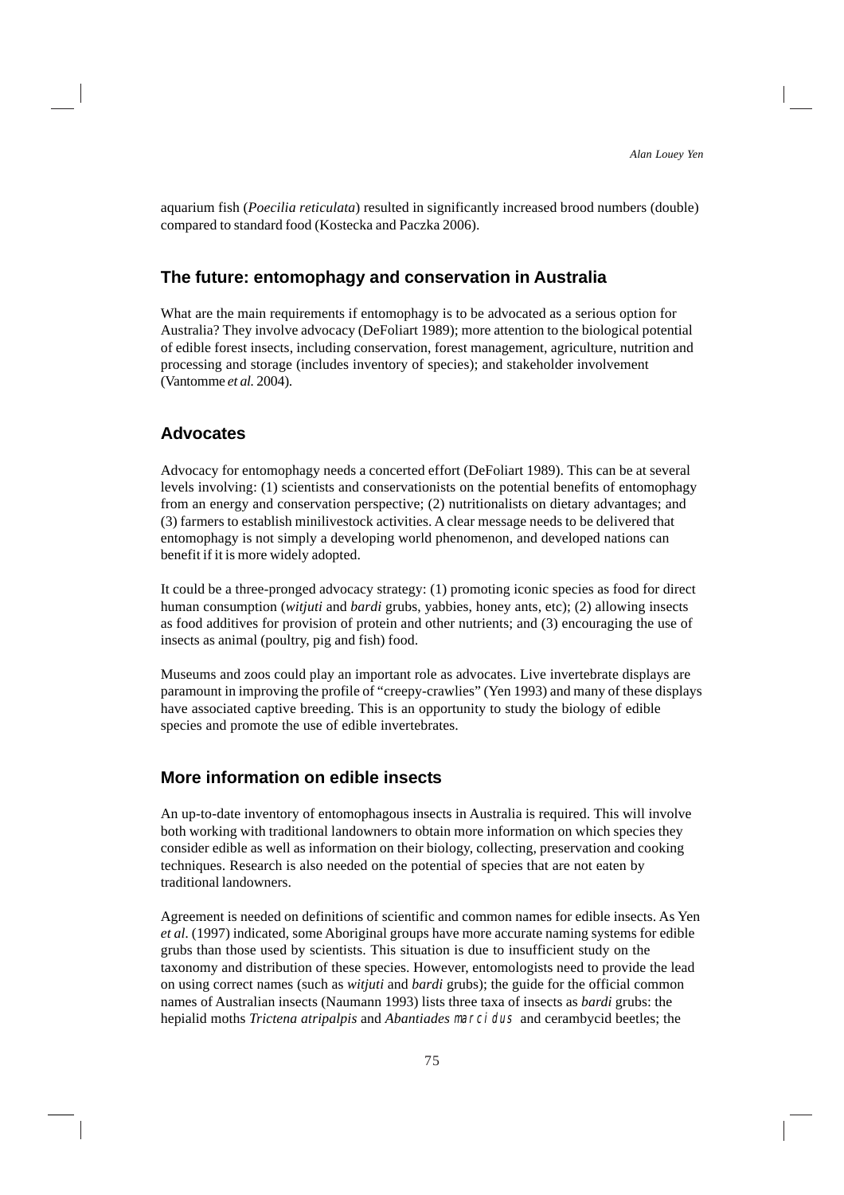aquarium fish (*Poecilia reticulata*) resulted in significantly increased brood numbers (double) compared to standard food (Kostecka and Paczka 2006).

## The future: entomophagy and conservation in Australia

What are the main requirements if entomophagy is to be advocated as a serious option for Australia? They involve advocacy (DeFoliart 1989); more attention to the biological potential of edible forest insects, including conservation, forest management, agriculture, nutrition and processing and storage (includes inventory of species); and stakeholder involvement (Vantomme *et al.* 2004).

## Advocates

Advocacy for entomophagy needs a concerted effort (DeFoliart 1989). This can be at several levels involving: (1) scientists and conservationists on the potential benefits of entomophagy from an energy and conservation perspective; (2) nutritionalists on dietary advantages; and (3) farmers to establish minilivestock activities. A clear message needs to be delivered that entomophagy is not simply a developing world phenomenon, and developed nations can benefit if it is more widely adopted.

It could be a three-pronged advocacy strategy: (1) promoting iconic species as food for direct human consumption (*witjuti* and *bardi* grubs, yabbies, honey ants, etc); (2) allowing insects as food additives for provision of protein and other nutrients; and (3) encouraging the use of insects as animal (poultry, pig and fish) food.

Museums and zoos could play an important role as advocates. Live invertebrate displays are paramount in improving the profile of "creepy-crawlies" (Yen 1993) and many of these displays have associated captive breeding. This is an opportunity to study the biology of edible species and promote the use of edible invertebrates.

## More information on edible insects

An up-to-date inventory of entomophagous insects in Australia is required. This will involve both working with traditional landowners to obtain more information on which species they consider edible as well as information on their biology, collecting, preservation and cooking techniques. Research is also needed on the potential of species that are not eaten by traditional landowners.

Agreement is needed on definitions of scientific and common names for edible insects. As Yen *et al*. (1997) indicated, some Aboriginal groups have more accurate naming systems for edible grubs than those used by scientists. This situation is due to insufficient study on the taxonomy and distribution of these species. However, entomologists need to provide the lead on using correct names (such as *witjuti* and *bardi* grubs); the guide for the official common names of Australian insects (Naumann 1993) lists three taxa of insects as *bardi* grubs: the hepialid moths *Trictena atripalpis* and *Abantiades marcidus* and cerambycid beetles; the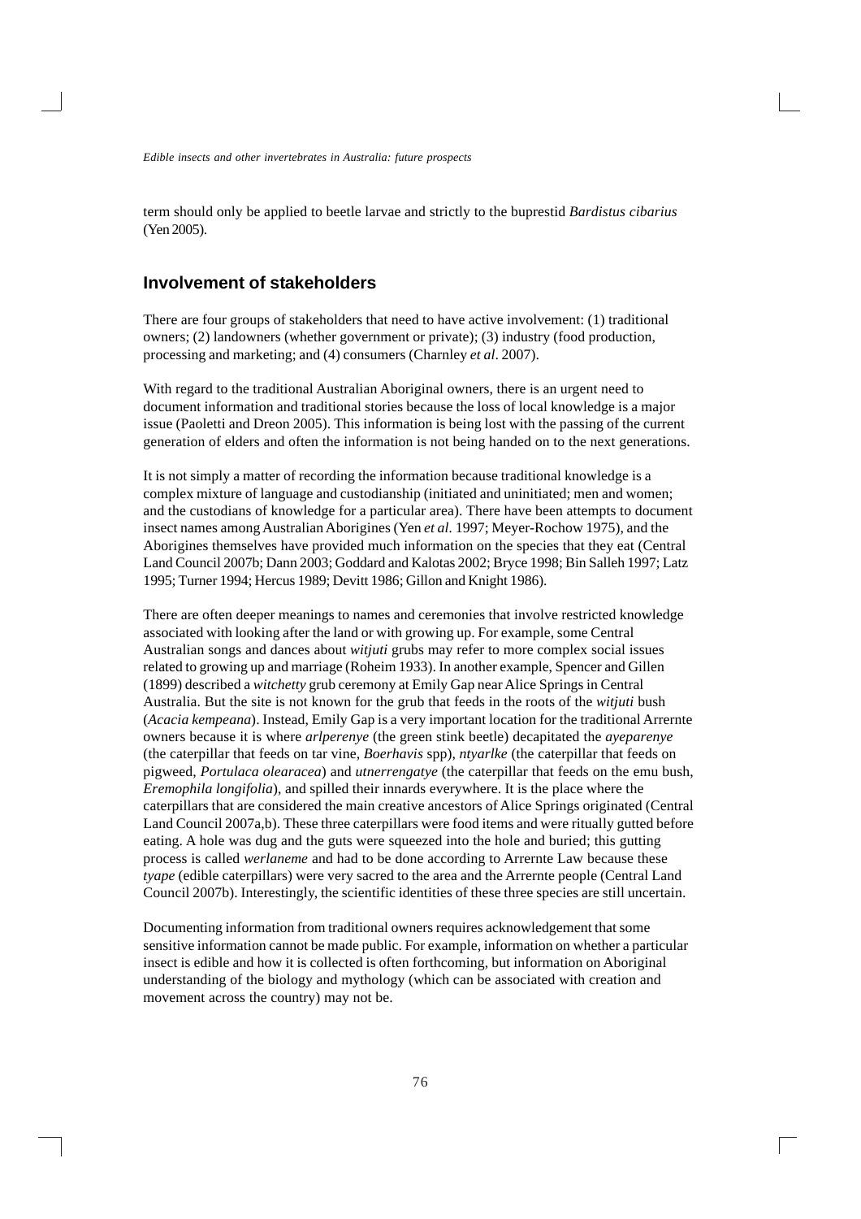term should only be applied to beetle larvae and strictly to the buprestid *Bardistus cibarius* (Yen 2005).

## Involvement of stakeholders

There are four groups of stakeholders that need to have active involvement: (1) traditional owners; (2) landowners (whether government or private); (3) industry (food production, processing and marketing; and (4) consumers (Charnley *et al*. 2007).

With regard to the traditional Australian Aboriginal owners, there is an urgent need to document information and traditional stories because the loss of local knowledge is a major issue (Paoletti and Dreon 2005). This information is being lost with the passing of the current generation of elders and often the information is not being handed on to the next generations.

It is not simply a matter of recording the information because traditional knowledge is a complex mixture of language and custodianship (initiated and uninitiated; men and women; and the custodians of knowledge for a particular area). There have been attempts to document insect names among Australian Aborigines (Yen *et al*. 1997; Meyer-Rochow 1975), and the Aborigines themselves have provided much information on the species that they eat (Central Land Council 2007b; Dann 2003; Goddard and Kalotas 2002; Bryce 1998; Bin Salleh 1997; Latz 1995; Turner 1994; Hercus 1989; Devitt 1986; Gillon and Knight 1986).

There are often deeper meanings to names and ceremonies that involve restricted knowledge associated with looking after the land or with growing up. For example, some Central Australian songs and dances about *witjuti* grubs may refer to more complex social issues related to growing up and marriage (Roheim 1933). In another example, Spencer and Gillen (1899) described a *witchetty* grub ceremony at Emily Gap near Alice Springs in Central Australia. But the site is not known for the grub that feeds in the roots of the *witjuti* bush (*Acacia kempeana*). Instead, Emily Gap is a very important location for the traditional Arrernte owners because it is where *arlperenye* (the green stink beetle) decapitated the *ayeparenye* (the caterpillar that feeds on tar vine, *Boerhavis* spp), *ntyarlke* (the caterpillar that feeds on pigweed, *Portulaca olearacea*) and *utnerrengatye* (the caterpillar that feeds on the emu bush, *Eremophila longifolia*), and spilled their innards everywhere. It is the place where the caterpillars that are considered the main creative ancestors of Alice Springs originated (Central Land Council 2007a,b). These three caterpillars were food items and were ritually gutted before eating. A hole was dug and the guts were squeezed into the hole and buried; this gutting process is called *werlaneme* and had to be done according to Arrernte Law because these *tyape* (edible caterpillars) were very sacred to the area and the Arrernte people (Central Land Council 2007b). Interestingly, the scientific identities of these three species are still uncertain.

Documenting information from traditional owners requires acknowledgement that some sensitive information cannot be made public. For example, information on whether a particular insect is edible and how it is collected is often forthcoming, but information on Aboriginal understanding of the biology and mythology (which can be associated with creation and movement across the country) may not be.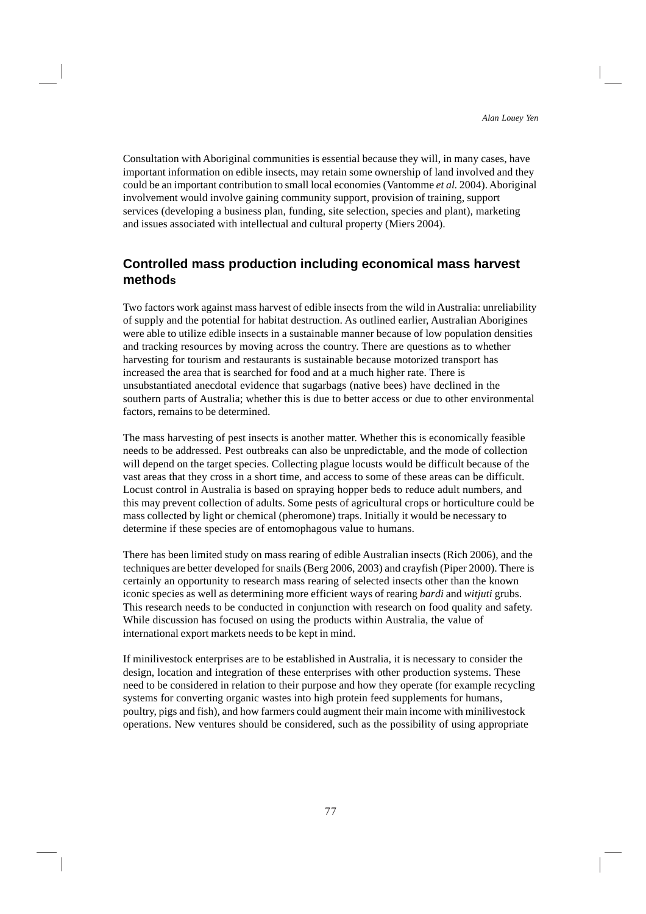Consultation with Aboriginal communities is essential because they will, in many cases, have important information on edible insects, may retain some ownership of land involved and they could be an important contribution to small local economies (Vantomme *et al.* 2004). Aboriginal involvement would involve gaining community support, provision of training, support services (developing a business plan, funding, site selection, species and plant), marketing and issues associated with intellectual and cultural property (Miers 2004).

## Controlled mass production including economical mass harvest methods

Two factors work against mass harvest of edible insects from the wild in Australia: unreliability of supply and the potential for habitat destruction. As outlined earlier, Australian Aborigines were able to utilize edible insects in a sustainable manner because of low population densities and tracking resources by moving across the country. There are questions as to whether harvesting for tourism and restaurants is sustainable because motorized transport has increased the area that is searched for food and at a much higher rate. There is unsubstantiated anecdotal evidence that sugarbags (native bees) have declined in the southern parts of Australia; whether this is due to better access or due to other environmental factors, remains to be determined.

The mass harvesting of pest insects is another matter. Whether this is economically feasible needs to be addressed. Pest outbreaks can also be unpredictable, and the mode of collection will depend on the target species. Collecting plague locusts would be difficult because of the vast areas that they cross in a short time, and access to some of these areas can be difficult. Locust control in Australia is based on spraying hopper beds to reduce adult numbers, and this may prevent collection of adults. Some pests of agricultural crops or horticulture could be mass collected by light or chemical (pheromone) traps. Initially it would be necessary to determine if these species are of entomophagous value to humans.

There has been limited study on mass rearing of edible Australian insects (Rich 2006), and the techniques are better developed for snails (Berg 2006, 2003) and crayfish (Piper 2000). There is certainly an opportunity to research mass rearing of selected insects other than the known iconic species as well as determining more efficient ways of rearing *bardi* and *witjuti* grubs. This research needs to be conducted in conjunction with research on food quality and safety. While discussion has focused on using the products within Australia, the value of international export markets needs to be kept in mind.

If minilivestock enterprises are to be established in Australia, it is necessary to consider the design, location and integration of these enterprises with other production systems. These need to be considered in relation to their purpose and how they operate (for example recycling systems for converting organic wastes into high protein feed supplements for humans, poultry, pigs and fish), and how farmers could augment their main income with minilivestock operations. New ventures should be considered, such as the possibility of using appropriate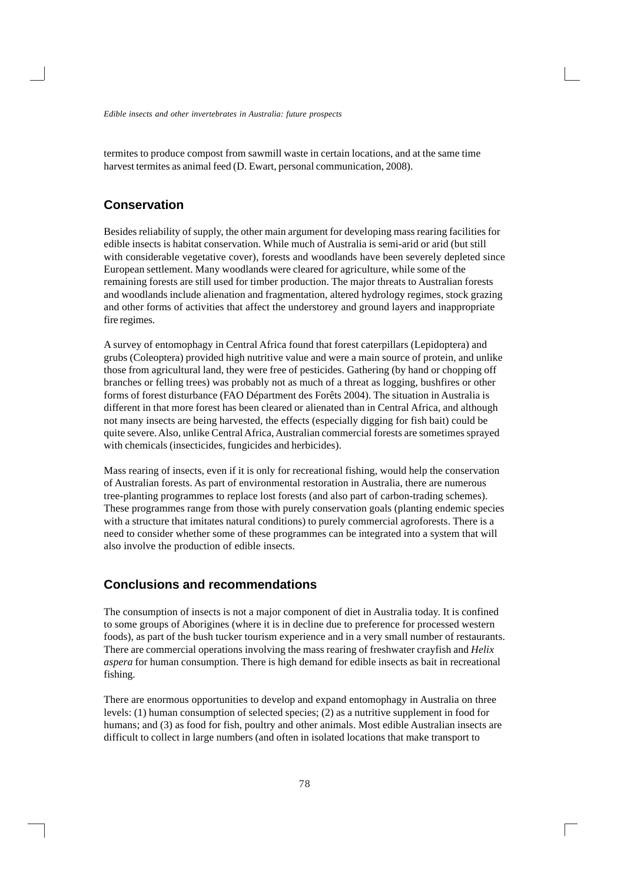termites to produce compost from sawmill waste in certain locations, and at the same time harvest termites as animal feed (D. Ewart, personal communication, 2008).

## Conservation

Besides reliability of supply, the other main argument for developing mass rearing facilities for edible insects is habitat conservation. While much of Australia is semi-arid or arid (but still with considerable vegetative cover), forests and woodlands have been severely depleted since European settlement. Many woodlands were cleared for agriculture, while some of the remaining forests are still used for timber production. The major threats to Australian forests and woodlands include alienation and fragmentation, altered hydrology regimes, stock grazing and other forms of activities that affect the understorey and ground layers and inappropriate fire regimes.

A survey of entomophagy in Central Africa found that forest caterpillars (Lepidoptera) and grubs (Coleoptera) provided high nutritive value and were a main source of protein, and unlike those from agricultural land, they were free of pesticides. Gathering (by hand or chopping off branches or felling trees) was probably not as much of a threat as logging, bushfires or other forms of forest disturbance (FAO Départment des Forêts 2004). The situation in Australia is different in that more forest has been cleared or alienated than in Central Africa, and although not many insects are being harvested, the effects (especially digging for fish bait) could be quite severe. Also, unlike Central Africa, Australian commercial forests are sometimes sprayed with chemicals (insecticides, fungicides and herbicides).

Mass rearing of insects, even if it is only for recreational fishing, would help the conservation of Australian forests. As part of environmental restoration in Australia, there are numerous tree-planting programmes to replace lost forests (and also part of carbon-trading schemes). These programmes range from those with purely conservation goals (planting endemic species with a structure that imitates natural conditions) to purely commercial agroforests. There is a need to consider whether some of these programmes can be integrated into a system that will also involve the production of edible insects.

## Conclusions and recommendations

The consumption of insects is not a major component of diet in Australia today. It is confined to some groups of Aborigines (where it is in decline due to preference for processed western foods), as part of the bush tucker tourism experience and in a very small number of restaurants. There are commercial operations involving the mass rearing of freshwater crayfish and *Helix aspera* for human consumption. There is high demand for edible insects as bait in recreational fishing.

There are enormous opportunities to develop and expand entomophagy in Australia on three levels: (1) human consumption of selected species; (2) as a nutritive supplement in food for humans; and (3) as food for fish, poultry and other animals. Most edible Australian insects are difficult to collect in large numbers (and often in isolated locations that make transport to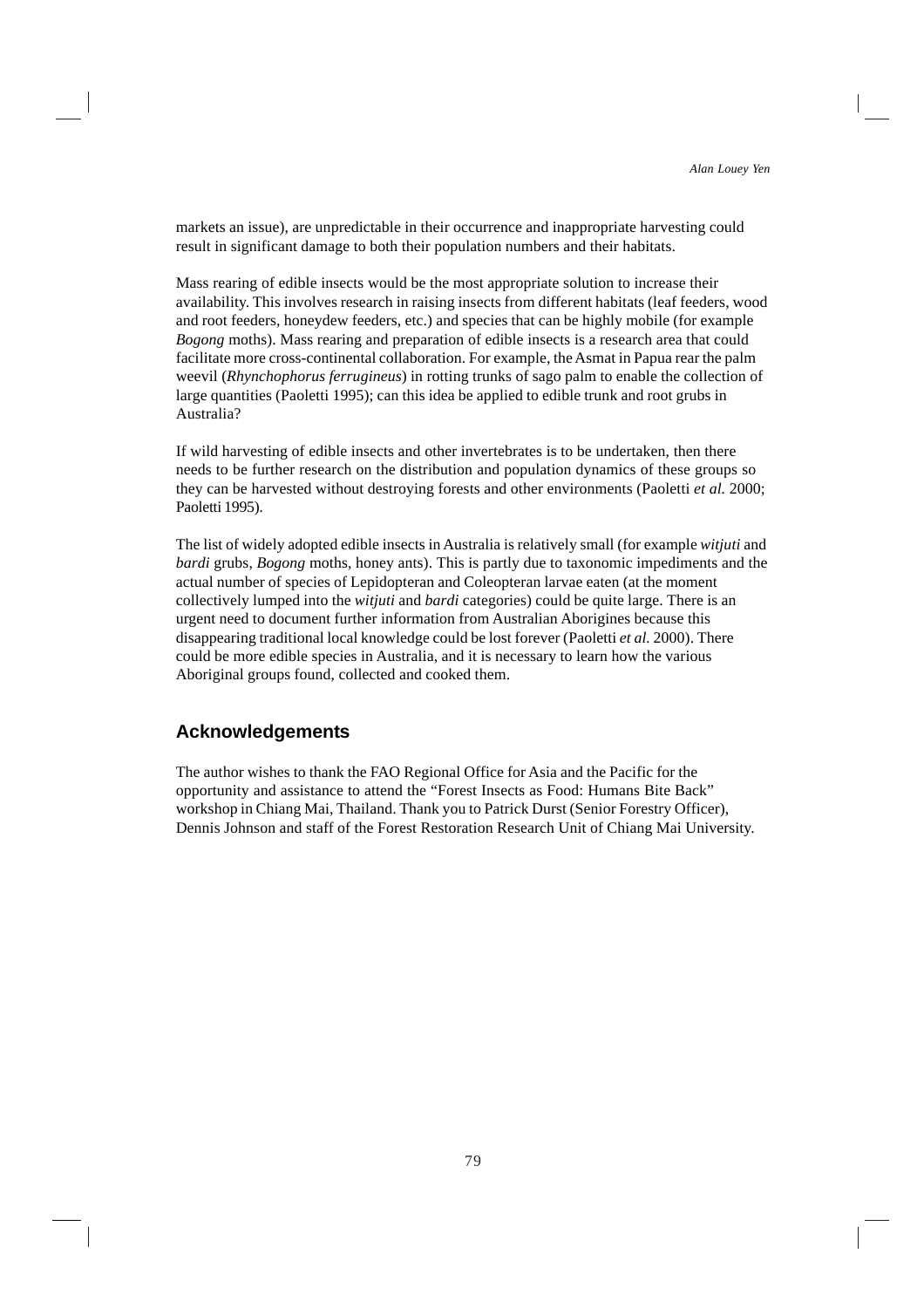markets an issue), are unpredictable in their occurrence and inappropriate harvesting could result in significant damage to both their population numbers and their habitats.

Mass rearing of edible insects would be the most appropriate solution to increase their availability. This involves research in raising insects from different habitats (leaf feeders, wood and root feeders, honeydew feeders, etc.) and species that can be highly mobile (for example *Bogong* moths). Mass rearing and preparation of edible insects is a research area that could facilitate more cross-continental collaboration. For example, the Asmat in Papua rear the palm weevil (*Rhynchophorus ferrugineus*) in rotting trunks of sago palm to enable the collection of large quantities (Paoletti 1995); can this idea be applied to edible trunk and root grubs in Australia?

If wild harvesting of edible insects and other invertebrates is to be undertaken, then there needs to be further research on the distribution and population dynamics of these groups so they can be harvested without destroying forests and other environments (Paoletti *et al.* 2000; Paoletti 1995).

The list of widely adopted edible insects in Australia is relatively small (for example *witjuti* and *bardi* grubs, *Bogong* moths, honey ants). This is partly due to taxonomic impediments and the actual number of species of Lepidopteran and Coleopteran larvae eaten (at the moment collectively lumped into the *witjuti* and *bardi* categories) could be quite large. There is an urgent need to document further information from Australian Aborigines because this disappearing traditional local knowledge could be lost forever (Paoletti *et al.* 2000). There could be more edible species in Australia, and it is necessary to learn how the various Aboriginal groups found, collected and cooked them.

## Acknowledgements

The author wishes to thank the FAO Regional Office for Asia and the Pacific for the opportunity and assistance to attend the "Forest Insects as Food: Humans Bite Back" workshop in Chiang Mai, Thailand. Thank you to Patrick Durst (Senior Forestry Officer), Dennis Johnson and staff of the Forest Restoration Research Unit of Chiang Mai University.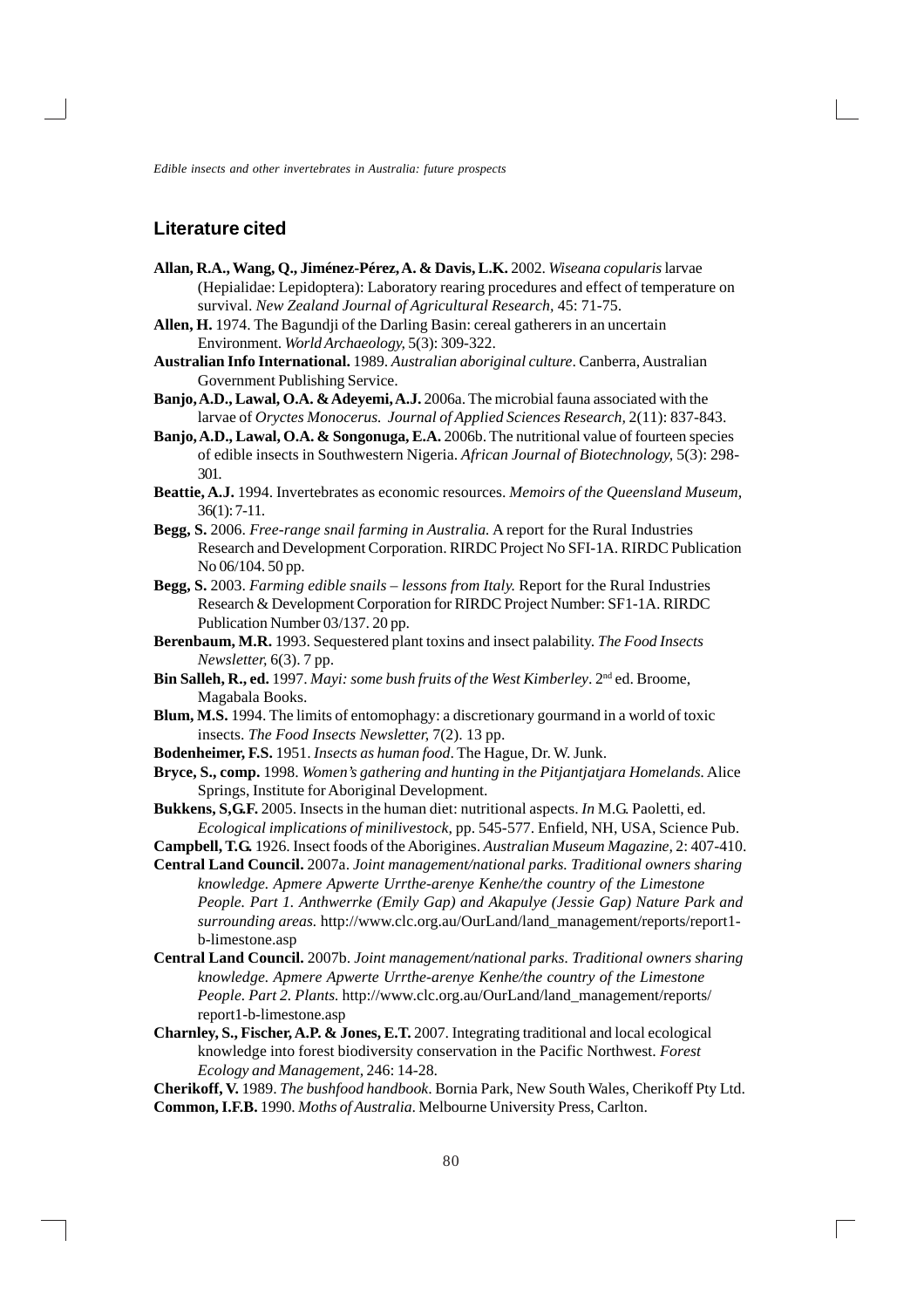## Literature cited

**Allan, R.A., Wang, Q., Jiménez-Pérez, A. & Davis, L.K.** 2002. *Wiseana copularis* larvae (Hepialidae: Lepidoptera): Laboratory rearing procedures and effect of temperature on survival. *New Zealand Journal of Agricultural Research*, 45: 71-75.

**Allen, H.** 1974. The Bagundji of the Darling Basin: cereal gatherers in an uncertain Environment. *World Archaeology*, 5(3): 309-322.

**Australian Info International.** 1989. *Australian aboriginal culture*. Canberra, Australian Government Publishing Service.

**Banjo, A.D., Lawal, O.A. & Adeyemi, A.J.** 2006a. The microbial fauna associated with the larvae of *Oryctes Monocerus. Journal of Applied Sciences Research*, 2(11): 837-843.

**Banjo, A.D., Lawal, O.A. & Songonuga, E.A.** 2006b. The nutritional value of fourteen species of edible insects in Southwestern Nigeria. *African Journal of Biotechnology*, 5(3): 298-301.

**Beattie, A.J.** 1994. Invertebrates as economic resources. *Memoirs of the Queensland Museum*, 36(1): 7-11.

**Begg, S.** 2006. *Free-range snail farming in Australia*. A report for the Rural Industries Research and Development Corporation. RIRDC Project No SFI-1A. RIRDC Publication No 06/104. 50 pp.

**Begg, S.** 2003. *Farming edible snails – lessons from Italy.* Report for the Rural Industries Research & Development Corporation for RIRDC Project Number: SF1-1A. RIRDC Publication Number 03/137. 20 pp.

**Berenbaum, M.R.** 1993. Sequestered plant toxins and insect palability. *The Food Insects Newsletter*, 6(3). 7 pp.

**Bin Salleh, R., ed.** 1997. *Mayi: some bush fruits of the West Kimberley*. 2nd ed. Broome, Magabala Books.

**Blum, M.S.** 1994. The limits of entomophagy: a discretionary gourmand in a world of toxic insects. *The Food Insects Newsletter*, 7(2). 13 pp.

**Bodenheimer, F.S.** 1951. *Insects as human food*. The Hague, Dr. W. Junk.

**Bryce, S., comp.** 1998. *Women's gathering and hunting in the Pitjantjatjara Homelands.* Alice Springs, Institute for Aboriginal Development.

**Bukkens, S,G.F.** 2005. Insects in the human diet: nutritional aspects. *In* M.G. Paoletti, ed. *Ecological implications of minilivestock*, pp. 545-577. Enfield, NH, USA, Science Pub.

**Campbell, T.G.** 1926. Insect foods of the Aborigines. *Australian Museum Magazine*, 2: 407-410.

**Central Land Council.** 2007a. *Joint management/national parks. Traditional owners sharing knowledge. Apmere Apwerte Urrthe-arenye Kenhe/the country of the Limestone People. Part 1. Anthwerrke (Emily Gap) and Akapulye (Jessie Gap) Nature Park and surrounding areas.* http://www.clc.org.au/OurLand/land_management/reports/report1-b-limestone.asp

**Central Land Council.** 2007b. *Joint management/national parks. Traditional owners sharing knowledge. Apmere Apwerte Urrthe-arenye Kenhe/the country of the Limestone People. Part 2. Plants.* http://www.clc.org.au/OurLand/land_management/reports/report1-b-limestone.asp

**Charnley, S., Fischer, A.P. & Jones, E.T.** 2007. Integrating traditional and local ecological knowledge into forest biodiversity conservation in the Pacific Northwest. *Forest Ecology and Management*, 246: 14-28.

**Cherikoff, V.** 1989. *The bushfood handbook*. Bornia Park, New South Wales, Cherikoff Pty Ltd.

**Common, I.F.B.** 1990. *Moths of Australia*. Melbourne University Press, Carlton.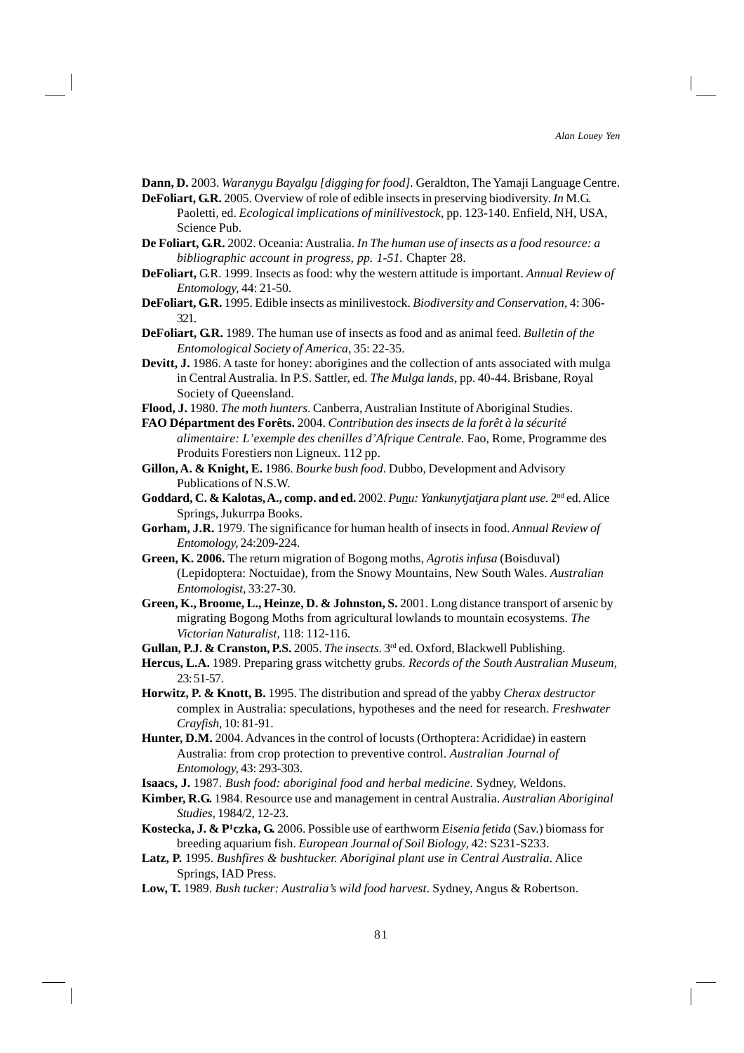**Dann, D.** 2003. *Waranygu Bayalgu [digging for food].* Geraldton, The Yamaji Language Centre.

**DeFoliart, G.R.** 2005. Overview of role of edible insects in preserving biodiversity. *In* M.G. Paoletti, ed. *Ecological implications of minilivestock*, pp. 123-140. Enfield, NH, USA, Science Pub.

**De Foliart, G.R.** 2002. Oceania: Australia. *In The human use of insects as a food resource: a bibliographic account in progress, pp. 1-51.* Chapter 28.

**DeFoliart,** G.R. 1999. Insects as food: why the western attitude is important. *Annual Review of Entomology*, 44: 21-50.

**DeFoliart, G.R.** 1995. Edible insects as minilivestock. *Biodiversity and Conservation*, 4: 306-321.

**DeFoliart, G.R.** 1989. The human use of insects as food and as animal feed. *Bulletin of the Entomological Society of America*, 35: 22-35.

**Devitt, J.** 1986. A taste for honey: aborigines and the collection of ants associated with mulga in Central Australia. In P.S. Sattler, ed. *The Mulga lands*, pp. 40-44. Brisbane, Royal Society of Queensland.

**Flood, J.** 1980. *The moth hunters.* Canberra, Australian Institute of Aboriginal Studies.

**FAO Départment des Forêts.** 2004. *Contribution des insects de la forêt à la sécurité alimentaire: L'exemple des chenilles d'Afrique Centrale.* Fao, Rome, Programme des Produits Forestiers non Ligneux. 112 pp.

**Gillon, A. & Knight, E.** 1986. *Bourke bush food*. Dubbo, Development and Advisory Publications of N.S.W.

**Goddard, C. & Kalotas, A., comp. and ed.** 2002. *Punu: Yankunytjatjara plant use.* 2nd ed. Alice Springs, Jukurrpa Books.

**Gorham, J.R.** 1979. The significance for human health of insects in food. *Annual Review of Entomology*, 24:209-224.

**Green, K. 2006.** The return migration of Bogong moths, *Agrotis infusa* (Boisduval) (Lepidoptera: Noctuidae), from the Snowy Mountains, New South Wales. *Australian Entomologist*, 33:27-30.

**Green, K., Broome, L., Heinze, D. & Johnston, S.** 2001. Long distance transport of arsenic by migrating Bogong Moths from agricultural lowlands to mountain ecosystems. *The Victorian Naturalist*, 118: 112-116.

**Gullan, P.J. & Cranston, P.S.** 2005. *The insects*. 3rd ed. Oxford, Blackwell Publishing.

**Hercus, L.A.** 1989. Preparing grass witchetty grubs*. Records of the South Australian Museum*, 23: 51-57.

**Horwitz, P. & Knott, B.** 1995. The distribution and spread of the yabby *Cherax destructor* complex in Australia: speculations, hypotheses and the need for research. *Freshwater Crayfish*, 10: 81-91.

**Hunter, D.M.** 2004. Advances in the control of locusts (Orthoptera: Acrididae) in eastern Australia: from crop protection to preventive control. *Australian Journal of Entomology*, 43: 293-303.

**Isaacs, J.** 1987. *Bush food: aboriginal food and herbal medicine*. Sydney, Weldons.

**Kimber, R.G.** 1984. Resource use and management in central Australia. *Australian Aboriginal Studies*, 1984/2, 12-23.

**Kostecka, J. & P¹czka, G.** 2006. Possible use of earthworm *Eisenia fetida* (Sav.) biomass for breeding aquarium fish. *European Journal of Soil Biology*, 42: S231-S233.

**Latz, P.** 1995. *Bushfires & bushtucker. Aboriginal plant use in Central Australia*. Alice Springs, IAD Press.

**Low, T.** 1989. *Bush tucker: Australia's wild food harvest*. Sydney, Angus & Robertson.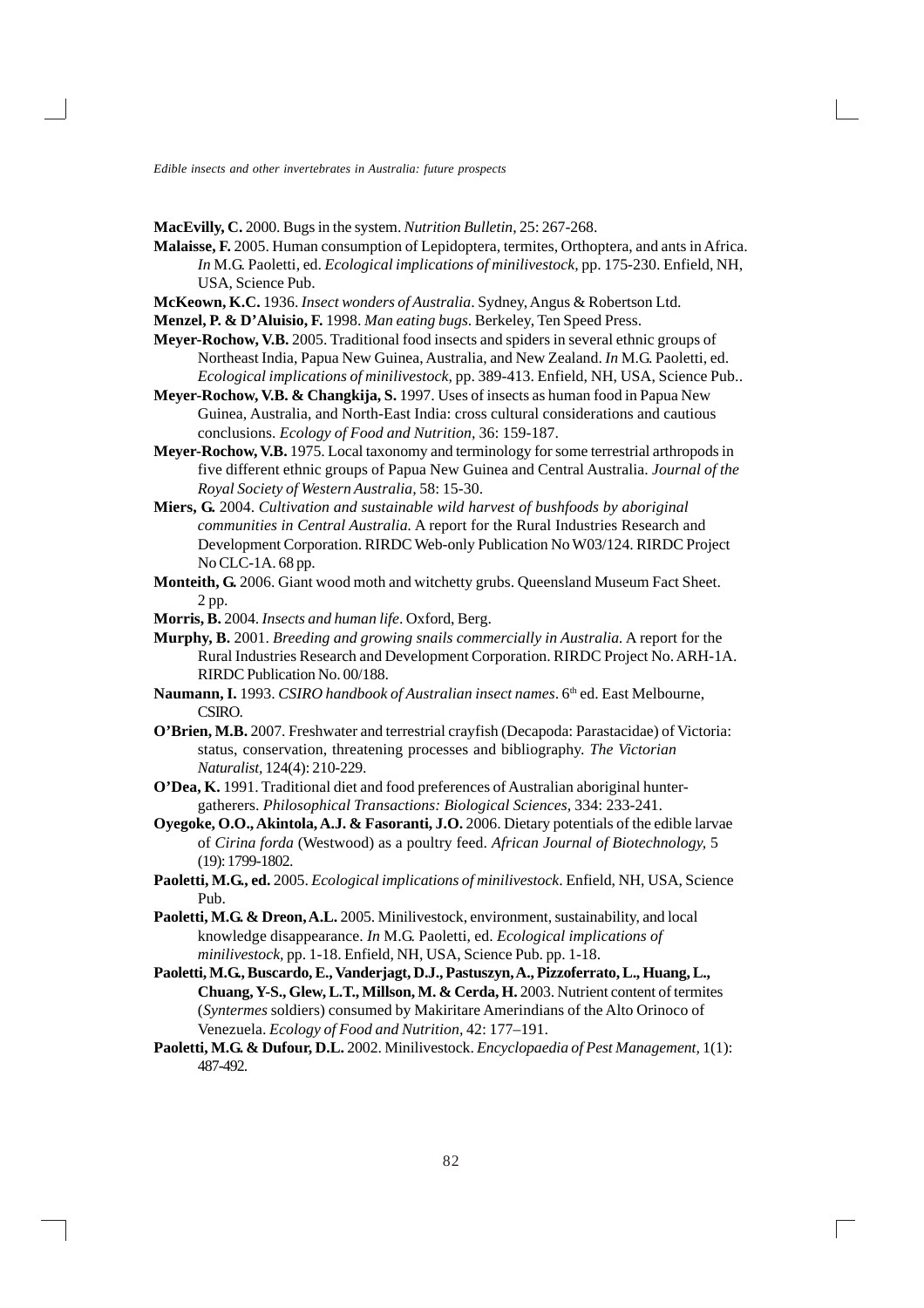**MacEvilly, C.** 2000. Bugs in the system. *Nutrition Bulletin*, 25: 267-268.

**Malaisse, F.** 2005. Human consumption of Lepidoptera, termites, Orthoptera, and ants in Africa. *In* M.G. Paoletti, ed. *Ecological implications of minilivestock*, pp. 175-230. Enfield, NH, USA, Science Pub.

**McKeown, K.C.** 1936. *Insect wonders of Australia*. Sydney, Angus & Robertson Ltd.

**Menzel, P. & D'Aluisio, F.** 1998. *Man eating bugs*. Berkeley, Ten Speed Press.

**Meyer-Rochow, V.B.** 2005. Traditional food insects and spiders in several ethnic groups of Northeast India, Papua New Guinea, Australia, and New Zealand. *In* M.G. Paoletti, ed. *Ecological implications of minilivestock*, pp. 389-413. Enfield, NH, USA, Science Pub..

**Meyer-Rochow, V.B. & Changkija, S.** 1997. Uses of insects as human food in Papua New Guinea, Australia, and North-East India: cross cultural considerations and cautious conclusions. *Ecology of Food and Nutrition*, 36: 159-187.

**Meyer-Rochow, V.B.** 1975. Local taxonomy and terminology for some terrestrial arthropods in five different ethnic groups of Papua New Guinea and Central Australia. *Journal of the Royal Society of Western Australia*, 58: 15-30.

**Miers, G.** 2004. *Cultivation and sustainable wild harvest of bushfoods by aboriginal communities in Central Australia.* A report for the Rural Industries Research and Development Corporation. RIRDC Web-only Publication No W03/124. RIRDC Project No CLC-1A. 68 pp.

**Monteith, G.** 2006. Giant wood moth and witchetty grubs. Queensland Museum Fact Sheet. 2 pp.

**Morris, B.** 2004. *Insects and human life*. Oxford, Berg.

**Murphy, B.** 2001. *Breeding and growing snails commercially in Australia.* A report for the Rural Industries Research and Development Corporation. RIRDC Project No. ARH-1A. RIRDC Publication No. 00/188.

**Naumann, I.** 1993. *CSIRO handbook of Australian insect names*. 6th ed. East Melbourne, CSIRO.

**O'Brien, M.B.** 2007. Freshwater and terrestrial crayfish (Decapoda: Parastacidae) of Victoria: status, conservation, threatening processes and bibliography. *The Victorian Naturalist*, 124(4): 210-229.

**O'Dea, K.** 1991. Traditional diet and food preferences of Australian aboriginal hunter-gatherers. *Philosophical Transactions: Biological Sciences*, 334: 233-241.

**Oyegoke, O.O., Akintola, A.J. & Fasoranti, J.O.** 2006. Dietary potentials of the edible larvae of *Cirina forda* (Westwood) as a poultry feed. *African Journal of Biotechnology*, 5 (19): 1799-1802.

**Paoletti, M.G., ed.** 2005. *Ecological implications of minilivestock*. Enfield, NH, USA, Science Pub.

**Paoletti, M.G. & Dreon, A.L.** 2005. Minilivestock, environment, sustainability, and local knowledge disappearance. *In* M.G. Paoletti, ed. *Ecological implications of minilivestock*, pp. 1-18. Enfield, NH, USA, Science Pub. pp. 1-18.

**Paoletti, M.G., Buscardo, E., Vanderjagt, D.J., Pastuszyn, A., Pizzoferrato, L., Huang, L., Chuang, Y-S., Glew, L.T., Millson, M. & Cerda, H.** 2003. Nutrient content of termites (*Syntermes* soldiers) consumed by Makiritare Amerindians of the Alto Orinoco of Venezuela. *Ecology of Food and Nutrition*, 42: 177–191.

**Paoletti, M.G. & Dufour, D.L.** 2002. Minilivestock. *Encyclopaedia of Pest Management*, 1(1): 487-492.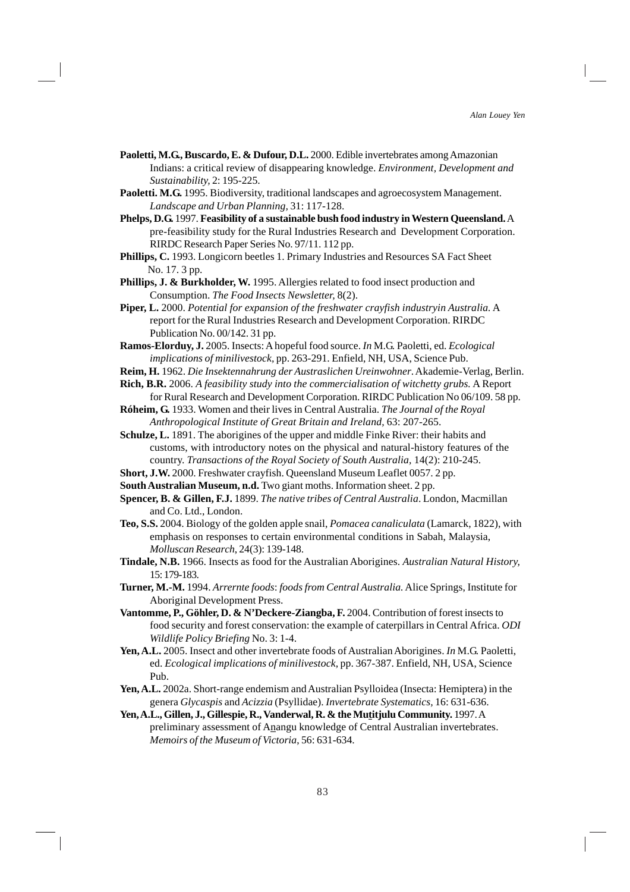**Paoletti, M.G., Buscardo, E. & Dufour, D.L.** 2000. Edible invertebrates among Amazonian Indians: a critical review of disappearing knowledge. *Environment, Development and Sustainability,* 2: 195-225.

**Paoletti. M.G.** 1995. Biodiversity, traditional landscapes and agroecosystem Management. *Landscape and Urban Planning,* 31: 117-128.

**Phelps, D.G.** 1997. **Feasibility of a sustainable bush food industry in Western Queensland.** A pre-feasibility study for the Rural Industries Research and Development Corporation. RIRDC Research Paper Series No. 97/11. 112 pp.

**Phillips, C.** 1993. Longicorn beetles 1. Primary Industries and Resources SA Fact Sheet No. 17. 3 pp.

**Phillips, J. & Burkholder, W.** 1995. Allergies related to food insect production and Consumption. *The Food Insects Newsletter,* 8(2).

**Piper, L.** 2000. *Potential for expansion of the freshwater crayfish industryin Australia.* A report for the Rural Industries Research and Development Corporation. RIRDC Publication No. 00/142. 31 pp.

**Ramos-Elorduy, J.** 2005. Insects: A hopeful food source. *In* M.G. Paoletti, ed. *Ecological implications of minilivestock,* pp. 263-291. Enfield, NH, USA, Science Pub.

**Reim, H.** 1962. *Die Insektennahrung der Austraslichen Ureinwohner*. Akademie-Verlag, Berlin.

**Rich, B.R.** 2006. *A feasibility study into the commercialisation of witchetty grubs.* A Report for Rural Research and Development Corporation. RIRDC Publication No 06/109. 58 pp.

**Róheim, G.** 1933. Women and their lives in Central Australia. *The Journal of the Royal Anthropological Institute of Great Britain and Ireland,* 63: 207-265.

**Schulze, L.** 1891. The aborigines of the upper and middle Finke River: their habits and customs, with introductory notes on the physical and natural-history features of the country. *Transactions of the Royal Society of South Australia,* 14(2): 210-245.

**Short, J.W.** 2000. Freshwater crayfish. Queensland Museum Leaflet 0057. 2 pp.

**South Australian Museum, n.d.** Two giant moths. Information sheet. 2 pp.

**Spencer, B. & Gillen, F.J.** 1899. *The native tribes of Central Australia*. London, Macmillan and Co. Ltd., London.

**Teo, S.S.** 2004. Biology of the golden apple snail, *Pomacea canaliculata* (Lamarck, 1822), with emphasis on responses to certain environmental conditions in Sabah, Malaysia, *Molluscan Research,* 24(3): 139-148.

**Tindale, N.B.** 1966. Insects as food for the Australian Aborigines. *Australian Natural History,* 15: 179-183.

**Turner, M.-M.** 1994. *Arrernte foods*: *foods from Central Australia.* Alice Springs, Institute for Aboriginal Development Press.

**Vantomme, P., Göhler, D. & N'Deckere-Ziangba, F.** 2004. Contribution of forest insects to food security and forest conservation: the example of caterpillars in Central Africa. *ODI Wildlife Policy Briefing* No. 3: 1-4.

**Yen, A.L.** 2005. Insect and other invertebrate foods of Australian Aborigines. *In* M.G. Paoletti, ed. *Ecological implications of minilivestock,* pp. 367-387. Enfield, NH, USA, Science Pub.

**Yen, A.L.** 2002a. Short-range endemism and Australian Psylloidea (Insecta: Hemiptera) in the genera *Glycaspis* and *Acizzia* (Psyllidae). *Invertebrate Systematics,* 16: 631-636.

**Yen, A.L., Gillen, J., Gillespie, R., Vanderwal, R. & the Mutitjulu Community.** 1997. A preliminary assessment of Anangu knowledge of Central Australian invertebrates. *Memoirs of the Museum of Victoria,* 56: 631-634.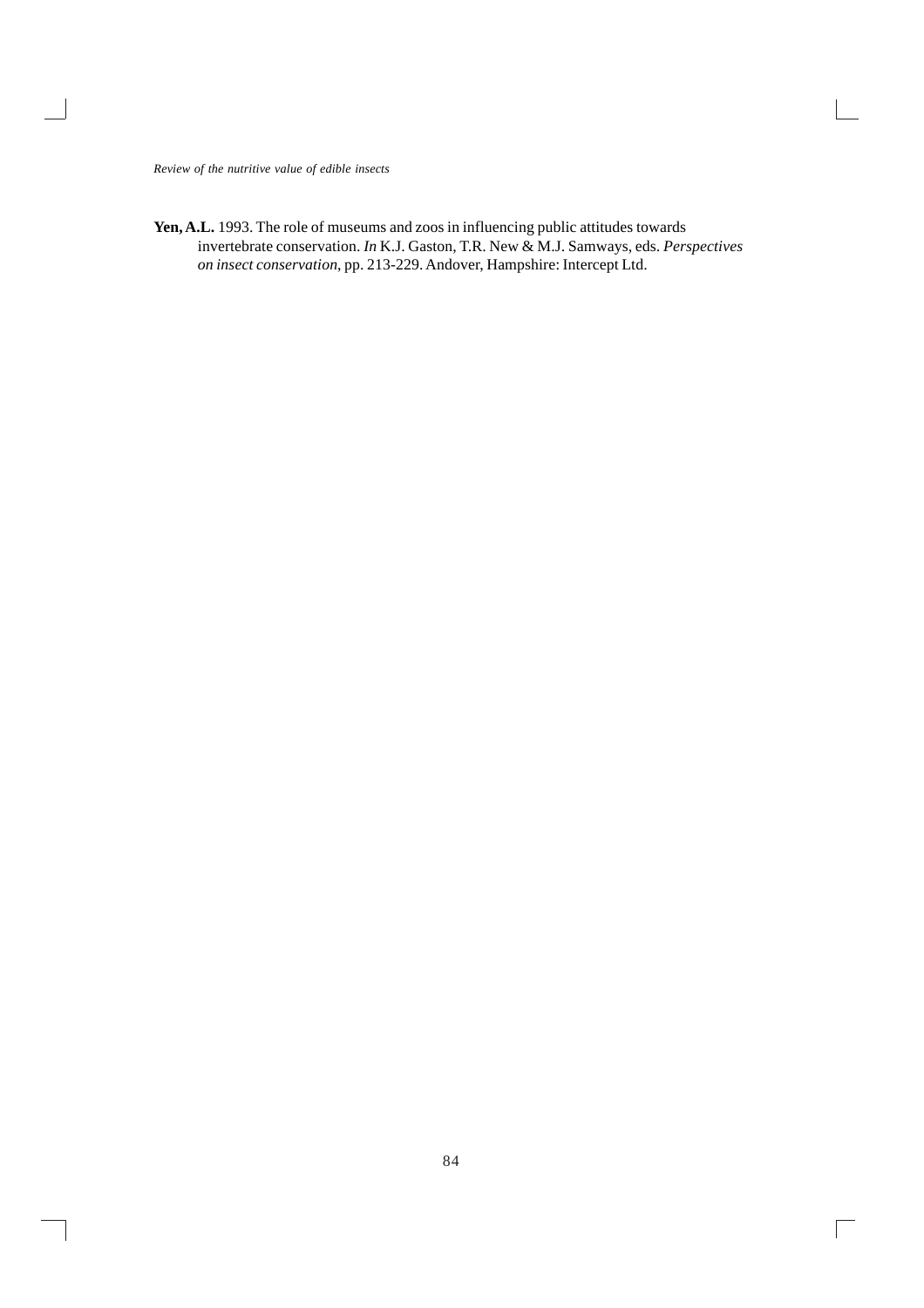**Yen, A.L.** 1993. The role of museums and zoos in influencing public attitudes towards invertebrate conservation. *In* K.J. Gaston, T.R. New & M.J. Samways, eds. *Perspectives on insect conservation*, pp. 213-229. Andover, Hampshire: Intercept Ltd.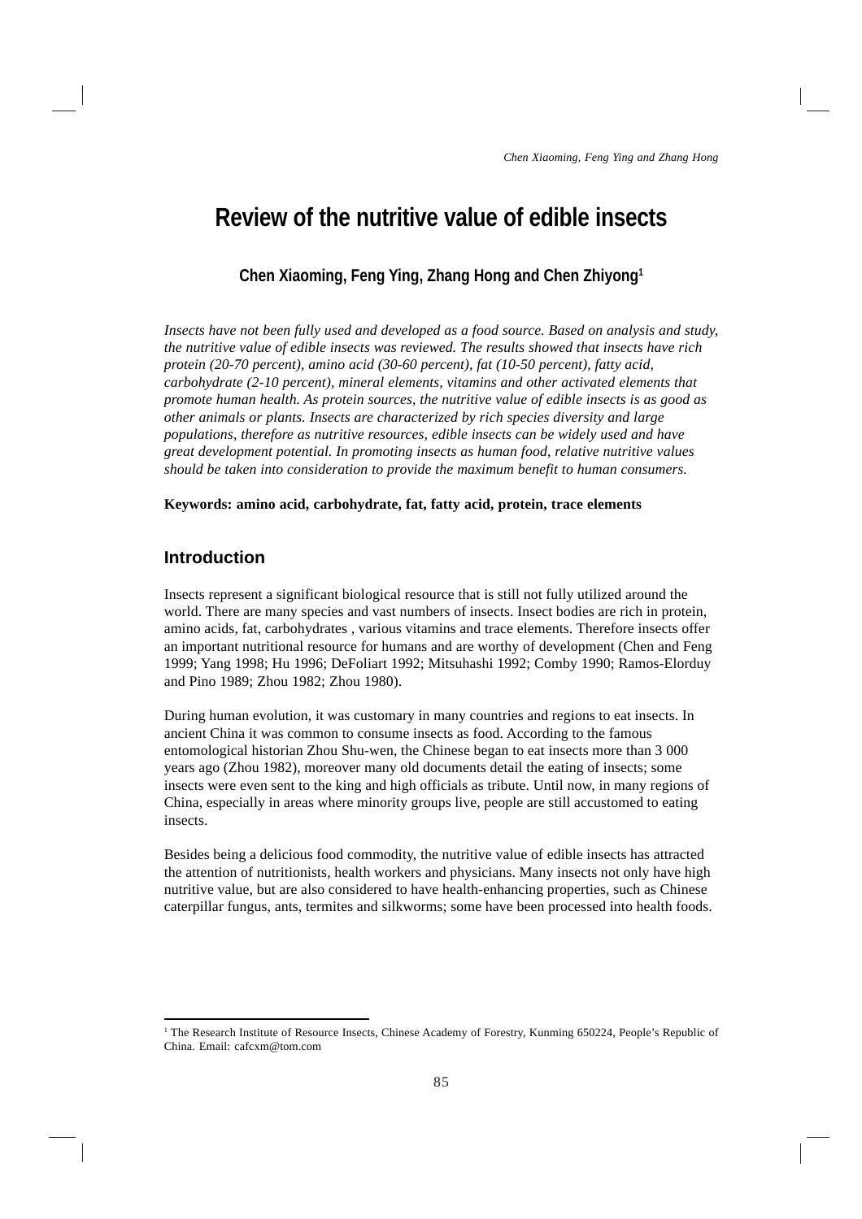# Review of the nutritive value of edible insects

**Chen Xiaoming, Feng Ying, Zhang Hong and Chen Zhiyong[1]**

*Insects have not been fully used and developed as a food source. Based on analysis and study, the nutritive value of edible insects was reviewed. The results showed that insects have rich protein (20-70 percent), amino acid (30-60 percent), fat (10-50 percent), fatty acid, carbohydrate (2-10 percent), mineral elements, vitamins and other activated elements that promote human health. As protein sources, the nutritive value of edible insects is as good as other animals or plants. Insects are characterized by rich species diversity and large populations, therefore as nutritive resources, edible insects can be widely used and have great development potential. In promoting insects as human food, relative nutritive values should be taken into consideration to provide the maximum benefit to human consumers.*

**Keywords: amino acid, carbohydrate, fat, fatty acid, protein, trace elements**

## Introduction

Insects represent a significant biological resource that is still not fully utilized around the world. There are many species and vast numbers of insects. Insect bodies are rich in protein, amino acids, fat, carbohydrates , various vitamins and trace elements. Therefore insects offer an important nutritional resource for humans and are worthy of development (Chen and Feng 1999; Yang 1998; Hu 1996; DeFoliart 1992; Mitsuhashi 1992; Comby 1990; Ramos-Elorduy and Pino 1989; Zhou 1982; Zhou 1980).

During human evolution, it was customary in many countries and regions to eat insects. In ancient China it was common to consume insects as food. According to the famous entomological historian Zhou Shu-wen, the Chinese began to eat insects more than 3 000 years ago (Zhou 1982), moreover many old documents detail the eating of insects; some insects were even sent to the king and high officials as tribute. Until now, in many regions of China, especially in areas where minority groups live, people are still accustomed to eating insects.

Besides being a delicious food commodity, the nutritive value of edible insects has attracted the attention of nutritionists, health workers and physicians. Many insects not only have high nutritive value, but are also considered to have health-enhancing properties, such as Chinese caterpillar fungus, ants, termites and silkworms; some have been processed into health foods.

[1] The Research Institute of Resource Insects, Chinese Academy of Forestry, Kunming 650224, People's Republic of China. Email: cafcxm@tom.com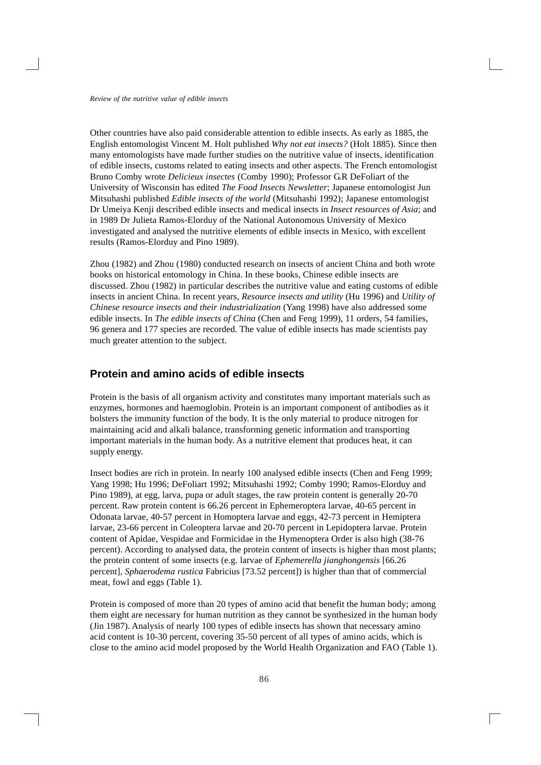Other countries have also paid considerable attention to edible insects. As early as 1885, the English entomologist Vincent M. Holt published *Why not eat insects?* (Holt 1885). Since then many entomologists have made further studies on the nutritive value of insects, identification of edible insects, customs related to eating insects and other aspects. The French entomologist Bruno Comby wrote *Delicieux insectes* (Comby 1990); Professor G.R DeFoliart of the University of Wisconsin has edited *The Food Insects Newsletter*; Japanese entomologist Jun Mitsuhashi published *Edible insects of the world* (Mitsuhashi 1992); Japanese entomologist Dr Umeiya Kenji described edible insects and medical insects in *Insect resources of Asia*; and in 1989 Dr Julieta Ramos-Elorduy of the National Autonomous University of Mexico investigated and analysed the nutritive elements of edible insects in Mexico, with excellent results (Ramos-Elorduy and Pino 1989).

Zhou (1982) and Zhou (1980) conducted research on insects of ancient China and both wrote books on historical entomology in China. In these books, Chinese edible insects are discussed. Zhou (1982) in particular describes the nutritive value and eating customs of edible insects in ancient China. In recent years, *Resource insects and utility* (Hu 1996) and *Utility of Chinese resource insects and their industrialization* (Yang 1998) have also addressed some edible insects. In *The edible insects of China* (Chen and Feng 1999), 11 orders, 54 families, 96 genera and 177 species are recorded. The value of edible insects has made scientists pay much greater attention to the subject.

## Protein and amino acids of edible insects

Protein is the basis of all organism activity and constitutes many important materials such as enzymes, hormones and haemoglobin. Protein is an important component of antibodies as it bolsters the immunity function of the body. It is the only material to produce nitrogen for maintaining acid and alkali balance, transforming genetic information and transporting important materials in the human body. As a nutritive element that produces heat, it can supply energy.

Insect bodies are rich in protein. In nearly 100 analysed edible insects (Chen and Feng 1999; Yang 1998; Hu 1996; DeFoliart 1992; Mitsuhashi 1992; Comby 1990; Ramos-Elorduy and Pino 1989), at egg, larva, pupa or adult stages, the raw protein content is generally 20-70 percent. Raw protein content is 66.26 percent in Ephemeroptera larvae, 40-65 percent in Odonata larvae, 40-57 percent in Homoptera larvae and eggs, 42-73 percent in Hemiptera larvae, 23-66 percent in Coleoptera larvae and 20-70 percent in Lepidoptera larvae. Protein content of Apidae, Vespidae and Formicidae in the Hymenoptera Order is also high (38-76 percent). According to analysed data, the protein content of insects is higher than most plants; the protein content of some insects (e.g. larvae of *Ephemerella jianghongensis* [66.26 percent], *Sphaerodema rustica* Fabricius [73.52 percent]) is higher than that of commercial meat, fowl and eggs (Table 1).

Protein is composed of more than 20 types of amino acid that benefit the human body; among them eight are necessary for human nutrition as they cannot be synthesized in the human body (Jin 1987). Analysis of nearly 100 types of edible insects has shown that necessary amino acid content is 10-30 percent, covering 35-50 percent of all types of amino acids, which is close to the amino acid model proposed by the World Health Organization and FAO (Table 1).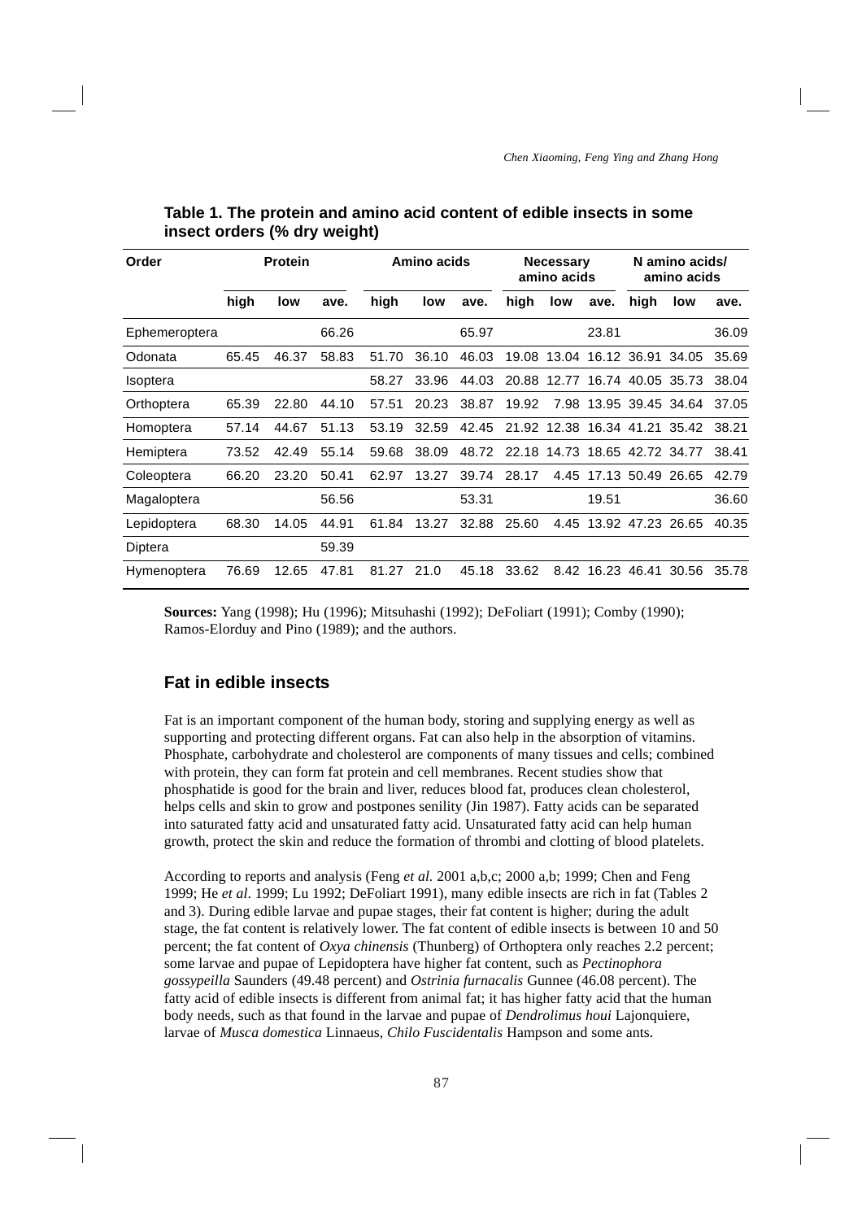**Table 1. The protein and amino acid content of edible insects in some insect orders (% dry weight)**

| Order | Protein | | | Amino acids | | | Necessary amino acids | | | N amino acids/ amino acids | | |
|---|---|---|---|---|---|---|---|---|---|---|---|---|
| | high | low | ave. | high | low | ave. | high | low | ave. | high | low | ave. |
| Ephemeroptera | | | 66.26 | | | 65.97 | | | 23.81 | | | 36.09 |
| Odonata | 65.45 | 46.37 | 58.83 | 51.70 | 36.10 | 46.03 | 19.08 | 13.04 | 16.12 | 36.91 | 34.05 | 35.69 |
| Isoptera | | | | 58.27 | 33.96 | 44.03 | 20.88 | 12.77 | 16.74 | 40.05 | 35.73 | 38.04 |
| Orthoptera | 65.39 | 22.80 | 44.10 | 57.51 | 20.23 | 38.87 | 19.92 | 7.98 | 13.95 | 39.45 | 34.64 | 37.05 |
| Homoptera | 57.14 | 44.67 | 51.13 | 53.19 | 32.59 | 42.45 | 21.92 | 12.38 | 16.34 | 41.21 | 35.42 | 38.21 |
| Hemiptera | 73.52 | 42.49 | 55.14 | 59.68 | 38.09 | 48.72 | 22.18 | 14.73 | 18.65 | 42.72 | 34.77 | 38.41 |
| Coleoptera | 66.20 | 23.20 | 50.41 | 62.97 | 13.27 | 39.74 | 28.17 | 4.45 | 17.13 | 50.49 | 26.65 | 42.79 |
| Magaloptera | | | 56.56 | | | 53.31 | | | 19.51 | | | 36.60 |
| Lepidoptera | 68.30 | 14.05 | 44.91 | 61.84 | 13.27 | 32.88 | 25.60 | 4.45 | 13.92 | 47.23 | 26.65 | 40.35 |
| Diptera | | | 59.39 | | | | | | | | | |
| Hymenoptera | 76.69 | 12.65 | 47.81 | 81.27 | 21.0 | 45.18 | 33.62 | 8.42 | 16.23 | 46.41 | 30.56 | 35.78 |

**Sources:** Yang (1998); Hu (1996); Mitsuhashi (1992); DeFoliart (1991); Comby (1990); Ramos-Elorduy and Pino (1989); and the authors.

## Fat in edible insects

Fat is an important component of the human body, storing and supplying energy as well as supporting and protecting different organs. Fat can also help in the absorption of vitamins. Phosphate, carbohydrate and cholesterol are components of many tissues and cells; combined with protein, they can form fat protein and cell membranes. Recent studies show that phosphatide is good for the brain and liver, reduces blood fat, produces clean cholesterol, helps cells and skin to grow and postpones senility (Jin 1987). Fatty acids can be separated into saturated fatty acid and unsaturated fatty acid. Unsaturated fatty acid can help human growth, protect the skin and reduce the formation of thrombi and clotting of blood platelets.

According to reports and analysis (Feng *et al.* 2001 a,b,c; 2000 a,b; 1999; Chen and Feng 1999; He *et al*. 1999; Lu 1992; DeFoliart 1991), many edible insects are rich in fat (Tables 2 and 3). During edible larvae and pupae stages, their fat content is higher; during the adult stage, the fat content is relatively lower. The fat content of edible insects is between 10 and 50 percent; the fat content of *Oxya chinensis* (Thunberg) of Orthoptera only reaches 2.2 percent; some larvae and pupae of Lepidoptera have higher fat content, such as *Pectinophora gossypeilla* Saunders (49.48 percent) and *Ostrinia furnacalis* Gunnee (46.08 percent). The fatty acid of edible insects is different from animal fat; it has higher fatty acid that the human body needs, such as that found in the larvae and pupae of *Dendrolimus houi* Lajonquiere, larvae of *Musca domestica* Linnaeus, *Chilo Fuscidentalis* Hampson and some ants.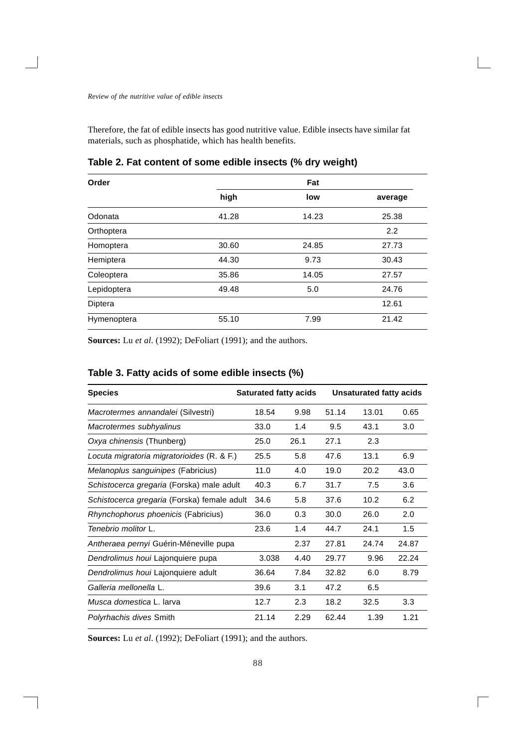Therefore, the fat of edible insects has good nutritive value. Edible insects have similar fat materials, such as phosphatide, which has health benefits.

**Table 2. Fat content of some edible insects (% dry weight)**

| Order | Fat | | |
|---|---|---|---|
| | high | low | average |
| Odonata | 41.28 | 14.23 | 25.38 |
| Orthoptera | | | 2.2 |
| Homoptera | 30.60 | 24.85 | 27.73 |
| Hemiptera | 44.30 | 9.73 | 30.43 |
| Coleoptera | 35.86 | 14.05 | 27.57 |
| Lepidoptera | 49.48 | 5.0 | 24.76 |
| Diptera | | | 12.61 |
| Hymenoptera | 55.10 | 7.99 | 21.42 |

**Sources:** Lu *et al*. (1992); DeFoliart (1991); and the authors.

**Table 3. Fatty acids of some edible insects (%)**

| Species | Saturated fatty acids | | Unsaturated fatty acids | | |
|---|---|---|---|---|---|
| *Macrotermes annandalei* (Silvestri) | 18.54 | 9.98 | 51.14 | 13.01 | 0.65 |
| *Macrotermes subhyalinus* | 33.0 | 1.4 | 9.5 | 43.1 | 3.0 |
| *Oxya chinensis* (Thunberg) | 25.0 | 26.1 | 27.1 | 2.3 | |
| *Locuta migratoria migratorioides* (R. & F.) | 25.5 | 5.8 | 47.6 | 13.1 | 6.9 |
| *Melanoplus sanguinipes* (Fabricius) | 11.0 | 4.0 | 19.0 | 20.2 | 43.0 |
| *Schistocerca gregaria* (Forska) male adult | 40.3 | 6.7 | 31.7 | 7.5 | 3.6 |
| *Schistocerca gregaria* (Forska) female adult | 34.6 | 5.8 | 37.6 | 10.2 | 6.2 |
| *Rhynchophorus phoenicis* (Fabricius) | 36.0 | 0.3 | 30.0 | 26.0 | 2.0 |
| *Tenebrio molitor* L. | 23.6 | 1.4 | 44.7 | 24.1 | 1.5 |
| *Antheraea pernyi* Guérin-Méneville pupa | | 2.37 | 27.81 | 24.74 | 24.87 |
| *Dendrolimus houi* Lajonquiere pupa | 3.038 | 4.40 | 29.77 | 9.96 | 22.24 |
| *Dendrolimus houi* Lajonquiere adult | 36.64 | 7.84 | 32.82 | 6.0 | 8.79 |
| *Galleria mellonella* L. | 39.6 | 3.1 | 47.2 | 6.5 | |
| *Musca domestica* L. larva | 12.7 | 2.3 | 18.2 | 32.5 | 3.3 |
| *Polyrhachis dives* Smith | 21.14 | 2.29 | 62.44 | 1.39 | 1.21 |

**Sources:** Lu *et al*. (1992); DeFoliart (1991); and the authors.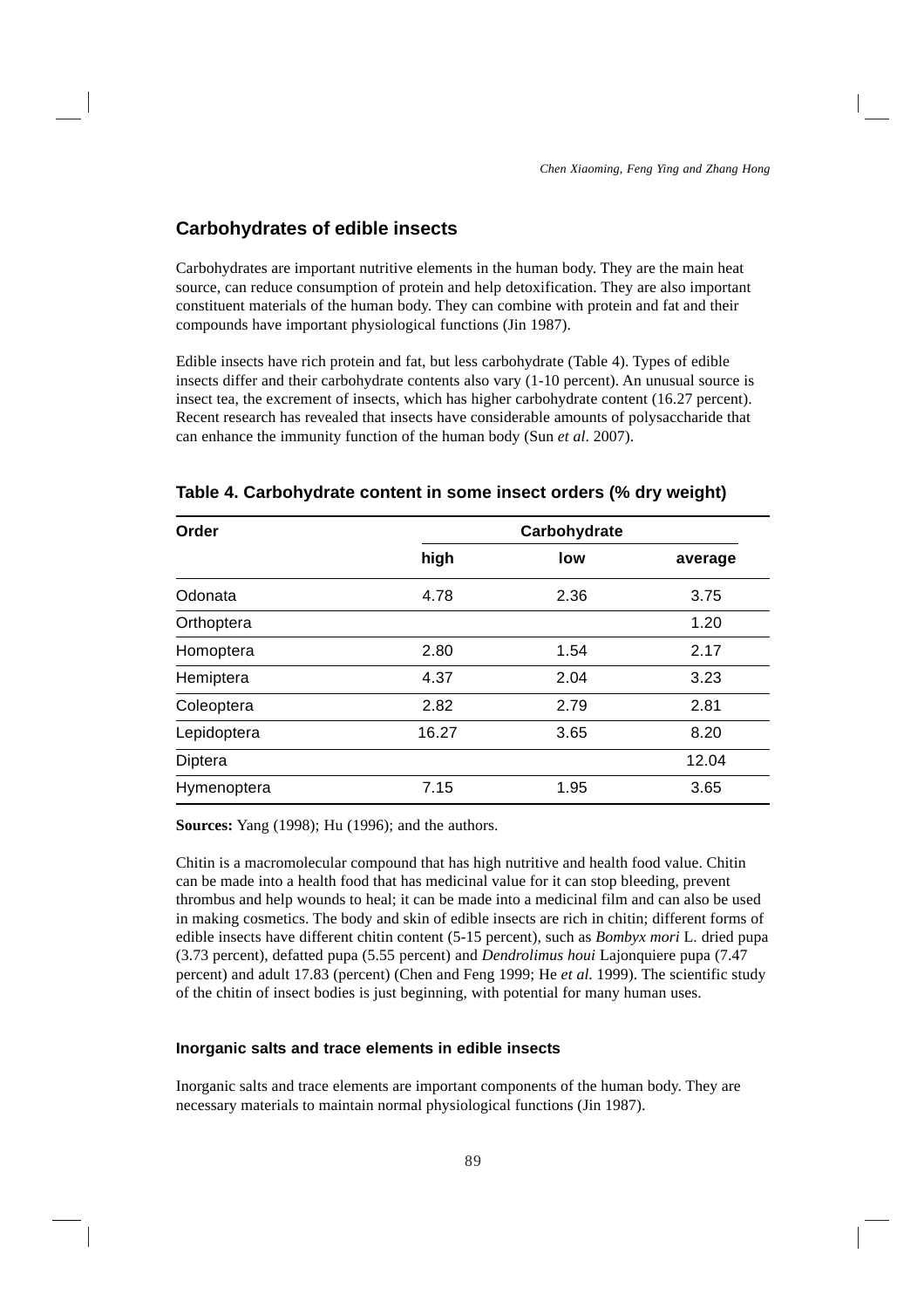## Carbohydrates of edible insects

Carbohydrates are important nutritive elements in the human body. They are the main heat source, can reduce consumption of protein and help detoxification. They are also important constituent materials of the human body. They can combine with protein and fat and their compounds have important physiological functions (Jin 1987).

Edible insects have rich protein and fat, but less carbohydrate (Table 4). Types of edible insects differ and their carbohydrate contents also vary (1-10 percent). An unusual source is insect tea, the excrement of insects, which has higher carbohydrate content (16.27 percent). Recent research has revealed that insects have considerable amounts of polysaccharide that can enhance the immunity function of the human body (Sun *et al*. 2007).

**Table 4. Carbohydrate content in some insect orders (% dry weight)**

| Order | Carbohydrate | | |
|---|---|---|---|
| | high | low | average |
| Odonata | 4.78 | 2.36 | 3.75 |
| Orthoptera | | | 1.20 |
| Homoptera | 2.80 | 1.54 | 2.17 |
| Hemiptera | 4.37 | 2.04 | 3.23 |
| Coleoptera | 2.82 | 2.79 | 2.81 |
| Lepidoptera | 16.27 | 3.65 | 8.20 |
| Diptera | | | 12.04 |
| Hymenoptera | 7.15 | 1.95 | 3.65 |

**Sources:** Yang (1998); Hu (1996); and the authors.

Chitin is a macromolecular compound that has high nutritive and health food value. Chitin can be made into a health food that has medicinal value for it can stop bleeding, prevent thrombus and help wounds to heal; it can be made into a medicinal film and can also be used in making cosmetics. The body and skin of edible insects are rich in chitin; different forms of edible insects have different chitin content (5-15 percent), such as *Bombyx mori* L. dried pupa (3.73 percent), defatted pupa (5.55 percent) and *Dendrolimus houi* Lajonquiere pupa (7.47 percent) and adult 17.83 (percent) (Chen and Feng 1999; He *et al.* 1999). The scientific study of the chitin of insect bodies is just beginning, with potential for many human uses.

### Inorganic salts and trace elements in edible insects

Inorganic salts and trace elements are important components of the human body. They are necessary materials to maintain normal physiological functions (Jin 1987).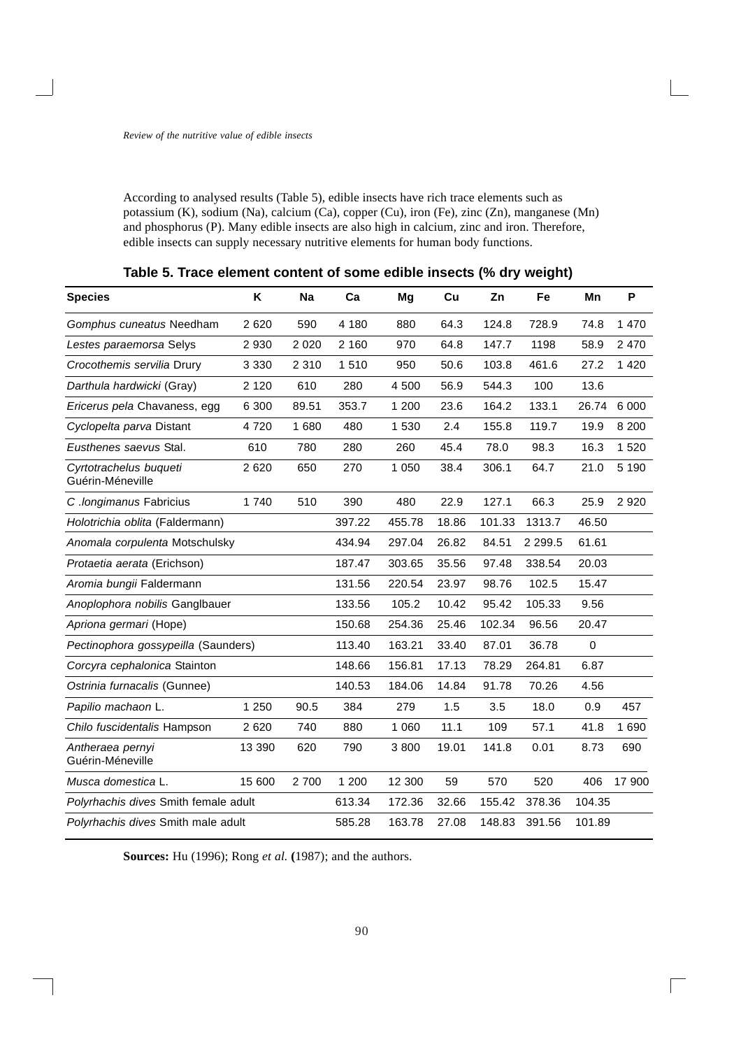According to analysed results (Table 5), edible insects have rich trace elements such as potassium (K), sodium (Na), calcium (Ca), copper (Cu), iron (Fe), zinc (Zn), manganese (Mn) and phosphorus (P). Many edible insects are also high in calcium, zinc and iron. Therefore, edible insects can supply necessary nutritive elements for human body functions.

**Table 5. Trace element content of some edible insects (% dry weight)**

| Species | K | Na | Ca | Mg | Cu | Zn | Fe | Mn | P |
|---|---|---|---|---|---|---|---|---|---|
| *Gomphus cuneatus* Needham | 2 620 | 590 | 4 180 | 880 | 64.3 | 124.8 | 728.9 | 74.8 | 1 470 |
| *Lestes paraemorsa* Selys | 2 930 | 2 020 | 2 160 | 970 | 64.8 | 147.7 | 1198 | 58.9 | 2 470 |
| *Crocothemis servilia* Drury | 3 330 | 2 310 | 1 510 | 950 | 50.6 | 103.8 | 461.6 | 27.2 | 1 420 |
| *Darthula hardwicki* (Gray) | 2 120 | 610 | 280 | 4 500 | 56.9 | 544.3 | 100 | 13.6 | |
| *Ericerus pela* Chavaness, egg | 6 300 | 89.51 | 353.7 | 1 200 | 23.6 | 164.2 | 133.1 | 26.74 | 6 000 |
| *Cyclopelta parva* Distant | 4 720 | 1 680 | 480 | 1 530 | 2.4 | 155.8 | 119.7 | 19.9 | 8 200 |
| *Eusthenes saevus* Stal. | 610 | 780 | 280 | 260 | 45.4 | 78.0 | 98.3 | 16.3 | 1 520 |
| *Cyrtotrachelus buqueti* Guérin-Méneville | 2 620 | 650 | 270 | 1 050 | 38.4 | 306.1 | 64.7 | 21.0 | 5 190 |
| *C .longimanus* Fabricius | 1 740 | 510 | 390 | 480 | 22.9 | 127.1 | 66.3 | 25.9 | 2 920 |
| *Holotrichia oblita* (Faldermann) | | | 397.22 | 455.78 | 18.86 | 101.33 | 1313.7 | 46.50 | |
| *Anomala corpulenta* Motschulsky | | | 434.94 | 297.04 | 26.82 | 84.51 | 2 299.5 | 61.61 | |
| *Protaetia aerata* (Erichson) | | | 187.47 | 303.65 | 35.56 | 97.48 | 338.54 | 20.03 | |
| *Aromia bungii* Faldermann | | | 131.56 | 220.54 | 23.97 | 98.76 | 102.5 | 15.47 | |
| *Anoplophora nobilis* Ganglbauer | | | 133.56 | 105.2 | 10.42 | 95.42 | 105.33 | 9.56 | |
| *Apriona germari* (Hope) | | | 150.68 | 254.36 | 25.46 | 102.34 | 96.56 | 20.47 | |
| *Pectinophora gossypeilla* (Saunders) | | | 113.40 | 163.21 | 33.40 | 87.01 | 36.78 | 0 | |
| *Corcyra cephalonica* Stainton | | | 148.66 | 156.81 | 17.13 | 78.29 | 264.81 | 6.87 | |
| *Ostrinia furnacalis* (Gunnee) | | | 140.53 | 184.06 | 14.84 | 91.78 | 70.26 | 4.56 | |
| *Papilio machaon* L. | 1 250 | 90.5 | 384 | 279 | 1.5 | 3.5 | 18.0 | 0.9 | 457 |
| *Chilo fuscidentalis* Hampson | 2 620 | 740 | 880 | 1 060 | 11.1 | 109 | 57.1 | 41.8 | 1 690 |
| *Antheraea pernyi* Guérin-Méneville | 13 390 | 620 | 790 | 3 800 | 19.01 | 141.8 | 0.01 | 8.73 | 690 |
| *Musca domestica* L. | 15 600 | 2 700 | 1 200 | 12 300 | 59 | 570 | 520 | 406 | 17 900 |
| *Polyrhachis dives* Smith female adult | | | 613.34 | 172.36 | 32.66 | 155.42 | 378.36 | 104.35 | |
| *Polyrhachis dives* Smith male adult | | | 585.28 | 163.78 | 27.08 | 148.83 | 391.56 | 101.89 | |

**Sources:** Hu (1996); Rong *et al.* **(**1987); and the authors.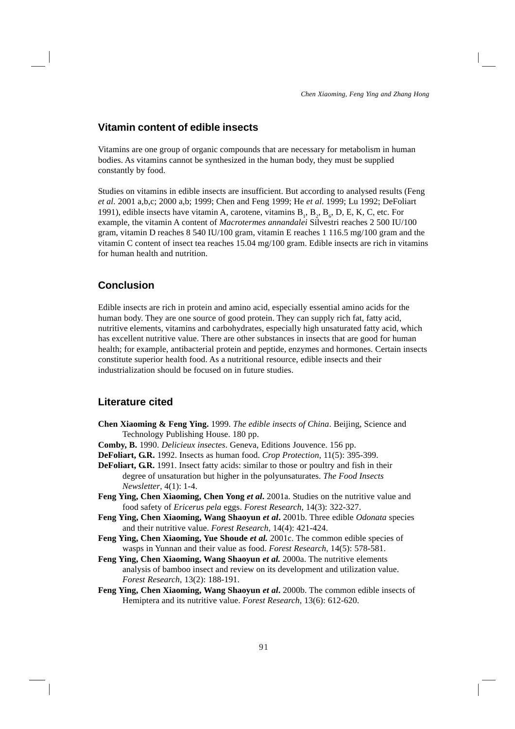## Vitamin content of edible insects

Vitamins are one group of organic compounds that are necessary for metabolism in human bodies. As vitamins cannot be synthesized in the human body, they must be supplied constantly by food.

Studies on vitamins in edible insects are insufficient. But according to analysed results (Feng *et al.* 2001 a,b,c; 2000 a,b; 1999; Chen and Feng 1999; He *et al.* 1999; Lu 1992; DeFoliart 1991), edible insects have vitamin A, carotene, vitamins $B_1$, $B_2$, $B_6$, D, E, K, C, etc. For example, the vitamin A content of *Macrotermes annandalei* Silvestri reaches 2 500 IU/100 gram, vitamin D reaches 8 540 IU/100 gram, vitamin E reaches 1 116.5 mg/100 gram and the vitamin C content of insect tea reaches 15.04 mg/100 gram. Edible insects are rich in vitamins for human health and nutrition.

## Conclusion

Edible insects are rich in protein and amino acid, especially essential amino acids for the human body. They are one source of good protein. They can supply rich fat, fatty acid, nutritive elements, vitamins and carbohydrates, especially high unsaturated fatty acid, which has excellent nutritive value. There are other substances in insects that are good for human health; for example, antibacterial protein and peptide, enzymes and hormones. Certain insects constitute superior health food. As a nutritional resource, edible insects and their industrialization should be focused on in future studies.

## Literature cited

**Chen Xiaoming & Feng Ying.** 1999. *The edible insects of China*. Beijing, Science and Technology Publishing House. 180 pp.

**Comby, B.** 1990. *Delicieux insectes*. Geneva, Editions Jouvence. 156 pp.

**DeFoliart, G.R.** 1992. Insects as human food. *Crop Protection*, 11(5): 395-399.

**DeFoliart, G.R.** 1991. Insect fatty acids: similar to those or poultry and fish in their degree of unsaturation but higher in the polyunsaturates. *The Food Insects Newsletter*, 4(1): 1-4.

**Feng Ying, Chen Xiaoming, Chen Yong *et al*.** 2001a. Studies on the nutritive value and food safety of *Ericerus pela* eggs. *Forest Research*, 14(3): 322-327.

**Feng Ying, Chen Xiaoming, Wang Shaoyun *et al*.** 2001b. Three edible *Odonata* species and their nutritive value. *Forest Research*, 14(4): 421-424.

**Feng Ying, Chen Xiaoming, Yue Shoude *et al.*** 2001c. The common edible species of wasps in Yunnan and their value as food. *Forest Research*, 14(5): 578-581.

**Feng Ying, Chen Xiaoming, Wang Shaoyun *et al.*** 2000a. The nutritive elements analysis of bamboo insect and review on its development and utilization value. *Forest Research*, 13(2): 188-191.

**Feng Ying, Chen Xiaoming, Wang Shaoyun *et al*.** 2000b. The common edible insects of Hemiptera and its nutritive value. *Forest Research*, 13(6): 612-620.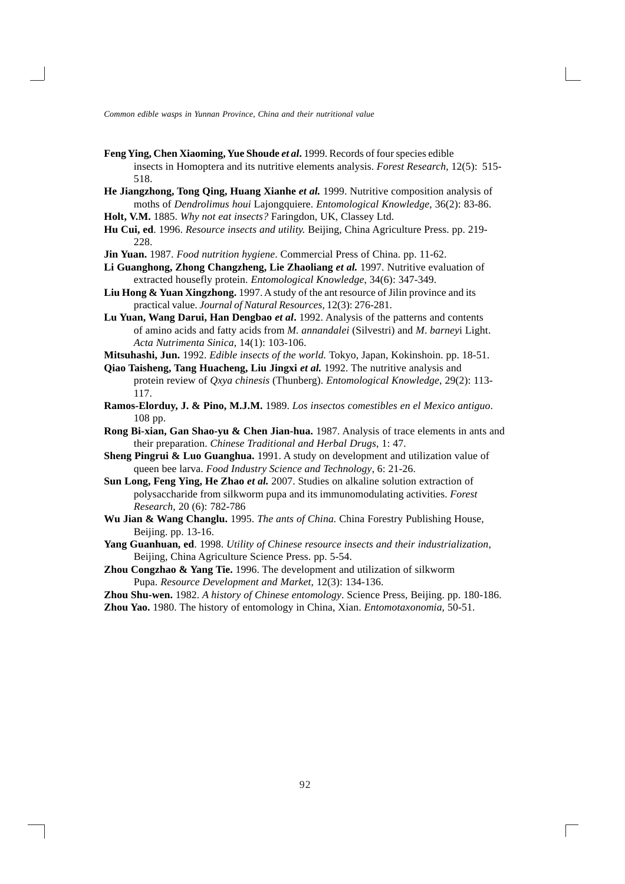**Feng Ying, Chen Xiaoming, Yue Shoude *et al*.** 1999. Records of four species edible insects in Homoptera and its nutritive elements analysis. *Forest Research*, 12(5): 515-518.

**He Jiangzhong, Tong Qing, Huang Xianhe *et al.*** 1999. Nutritive composition analysis of moths of *Dendrolimus houi* Lajongquiere. *Entomological Knowledge*, 36(2): 83-86.

**Holt, V.M.** 1885. *Why not eat insects?* Faringdon, UK, Classey Ltd.

**Hu Cui, ed**. 1996. *Resource insects and utility.* Beijing, China Agriculture Press. pp. 219-228.

**Jin Yuan.** 1987. *Food nutrition hygiene*. Commercial Press of China. pp. 11-62.

**Li Guanghong, Zhong Changzheng, Lie Zhaoliang *et al.*** 1997. Nutritive evaluation of extracted housefly protein. *Entomological Knowledge*, 34(6): 347-349.

**Liu Hong & Yuan Xingzhong.** 1997. A study of the ant resource of Jilin province and its practical value. *Journal of Natural Resources*, 12(3): 276-281.

**Lu Yuan, Wang Darui, Han Dengbao *et al*.** 1992. Analysis of the patterns and contents of amino acids and fatty acids from *M. annandalei* (Silvestri) and *M*. *barney*i Light. *Acta Nutrimenta Sinica*, 14(1): 103-106.

**Mitsuhashi, Jun.** 1992. *Edible insects of the world.* Tokyo, Japan, Kokinshoin. pp. 18-51.

**Qiao Taisheng, Tang Huacheng, Liu Jingxi *et al.*** 1992. The nutritive analysis and protein review of *Qxya chinesis* (Thunberg). *Entomological Knowledge*, 29(2): 113-117.

**Ramos-Elorduy, J. & Pino, M.J.M.** 1989. *Los insectos comestibles en el Mexico antiguo*. 108 pp.

**Rong Bi-xian, Gan Shao-yu & Chen Jian-hua.** 1987. Analysis of trace elements in ants and their preparation. *Chinese Traditional and Herbal Drugs*, 1: 47.

**Sheng Pingrui & Luo Guanghua.** 1991. A study on development and utilization value of queen bee larva. *Food Industry Science and Technology*, 6: 21-26.

**Sun Long, Feng Ying, He Zhao *et al.*** 2007. Studies on alkaline solution extraction of polysaccharide from silkworm pupa and its immunomodulating activities. *Forest Research*, 20 (6): 782-786

**Wu Jian & Wang Changlu.** 1995. *The ants of China.* China Forestry Publishing House, Beijing. pp. 13-16.

**Yang Guanhuan, ed**. 1998. *Utility of Chinese resource insects and their industrialization*, Beijing, China Agriculture Science Press. pp. 5-54.

**Zhou Congzhao & Yang Tie.** 1996. The development and utilization of silkworm Pupa. *Resource Development and Market*, 12(3): 134-136.

**Zhou Shu-wen.** 1982. *A history of Chinese entomology*. Science Press, Beijing. pp. 180-186.

**Zhou Yao.** 1980. The history of entomology in China, Xian. *Entomotaxonomia*, 50-51.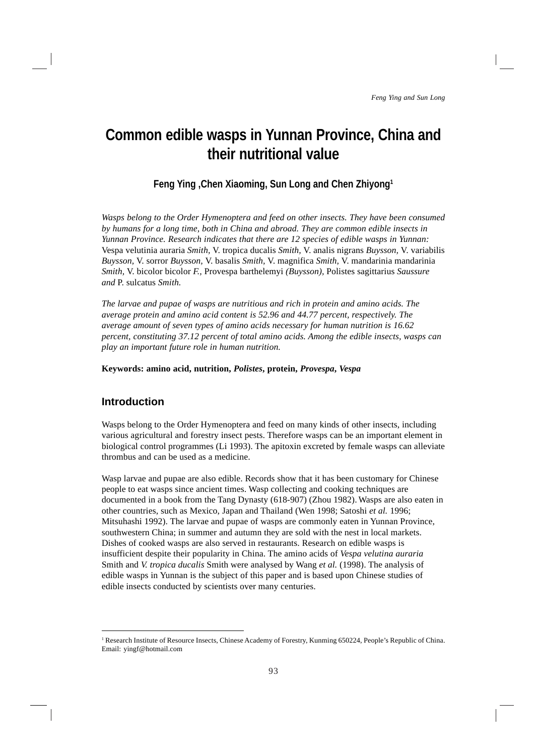# Common edible wasps in Yunnan Province, China and their nutritional value

**Feng Ying ,Chen Xiaoming, Sun Long and Chen Zhiyong[1]**

*Wasps belong to the Order Hymenoptera and feed on other insects. They have been consumed by humans for a long time, both in China and abroad. They are common edible insects in Yunnan Province. Research indicates that there are 12 species of edible wasps in Yunnan:* Vespa velutinia auraria *Smith,* V. tropica ducalis *Smith,* V. analis nigrans *Buysson,* V. variabilis *Buysson,* V. sorror *Buysson,* V. basalis *Smith,* V. magnifica *Smith,* V. mandarinia mandarinia *Smith,* V. bicolor bicolor *F.,* Provespa barthelemyi *(Buysson),* Polistes sagittarius *Saussure and* P. sulcatus *Smith.*

*The larvae and pupae of wasps are nutritious and rich in protein and amino acids. The average protein and amino acid content is 52.96 and 44.77 percent, respectively. The average amount of seven types of amino acids necessary for human nutrition is 16.62 percent, constituting 37.12 percent of total amino acids. Among the edible insects, wasps can play an important future role in human nutrition.*

**Keywords: amino acid, nutrition, *Polistes*, protein, *Provespa*, *Vespa***

## Introduction

Wasps belong to the Order Hymenoptera and feed on many kinds of other insects, including various agricultural and forestry insect pests. Therefore wasps can be an important element in biological control programmes (Li 1993). The apitoxin excreted by female wasps can alleviate thrombus and can be used as a medicine.

Wasp larvae and pupae are also edible. Records show that it has been customary for Chinese people to eat wasps since ancient times. Wasp collecting and cooking techniques are documented in a book from the Tang Dynasty (618-907) (Zhou 1982). Wasps are also eaten in other countries, such as Mexico, Japan and Thailand (Wen 1998; Satoshi *et al.* 1996; Mitsuhashi 1992). The larvae and pupae of wasps are commonly eaten in Yunnan Province, southwestern China; in summer and autumn they are sold with the nest in local markets. Dishes of cooked wasps are also served in restaurants. Research on edible wasps is insufficient despite their popularity in China. The amino acids of *Vespa velutina auraria* Smith and *V. tropica ducalis* Smith were analysed by Wang *et al.* (1998). The analysis of edible wasps in Yunnan is the subject of this paper and is based upon Chinese studies of edible insects conducted by scientists over many centuries.

---

[1] Research Institute of Resource Insects, Chinese Academy of Forestry, Kunming 650224, People's Republic of China. Email: yingf@hotmail.com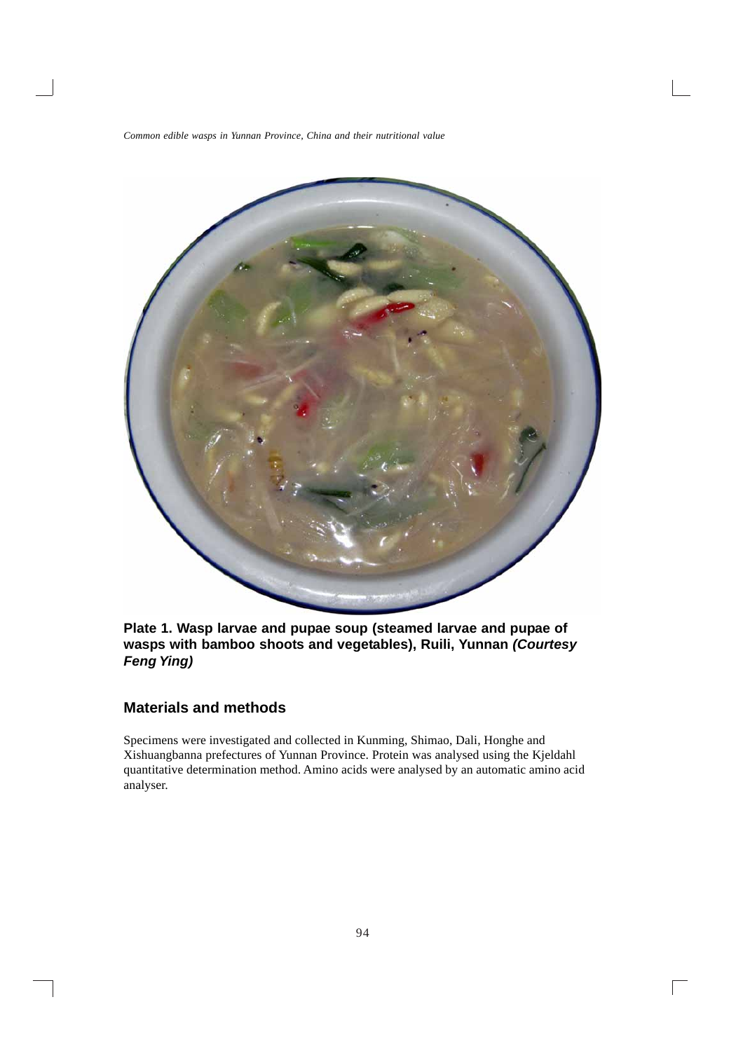**Plate 1. Wasp larvae and pupae soup (steamed larvae and pupae of wasps with bamboo shoots and vegetables), Ruili, Yunnan *(Courtesy Feng Ying)***

## Materials and methods

Specimens were investigated and collected in Kunming, Shimao, Dali, Honghe and Xishuangbanna prefectures of Yunnan Province. Protein was analysed using the Kjeldahl quantitative determination method. Amino acids were analysed by an automatic amino acid analyser.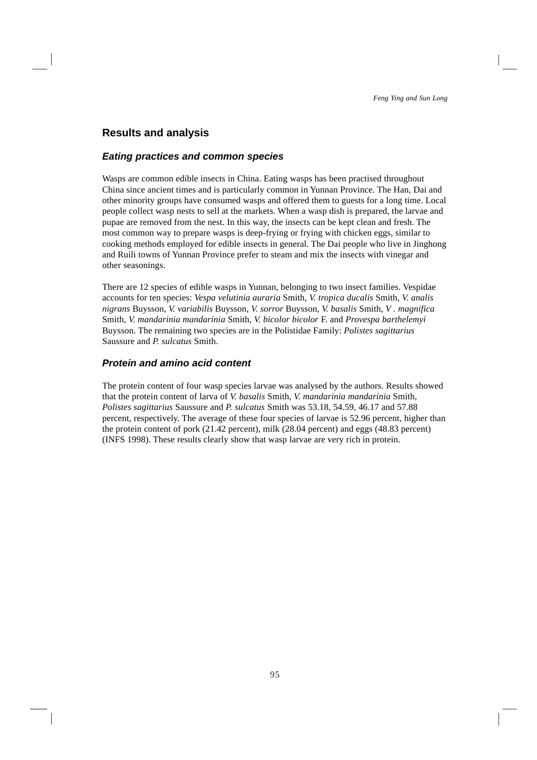## Results and analysis

### *Eating practices and common species*

Wasps are common edible insects in China. Eating wasps has been practised throughout China since ancient times and is particularly common in Yunnan Province. The Han, Dai and other minority groups have consumed wasps and offered them to guests for a long time. Local people collect wasp nests to sell at the markets. When a wasp dish is prepared, the larvae and pupae are removed from the nest. In this way, the insects can be kept clean and fresh. The most common way to prepare wasps is deep-frying or frying with chicken eggs, similar to cooking methods employed for edible insects in general. The Dai people who live in Jinghong and Ruili towns of Yunnan Province prefer to steam and mix the insects with vinegar and other seasonings.

There are 12 species of edible wasps in Yunnan, belonging to two insect families. Vespidae accounts for ten species: *Vespa velutinia auraria* Smith, *V. tropica ducalis* Smith, *V. analis nigrans* Buysson, *V. variabilis* Buysson, *V. sorror* Buysson, *V. basalis* Smith, *V . magnifica* Smith, *V. mandarinia mandarinia* Smith, *V. bicolor bicolor* F. and *Provespa barthelemyi* Buysson. The remaining two species are in the Polistidae Family: *Polistes sagittarius* Saussure and *P. sulcatus* Smith.

### *Protein and amino acid content*

The protein content of four wasp species larvae was analysed by the authors. Results showed that the protein content of larva of *V. basalis* Smith, *V. mandarinia mandarinia* Smith, *Polistes sagittarius* Saussure and *P. sulcatus* Smith was 53.18, 54.59, 46.17 and 57.88 percent, respectively. The average of these four species of larvae is 52.96 percent, higher than the protein content of pork (21.42 percent), milk (28.04 percent) and eggs (48.83 percent) (INFS 1998). These results clearly show that wasp larvae are very rich in protein.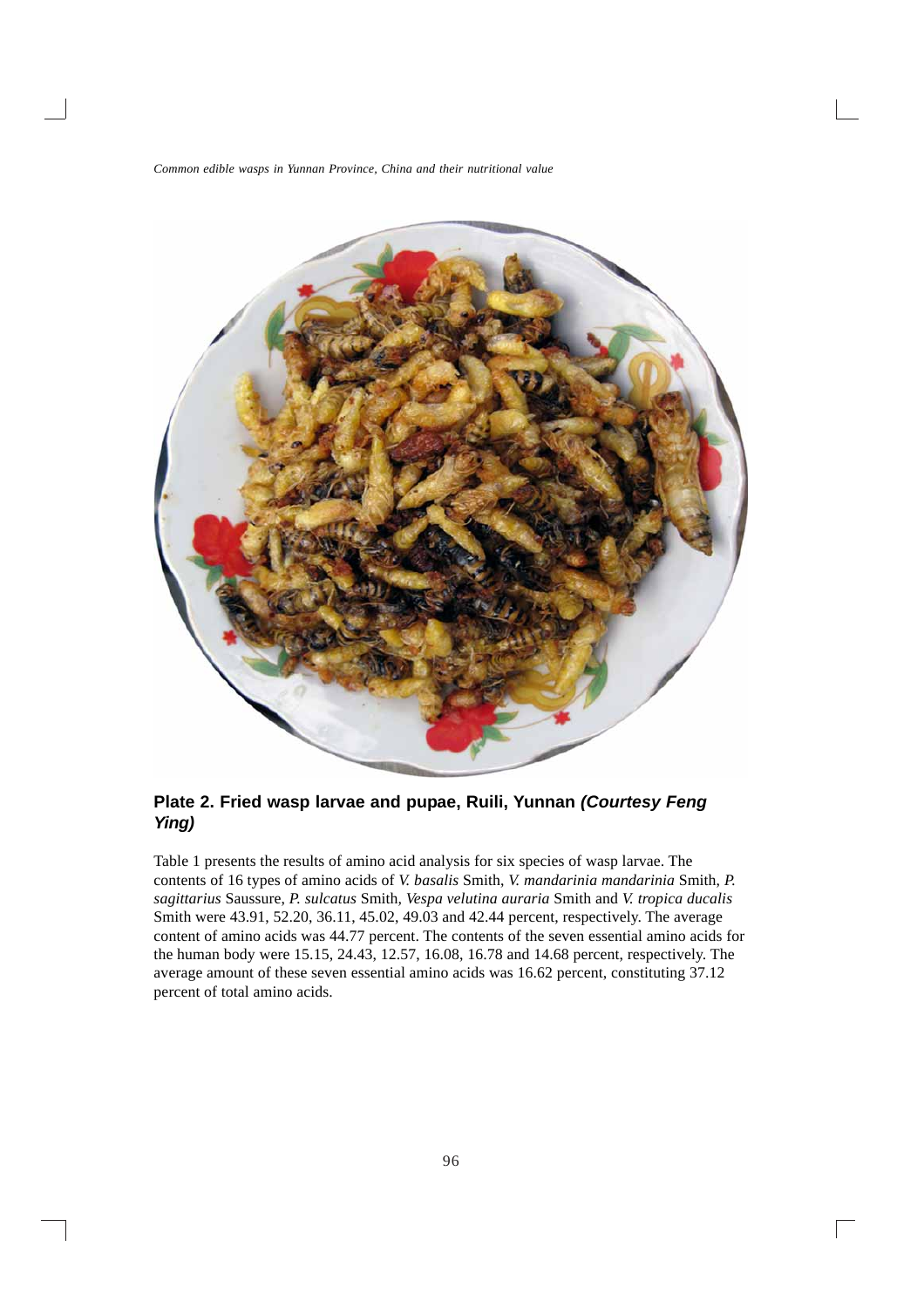**Plate 2. Fried wasp larvae and pupae, Ruili, Yunnan *(Courtesy Feng Ying)***

Table 1 presents the results of amino acid analysis for six species of wasp larvae. The contents of 16 types of amino acids of *V. basalis* Smith, *V. mandarinia mandarinia* Smith, *P. sagittarius* Saussure, *P. sulcatus* Smith, *Vespa velutina auraria* Smith and *V. tropica ducalis* Smith were 43.91, 52.20, 36.11, 45.02, 49.03 and 42.44 percent, respectively. The average content of amino acids was 44.77 percent. The contents of the seven essential amino acids for the human body were 15.15, 24.43, 12.57, 16.08, 16.78 and 14.68 percent, respectively. The average amount of these seven essential amino acids was 16.62 percent, constituting 37.12 percent of total amino acids.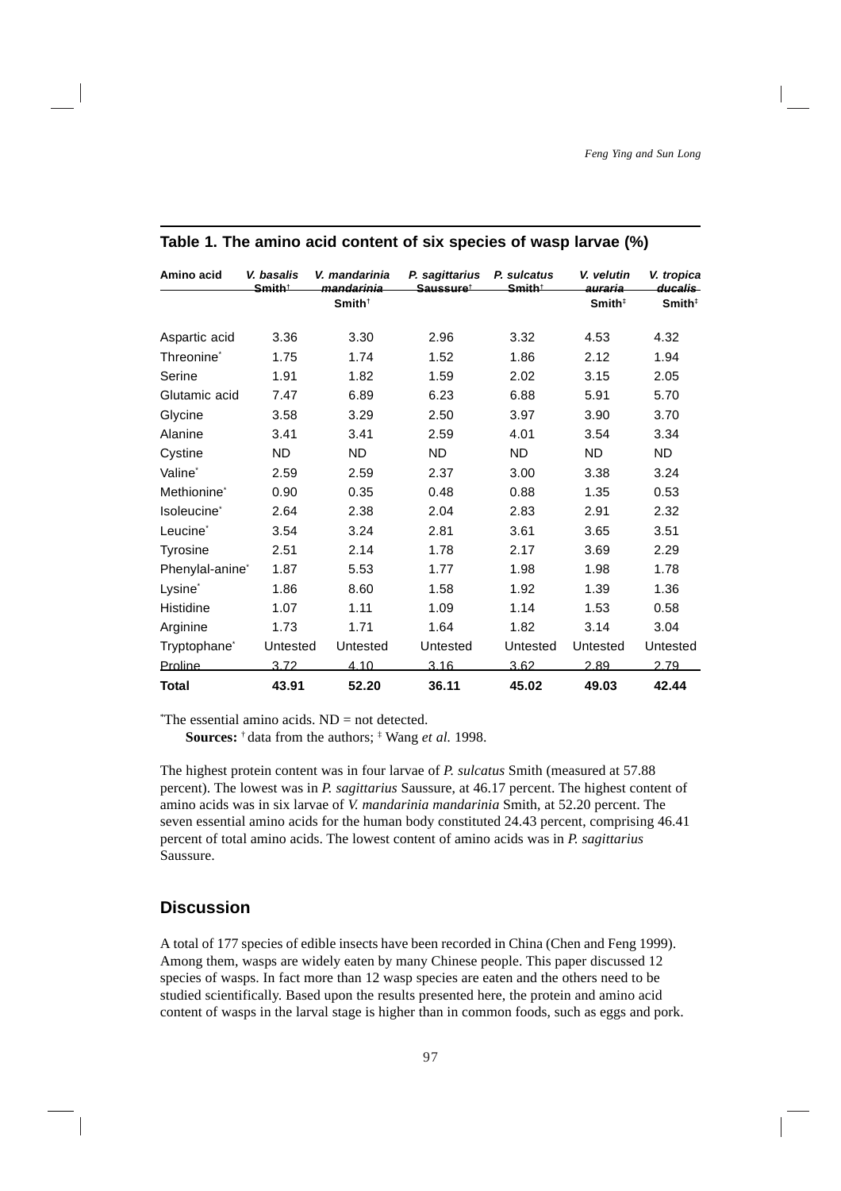**Table 1. The amino acid content of six species of wasp larvae (%)**

| Amino acid | *V. basalis* Smith[†] | *V. mandarinia mandarinia* Smith[†] | *P. sagittarius* Saussure[†] | *P. sulcatus* Smith[†] | *V. velutin auraria* Smith[‡] | *V. tropica ducalis* Smith[‡] |
|---|---|---|---|---|---|---|
| Aspartic acid | 3.36 | 3.30 | 2.96 | 3.32 | 4.53 | 4.32 |
| Threonine* | 1.75 | 1.74 | 1.52 | 1.86 | 2.12 | 1.94 |
| Serine | 1.91 | 1.82 | 1.59 | 2.02 | 3.15 | 2.05 |
| Glutamic acid | 7.47 | 6.89 | 6.23 | 6.88 | 5.91 | 5.70 |
| Glycine | 3.58 | 3.29 | 2.50 | 3.97 | 3.90 | 3.70 |
| Alanine | 3.41 | 3.41 | 2.59 | 4.01 | 3.54 | 3.34 |
| Cystine | ND | ND | ND | ND | ND | ND |
| Valine* | 2.59 | 2.59 | 2.37 | 3.00 | 3.38 | 3.24 |
| Methionine* | 0.90 | 0.35 | 0.48 | 0.88 | 1.35 | 0.53 |
| Isoleucine* | 2.64 | 2.38 | 2.04 | 2.83 | 2.91 | 2.32 |
| Leucine* | 3.54 | 3.24 | 2.81 | 3.61 | 3.65 | 3.51 |
| Tyrosine | 2.51 | 2.14 | 1.78 | 2.17 | 3.69 | 2.29 |
| Phenylal-anine* | 1.87 | 5.53 | 1.77 | 1.98 | 1.98 | 1.78 |
| Lysine* | 1.86 | 8.60 | 1.58 | 1.92 | 1.39 | 1.36 |
| Histidine | 1.07 | 1.11 | 1.09 | 1.14 | 1.53 | 0.58 |
| Arginine | 1.73 | 1.71 | 1.64 | 1.82 | 3.14 | 3.04 |
| Tryptophane* | Untested | Untested | Untested | Untested | Untested | Untested |
| Proline | 3.72 | 4.10 | 3.16 | 3.62 | 2.89 | 2.79 |
| **Total** | **43.91** | **52.20** | **36.11** | **45.02** | **49.03** | **42.44** |

*The essential amino acids. ND = not detected.

**Sources:** [†] data from the authors; [‡] Wang *et al.* 1998.

The highest protein content was in four larvae of *P. sulcatus* Smith (measured at 57.88 percent). The lowest was in *P. sagittarius* Saussure, at 46.17 percent. The highest content of amino acids was in six larvae of *V. mandarinia mandarinia* Smith, at 52.20 percent. The seven essential amino acids for the human body constituted 24.43 percent, comprising 46.41 percent of total amino acids. The lowest content of amino acids was in *P. sagittarius* Saussure.

## Discussion

A total of 177 species of edible insects have been recorded in China (Chen and Feng 1999). Among them, wasps are widely eaten by many Chinese people. This paper discussed 12 species of wasps. In fact more than 12 wasp species are eaten and the others need to be studied scientifically. Based upon the results presented here, the protein and amino acid content of wasps in the larval stage is higher than in common foods, such as eggs and pork.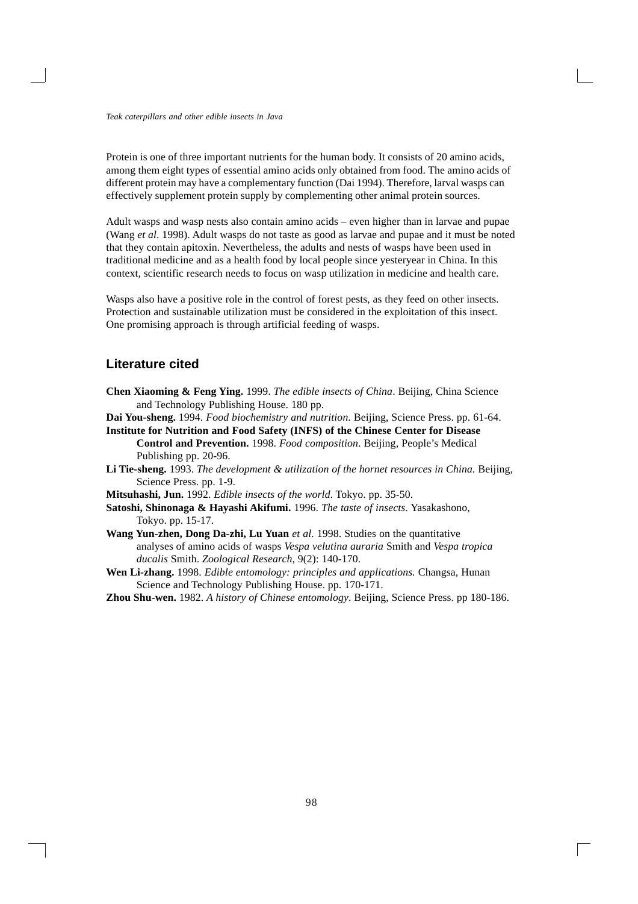Protein is one of three important nutrients for the human body. It consists of 20 amino acids, among them eight types of essential amino acids only obtained from food. The amino acids of different protein may have a complementary function (Dai 1994). Therefore, larval wasps can effectively supplement protein supply by complementing other animal protein sources.

Adult wasps and wasp nests also contain amino acids – even higher than in larvae and pupae (Wang *et al*. 1998). Adult wasps do not taste as good as larvae and pupae and it must be noted that they contain apitoxin. Nevertheless, the adults and nests of wasps have been used in traditional medicine and as a health food by local people since yesteryear in China. In this context, scientific research needs to focus on wasp utilization in medicine and health care.

Wasps also have a positive role in the control of forest pests, as they feed on other insects. Protection and sustainable utilization must be considered in the exploitation of this insect. One promising approach is through artificial feeding of wasps.

## Literature cited

**Chen Xiaoming & Feng Ying.** 1999. *The edible insects of China*. Beijing, China Science and Technology Publishing House. 180 pp.

**Dai You-sheng.** 1994. *Food biochemistry and nutrition.* Beijing, Science Press. pp. 61-64.

**Institute for Nutrition and Food Safety (INFS) of the Chinese Center for Disease Control and Prevention.** 1998. *Food composition*. Beijing, People's Medical Publishing pp. 20-96.

**Li Tie-sheng.** 1993. *The development & utilization of the hornet resources in China.* Beijing, Science Press. pp. 1-9.

**Mitsuhashi, Jun.** 1992. *Edible insects of the world*. Tokyo. pp. 35-50.

**Satoshi, Shinonaga & Hayashi Akifumi.** 1996. *The taste of insects*. Yasakashono, Tokyo. pp. 15-17.

**Wang Yun-zhen, Dong Da-zhi, Lu Yuan** *et al.* 1998. Studies on the quantitative analyses of amino acids of wasps *Vespa velutina auraria* Smith and *Vespa tropica ducalis* Smith. *Zoological Research*, 9(2): 140-170.

**Wen Li-zhang.** 1998. *Edible entomology: principles and applications.* Changsa, Hunan Science and Technology Publishing House. pp. 170-171.

**Zhou Shu-wen.** 1982. *A history of Chinese entomology*. Beijing, Science Press. pp 180-186.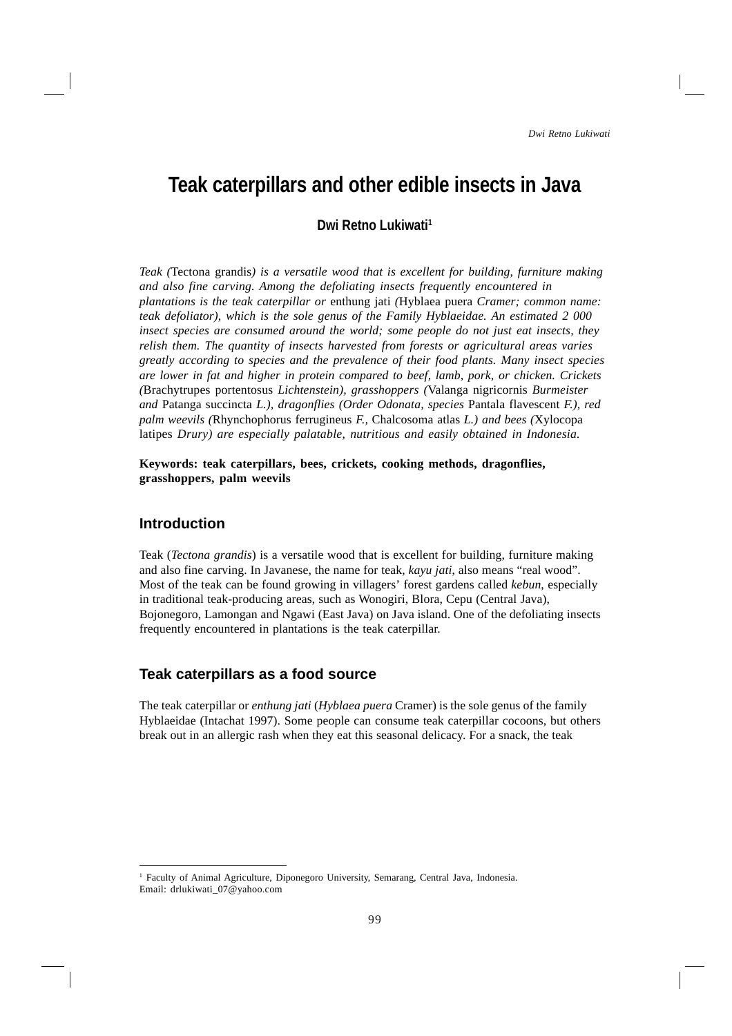# Teak caterpillars and other edible insects in Java

**Dwi Retno Lukiwati**[1]

*Teak (*Tectona grandis*) is a versatile wood that is excellent for building, furniture making and also fine carving. Among the defoliating insects frequently encountered in plantations is the teak caterpillar or* enthung jati *(*Hyblaea puera *Cramer; common name: teak defoliator), which is the sole genus of the Family Hyblaeidae. An estimated 2 000 insect species are consumed around the world; some people do not just eat insects, they relish them. The quantity of insects harvested from forests or agricultural areas varies greatly according to species and the prevalence of their food plants. Many insect species are lower in fat and higher in protein compared to beef, lamb, pork, or chicken. Crickets (*Brachytrupes portentosus *Lichtenstein), grasshoppers (*Valanga nigricornis *Burmeister and* Patanga succincta *L.), dragonflies (Order Odonata, species* Pantala flavescent *F.), red palm weevils (*Rhynchophorus ferrugineus *F.,* Chalcosoma atlas *L.) and bees (*Xylocopa latipes *Drury) are especially palatable, nutritious and easily obtained in Indonesia.*

**Keywords: teak caterpillars, bees, crickets, cooking methods, dragonflies, grasshoppers, palm weevils**

## Introduction

Teak (*Tectona grandis*) is a versatile wood that is excellent for building, furniture making and also fine carving. In Javanese, the name for teak, *kayu jati*, also means "real wood". Most of the teak can be found growing in villagers' forest gardens called *kebun*, especially in traditional teak-producing areas, such as Wonogiri, Blora, Cepu (Central Java), Bojonegoro, Lamongan and Ngawi (East Java) on Java island. One of the defoliating insects frequently encountered in plantations is the teak caterpillar.

## Teak caterpillars as a food source

The teak caterpillar or *enthung jati* (*Hyblaea puera* Cramer) is the sole genus of the family Hyblaeidae (Intachat 1997). Some people can consume teak caterpillar cocoons, but others break out in an allergic rash when they eat this seasonal delicacy. For a snack, the teak

---

[1] Faculty of Animal Agriculture, Diponegoro University, Semarang, Central Java, Indonesia. Email: drlukiwati_07@yahoo.com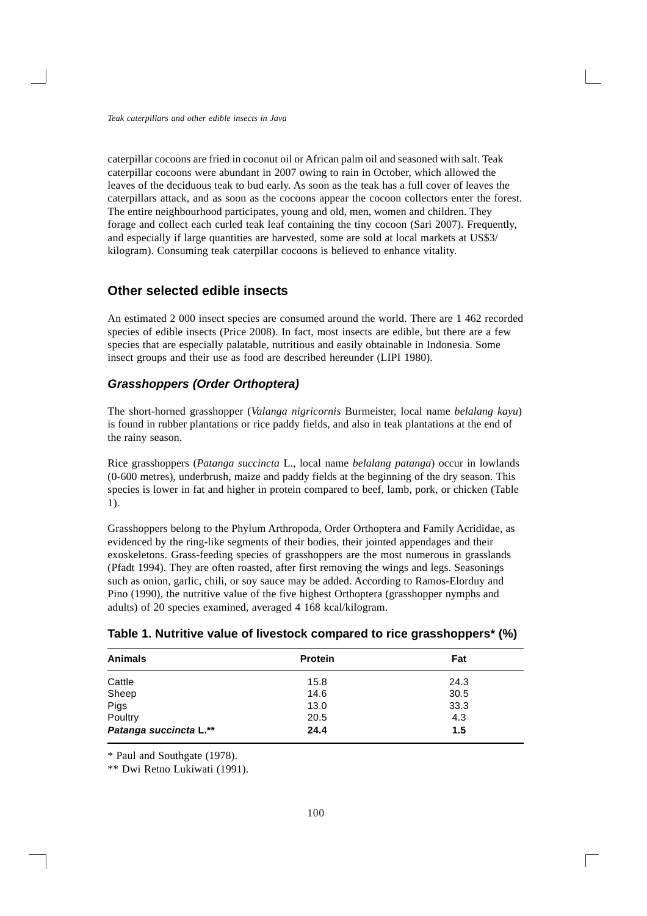caterpillar cocoons are fried in coconut oil or African palm oil and seasoned with salt. Teak caterpillar cocoons were abundant in 2007 owing to rain in October, which allowed the leaves of the deciduous teak to bud early. As soon as the teak has a full cover of leaves the caterpillars attack, and as soon as the cocoons appear the cocoon collectors enter the forest. The entire neighbourhood participates, young and old, men, women and children. They forage and collect each curled teak leaf containing the tiny cocoon (Sari 2007). Frequently, and especially if large quantities are harvested, some are sold at local markets at US$3/ kilogram). Consuming teak caterpillar cocoons is believed to enhance vitality.

## Other selected edible insects

An estimated 2 000 insect species are consumed around the world. There are 1 462 recorded species of edible insects (Price 2008). In fact, most insects are edible, but there are a few species that are especially palatable, nutritious and easily obtainable in Indonesia. Some insect groups and their use as food are described hereunder (LIPI 1980).

### *Grasshoppers (Order Orthoptera)*

The short-horned grasshopper (*Valanga nigricornis* Burmeister, local name *belalang kayu*) is found in rubber plantations or rice paddy fields, and also in teak plantations at the end of the rainy season.

Rice grasshoppers (*Patanga succincta* L., local name *belalang patanga*) occur in lowlands (0-600 metres), underbrush, maize and paddy fields at the beginning of the dry season. This species is lower in fat and higher in protein compared to beef, lamb, pork, or chicken (Table 1).

Grasshoppers belong to the Phylum Arthropoda, Order Orthoptera and Family Acrididae, as evidenced by the ring-like segments of their bodies, their jointed appendages and their exoskeletons. Grass-feeding species of grasshoppers are the most numerous in grasslands (Pfadt 1994). They are often roasted, after first removing the wings and legs. Seasonings such as onion, garlic, chili, or soy sauce may be added. According to Ramos-Elorduy and Pino (1990), the nutritive value of the five highest Orthoptera (grasshopper nymphs and adults) of 20 species examined, averaged 4 168 kcal/kilogram.

**Table 1. Nutritive value of livestock compared to rice grasshoppers* (%)**

| Animals | Protein | Fat |
|---|---|---|
| Cattle | 15.8 | 24.3 |
| Sheep | 14.6 | 30.5 |
| Pigs | 13.0 | 33.3 |
| Poultry | 20.5 | 4.3 |
| ***Patanga succincta* L.**** | **24.4** | **1.5** |

\* Paul and Southgate (1978).

\** Dwi Retno Lukiwati (1991).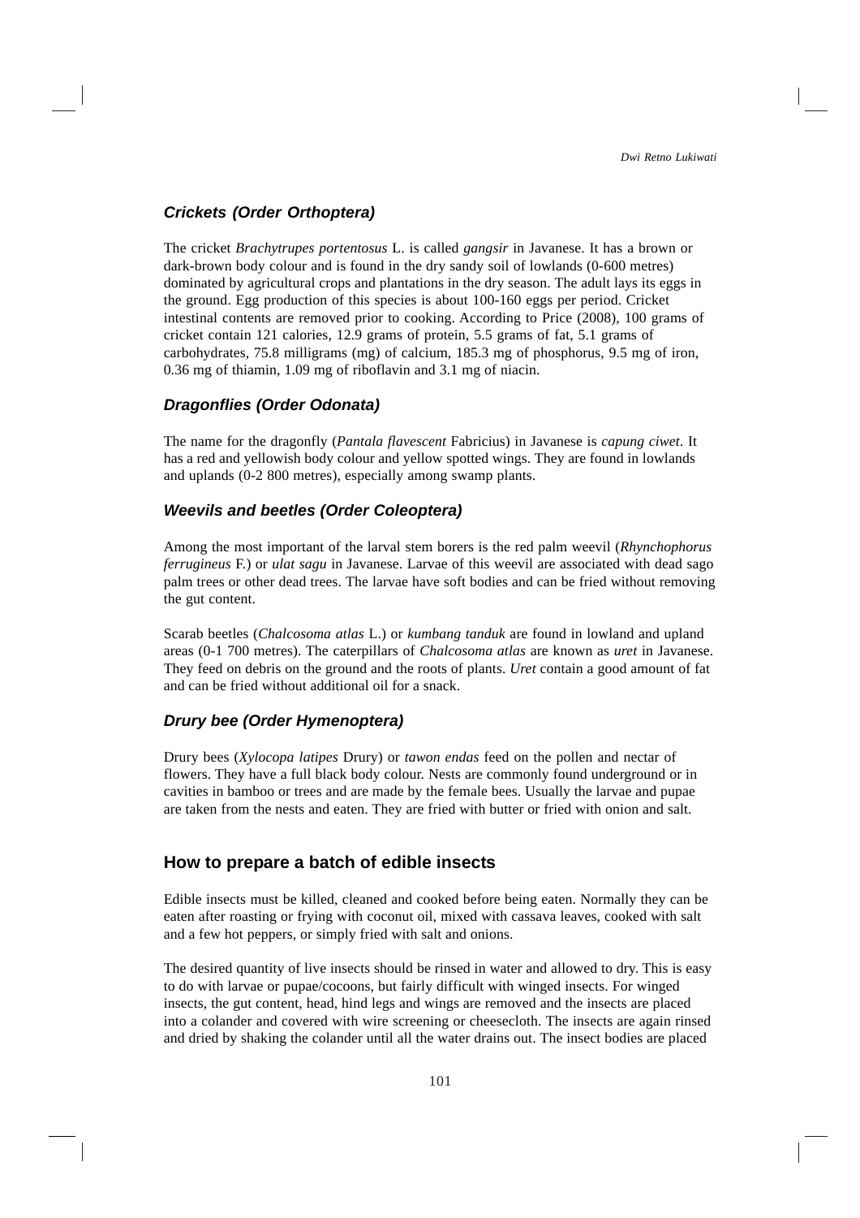### *Crickets (Order Orthoptera)*

The cricket *Brachytrupes portentosus* L. is called *gangsir* in Javanese. It has a brown or dark-brown body colour and is found in the dry sandy soil of lowlands (0-600 metres) dominated by agricultural crops and plantations in the dry season. The adult lays its eggs in the ground. Egg production of this species is about 100-160 eggs per period. Cricket intestinal contents are removed prior to cooking. According to Price (2008), 100 grams of cricket contain 121 calories, 12.9 grams of protein, 5.5 grams of fat, 5.1 grams of carbohydrates, 75.8 milligrams (mg) of calcium, 185.3 mg of phosphorus, 9.5 mg of iron, 0.36 mg of thiamin, 1.09 mg of riboflavin and 3.1 mg of niacin.

### *Dragonflies (Order Odonata)*

The name for the dragonfly (*Pantala flavescent* Fabricius) in Javanese is *capung ciwet*. It has a red and yellowish body colour and yellow spotted wings. They are found in lowlands and uplands (0-2 800 metres), especially among swamp plants.

### *Weevils and beetles (Order Coleoptera)*

Among the most important of the larval stem borers is the red palm weevil (*Rhynchophorus ferrugineus* F.) or *ulat sagu* in Javanese. Larvae of this weevil are associated with dead sago palm trees or other dead trees. The larvae have soft bodies and can be fried without removing the gut content.

Scarab beetles (*Chalcosoma atlas* L.) or *kumbang tanduk* are found in lowland and upland areas (0-1 700 metres). The caterpillars of *Chalcosoma atlas* are known as *uret* in Javanese. They feed on debris on the ground and the roots of plants. *Uret* contain a good amount of fat and can be fried without additional oil for a snack.

### *Drury bee (Order Hymenoptera)*

Drury bees (*Xylocopa latipes* Drury) or *tawon endas* feed on the pollen and nectar of flowers. They have a full black body colour. Nests are commonly found underground or in cavities in bamboo or trees and are made by the female bees. Usually the larvae and pupae are taken from the nests and eaten. They are fried with butter or fried with onion and salt.

## How to prepare a batch of edible insects

Edible insects must be killed, cleaned and cooked before being eaten. Normally they can be eaten after roasting or frying with coconut oil, mixed with cassava leaves, cooked with salt and a few hot peppers, or simply fried with salt and onions.

The desired quantity of live insects should be rinsed in water and allowed to dry. This is easy to do with larvae or pupae/cocoons, but fairly difficult with winged insects. For winged insects, the gut content, head, hind legs and wings are removed and the insects are placed into a colander and covered with wire screening or cheesecloth. The insects are again rinsed and dried by shaking the colander until all the water drains out. The insect bodies are placed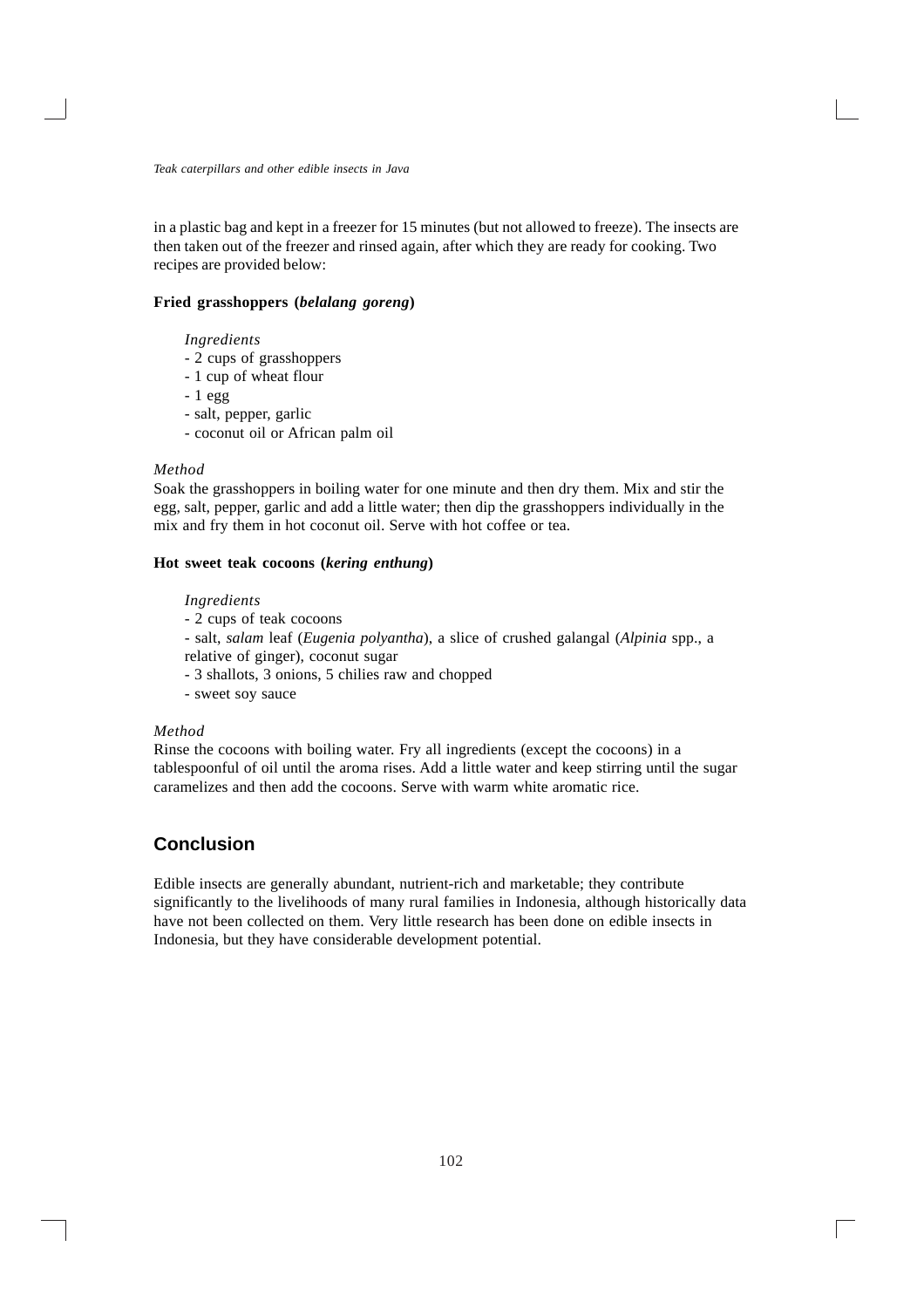in a plastic bag and kept in a freezer for 15 minutes (but not allowed to freeze). The insects are then taken out of the freezer and rinsed again, after which they are ready for cooking. Two recipes are provided below:

**Fried grasshoppers (*belalang goreng*)**

*Ingredients*

- 2 cups of grasshoppers
- 1 cup of wheat flour
- 1 egg
- salt, pepper, garlic
- coconut oil or African palm oil

*Method*

Soak the grasshoppers in boiling water for one minute and then dry them. Mix and stir the egg, salt, pepper, garlic and add a little water; then dip the grasshoppers individually in the mix and fry them in hot coconut oil. Serve with hot coffee or tea.

**Hot sweet teak cocoons (*kering enthung*)**

*Ingredients*

- 2 cups of teak cocoons
- salt, *salam* leaf (*Eugenia polyantha*), a slice of crushed galangal (*Alpinia* spp., a relative of ginger), coconut sugar
- 3 shallots, 3 onions, 5 chilies raw and chopped
- sweet soy sauce

*Method*

Rinse the cocoons with boiling water. Fry all ingredients (except the cocoons) in a tablespoonful of oil until the aroma rises. Add a little water and keep stirring until the sugar caramelizes and then add the cocoons. Serve with warm white aromatic rice.

## Conclusion

Edible insects are generally abundant, nutrient-rich and marketable; they contribute significantly to the livelihoods of many rural families in Indonesia, although historically data have not been collected on them. Very little research has been done on edible insects in Indonesia, but they have considerable development potential.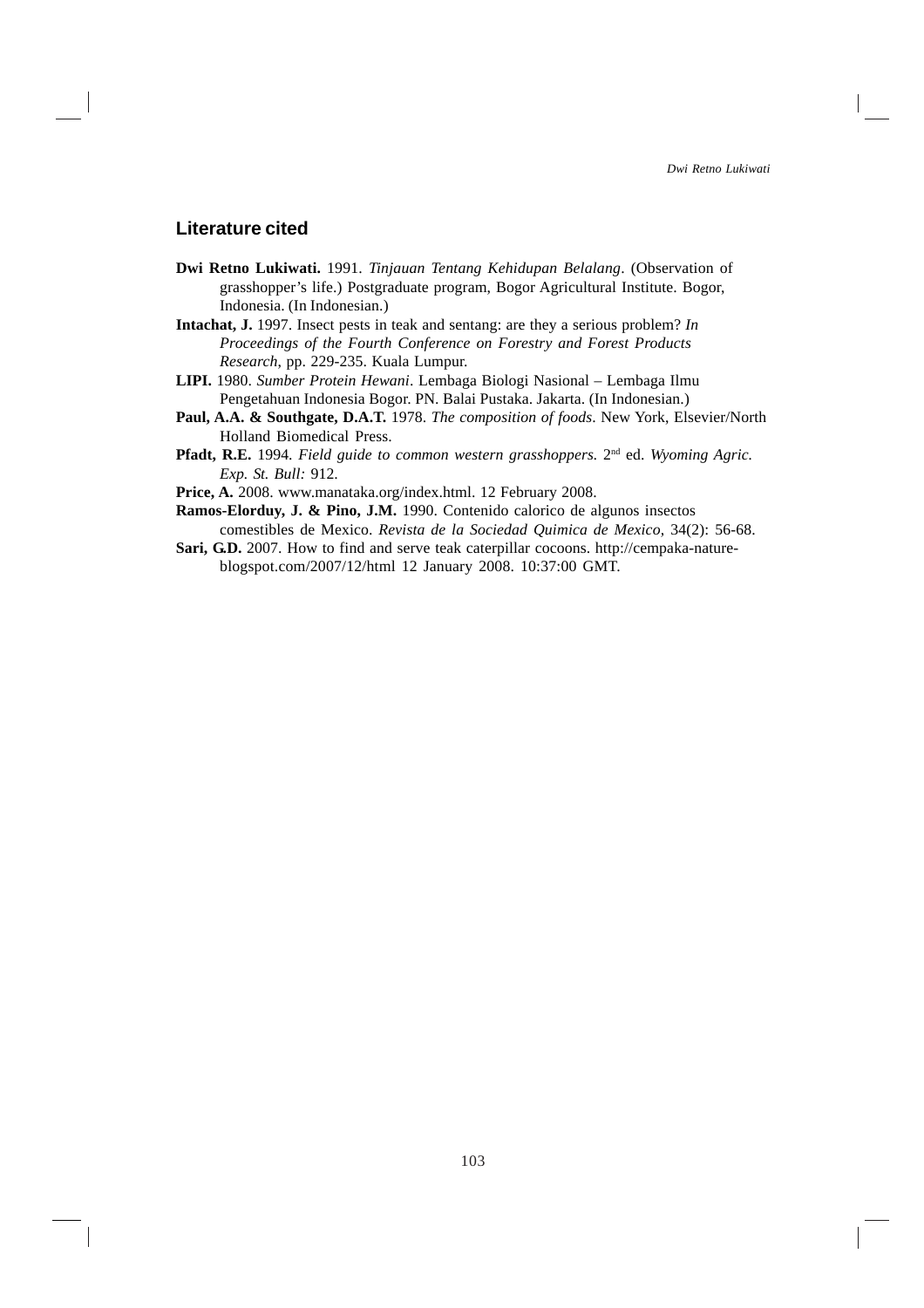## Literature cited

**Dwi Retno Lukiwati.** 1991. *Tinjauan Tentang Kehidupan Belalang*. (Observation of grasshopper's life.) Postgraduate program, Bogor Agricultural Institute. Bogor, Indonesia. (In Indonesian.)

**Intachat, J.** 1997. Insect pests in teak and sentang: are they a serious problem? *In Proceedings of the Fourth Conference on Forestry and Forest Products Research*, pp. 229-235. Kuala Lumpur.

**LIPI.** 1980. *Sumber Protein Hewani*. Lembaga Biologi Nasional – Lembaga Ilmu Pengetahuan Indonesia Bogor. PN. Balai Pustaka. Jakarta. (In Indonesian.)

**Paul, A.A. & Southgate, D.A.T.** 1978. *The composition of foods*. New York, Elsevier/North Holland Biomedical Press.

**Pfadt, R.E.** 1994. *Field guide to common western grasshoppers.* 2nd ed. *Wyoming Agric. Exp. St. Bull:* 912.

**Price, A.** 2008. www.manataka.org/index.html. 12 February 2008.

**Ramos-Elorduy, J. & Pino, J.M.** 1990. Contenido calorico de algunos insectos comestibles de Mexico. *Revista de la Sociedad Quimica de Mexico*, 34(2): 56-68.

**Sari, G.D.** 2007. How to find and serve teak caterpillar cocoons. http://cempaka-nature-blogspot.com/2007/12/html 12 January 2008. 10:37:00 GMT.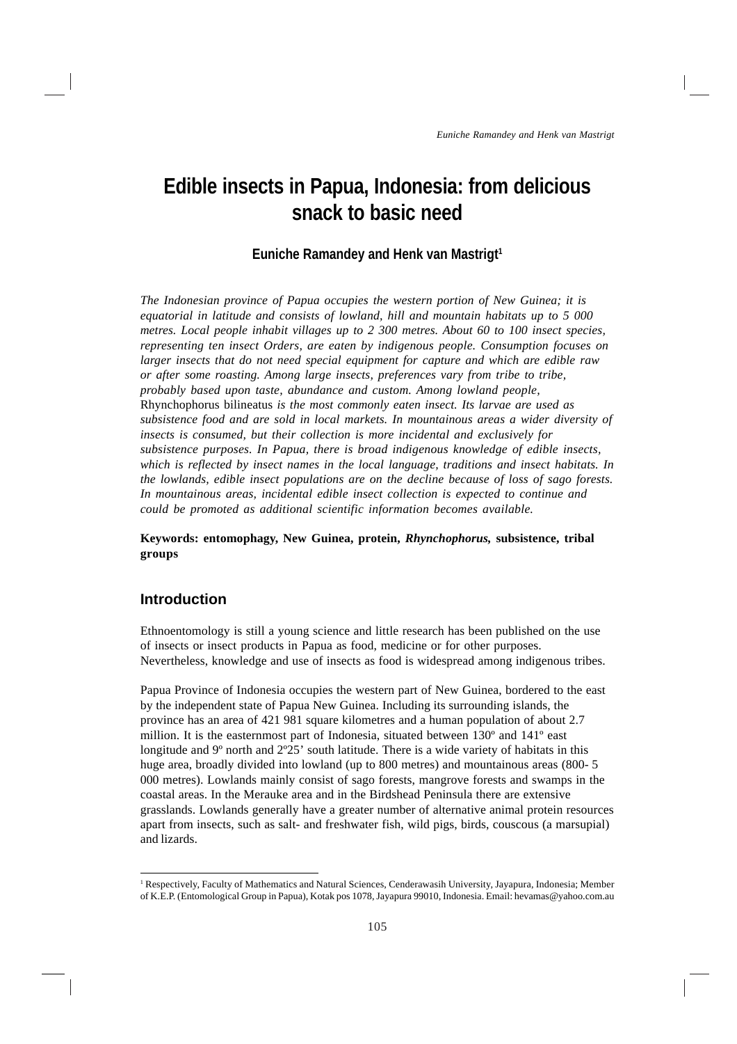# Edible insects in Papua, Indonesia: from delicious snack to basic need

**Euniche Ramandey and Henk van Mastrigt**[1]

*The Indonesian province of Papua occupies the western portion of New Guinea; it is equatorial in latitude and consists of lowland, hill and mountain habitats up to 5 000 metres. Local people inhabit villages up to 2 300 metres. About 60 to 100 insect species, representing ten insect Orders, are eaten by indigenous people. Consumption focuses on larger insects that do not need special equipment for capture and which are edible raw or after some roasting. Among large insects, preferences vary from tribe to tribe, probably based upon taste, abundance and custom. Among lowland people,* Rhynchophorus bilineatus *is the most commonly eaten insect. Its larvae are used as subsistence food and are sold in local markets. In mountainous areas a wider diversity of insects is consumed, but their collection is more incidental and exclusively for subsistence purposes. In Papua, there is broad indigenous knowledge of edible insects, which is reflected by insect names in the local language, traditions and insect habitats. In the lowlands, edible insect populations are on the decline because of loss of sago forests. In mountainous areas, incidental edible insect collection is expected to continue and could be promoted as additional scientific information becomes available.*

**Keywords: entomophagy, New Guinea, protein, *Rhynchophorus*, subsistence, tribal groups**

## Introduction

Ethnoentomology is still a young science and little research has been published on the use of insects or insect products in Papua as food, medicine or for other purposes. Nevertheless, knowledge and use of insects as food is widespread among indigenous tribes.

Papua Province of Indonesia occupies the western part of New Guinea, bordered to the east by the independent state of Papua New Guinea. Including its surrounding islands, the province has an area of 421 981 square kilometres and a human population of about 2.7 million. It is the easternmost part of Indonesia, situated between 130º and 141º east longitude and 9º north and 2º25' south latitude. There is a wide variety of habitats in this huge area, broadly divided into lowland (up to 800 metres) and mountainous areas (800- 5 000 metres). Lowlands mainly consist of sago forests, mangrove forests and swamps in the coastal areas. In the Merauke area and in the Birdshead Peninsula there are extensive grasslands. Lowlands generally have a greater number of alternative animal protein resources apart from insects, such as salt- and freshwater fish, wild pigs, birds, couscous (a marsupial) and lizards.

[1] Respectively, Faculty of Mathematics and Natural Sciences, Cenderawasih University, Jayapura, Indonesia; Member of K.E.P. (Entomological Group in Papua), Kotak pos 1078, Jayapura 99010, Indonesia. Email: hevamas@yahoo.com.au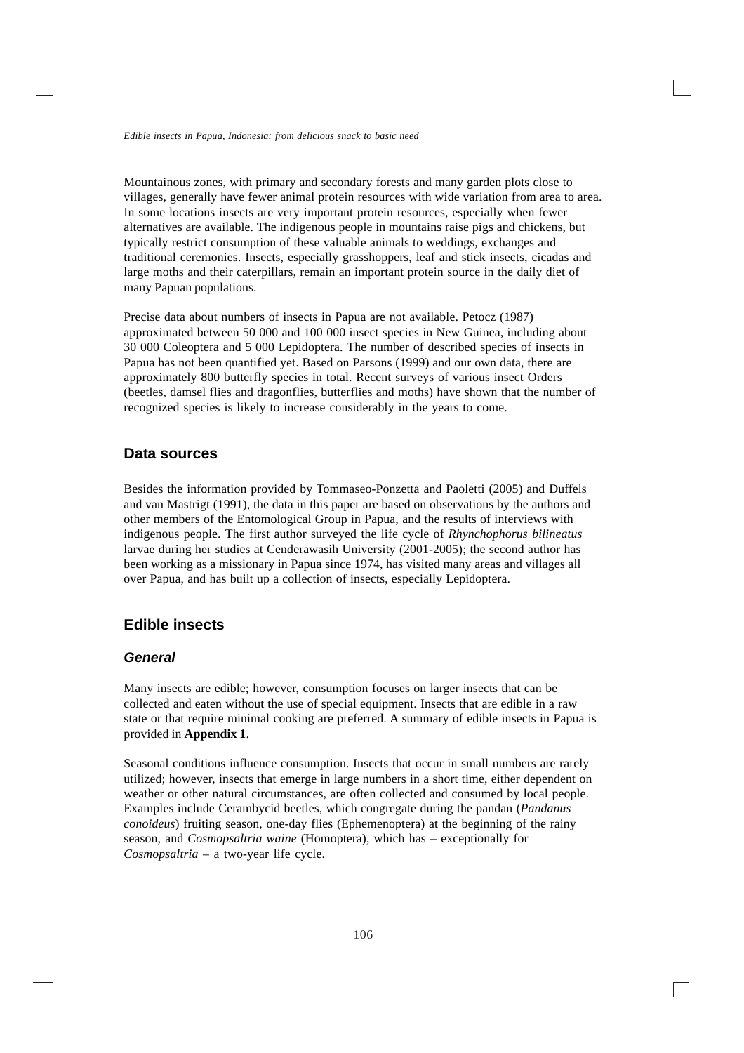Mountainous zones, with primary and secondary forests and many garden plots close to villages, generally have fewer animal protein resources with wide variation from area to area. In some locations insects are very important protein resources, especially when fewer alternatives are available. The indigenous people in mountains raise pigs and chickens, but typically restrict consumption of these valuable animals to weddings, exchanges and traditional ceremonies. Insects, especially grasshoppers, leaf and stick insects, cicadas and large moths and their caterpillars, remain an important protein source in the daily diet of many Papuan populations.

Precise data about numbers of insects in Papua are not available. Petocz (1987) approximated between 50 000 and 100 000 insect species in New Guinea, including about 30 000 Coleoptera and 5 000 Lepidoptera. The number of described species of insects in Papua has not been quantified yet. Based on Parsons (1999) and our own data, there are approximately 800 butterfly species in total. Recent surveys of various insect Orders (beetles, damsel flies and dragonflies, butterflies and moths) have shown that the number of recognized species is likely to increase considerably in the years to come.

## Data sources

Besides the information provided by Tommaseo-Ponzetta and Paoletti (2005) and Duffels and van Mastrigt (1991), the data in this paper are based on observations by the authors and other members of the Entomological Group in Papua, and the results of interviews with indigenous people. The first author surveyed the life cycle of *Rhynchophorus bilineatus* larvae during her studies at Cenderawasih University (2001-2005); the second author has been working as a missionary in Papua since 1974, has visited many areas and villages all over Papua, and has built up a collection of insects, especially Lepidoptera.

## Edible insects

### *General*

Many insects are edible; however, consumption focuses on larger insects that can be collected and eaten without the use of special equipment. Insects that are edible in a raw state or that require minimal cooking are preferred. A summary of edible insects in Papua is provided in **Appendix 1**.

Seasonal conditions influence consumption. Insects that occur in small numbers are rarely utilized; however, insects that emerge in large numbers in a short time, either dependent on weather or other natural circumstances, are often collected and consumed by local people. Examples include Cerambycid beetles, which congregate during the pandan (*Pandanus conoideus*) fruiting season, one-day flies (Ephemenoptera) at the beginning of the rainy season, and *Cosmopsaltria waine* (Homoptera), which has – exceptionally for *Cosmopsaltria* – a two-year life cycle.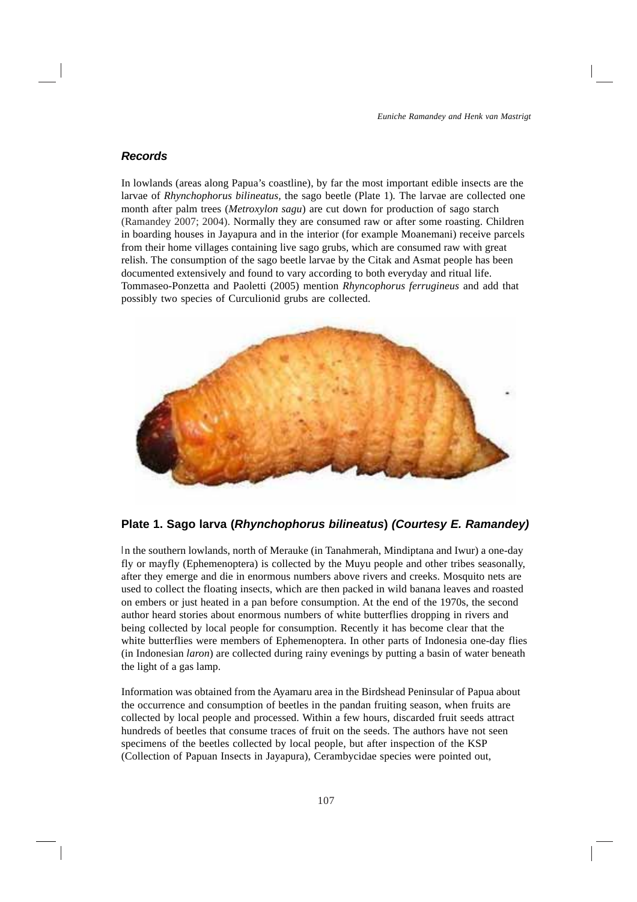### *Records*

In lowlands (areas along Papua's coastline), by far the most important edible insects are the larvae of *Rhynchophorus bilineatus,* the sago beetle (Plate 1). The larvae are collected one month after palm trees (*Metroxylon sagu*) are cut down for production of sago starch (Ramandey 2007; 2004). Normally they are consumed raw or after some roasting. Children in boarding houses in Jayapura and in the interior (for example Moanemani) receive parcels from their home villages containing live sago grubs, which are consumed raw with great relish. The consumption of the sago beetle larvae by the Citak and Asmat people has been documented extensively and found to vary according to both everyday and ritual life. Tommaseo-Ponzetta and Paoletti (2005) mention *Rhyncophorus ferrugineus* and add that possibly two species of Curculionid grubs are collected.

**Plate 1. Sago larva (*Rhynchophorus bilineatus*) *(Courtesy E. Ramandey)***

In the southern lowlands, north of Merauke (in Tanahmerah, Mindiptana and Iwur) a one-day fly or mayfly (Ephemenoptera) is collected by the Muyu people and other tribes seasonally, after they emerge and die in enormous numbers above rivers and creeks. Mosquito nets are used to collect the floating insects, which are then packed in wild banana leaves and roasted on embers or just heated in a pan before consumption. At the end of the 1970s, the second author heard stories about enormous numbers of white butterflies dropping in rivers and being collected by local people for consumption. Recently it has become clear that the white butterflies were members of Ephemenoptera. In other parts of Indonesia one-day flies (in Indonesian *laron*) are collected during rainy evenings by putting a basin of water beneath the light of a gas lamp.

Information was obtained from the Ayamaru area in the Birdshead Peninsular of Papua about the occurrence and consumption of beetles in the pandan fruiting season, when fruits are collected by local people and processed. Within a few hours, discarded fruit seeds attract hundreds of beetles that consume traces of fruit on the seeds. The authors have not seen specimens of the beetles collected by local people, but after inspection of the KSP (Collection of Papuan Insects in Jayapura), Cerambycidae species were pointed out,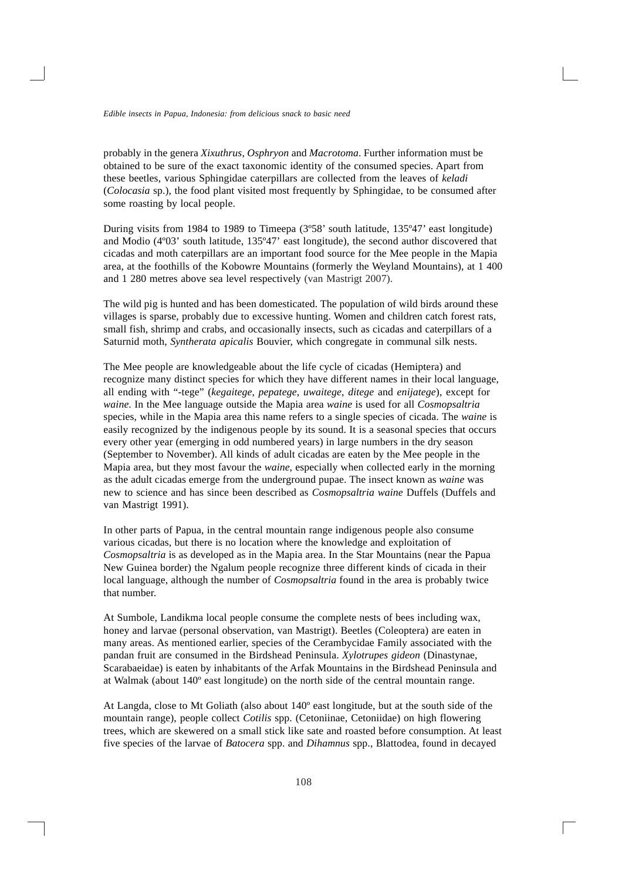probably in the genera *Xixuthrus*, *Osphryon* and *Macrotoma*. Further information must be obtained to be sure of the exact taxonomic identity of the consumed species. Apart from these beetles, various Sphingidae caterpillars are collected from the leaves of *keladi* (*Colocasia* sp.), the food plant visited most frequently by Sphingidae, to be consumed after some roasting by local people.

During visits from 1984 to 1989 to Timeepa (3º58' south latitude, 135º47' east longitude) and Modio (4º03' south latitude, 135º47' east longitude), the second author discovered that cicadas and moth caterpillars are an important food source for the Mee people in the Mapia area, at the foothills of the Kobowre Mountains (formerly the Weyland Mountains), at 1 400 and 1 280 metres above sea level respectively (van Mastrigt 2007).

The wild pig is hunted and has been domesticated. The population of wild birds around these villages is sparse, probably due to excessive hunting. Women and children catch forest rats, small fish, shrimp and crabs, and occasionally insects, such as cicadas and caterpillars of a Saturnid moth, *Syntherata apicalis* Bouvier, which congregate in communal silk nests.

The Mee people are knowledgeable about the life cycle of cicadas (Hemiptera) and recognize many distinct species for which they have different names in their local language, all ending with "-tege" (*kegaitege*, *pepatege*, *uwaitege*, *ditege* and *enijatege*), except for *waine*. In the Mee language outside the Mapia area *waine* is used for all *Cosmopsaltria* species, while in the Mapia area this name refers to a single species of cicada. The *waine* is easily recognized by the indigenous people by its sound. It is a seasonal species that occurs every other year (emerging in odd numbered years) in large numbers in the dry season (September to November). All kinds of adult cicadas are eaten by the Mee people in the Mapia area, but they most favour the *waine*, especially when collected early in the morning as the adult cicadas emerge from the underground pupae. The insect known as *waine* was new to science and has since been described as *Cosmopsaltria waine* Duffels (Duffels and van Mastrigt 1991).

In other parts of Papua, in the central mountain range indigenous people also consume various cicadas, but there is no location where the knowledge and exploitation of *Cosmopsaltria* is as developed as in the Mapia area. In the Star Mountains (near the Papua New Guinea border) the Ngalum people recognize three different kinds of cicada in their local language, although the number of *Cosmopsaltria* found in the area is probably twice that number.

At Sumbole, Landikma local people consume the complete nests of bees including wax, honey and larvae (personal observation, van Mastrigt). Beetles (Coleoptera) are eaten in many areas. As mentioned earlier, species of the Cerambycidae Family associated with the pandan fruit are consumed in the Birdshead Peninsula. *Xylotrupes gideon* (Dinastynae, Scarabaeidae) is eaten by inhabitants of the Arfak Mountains in the Birdshead Peninsula and at Walmak (about 140º east longitude) on the north side of the central mountain range.

At Langda, close to Mt Goliath (also about 140º east longitude, but at the south side of the mountain range), people collect *Cotilis* spp. (Cetoniinae, Cetoniidae) on high flowering trees, which are skewered on a small stick like sate and roasted before consumption. At least five species of the larvae of *Batocera* spp. and *Dihamnus* spp., Blattodea, found in decayed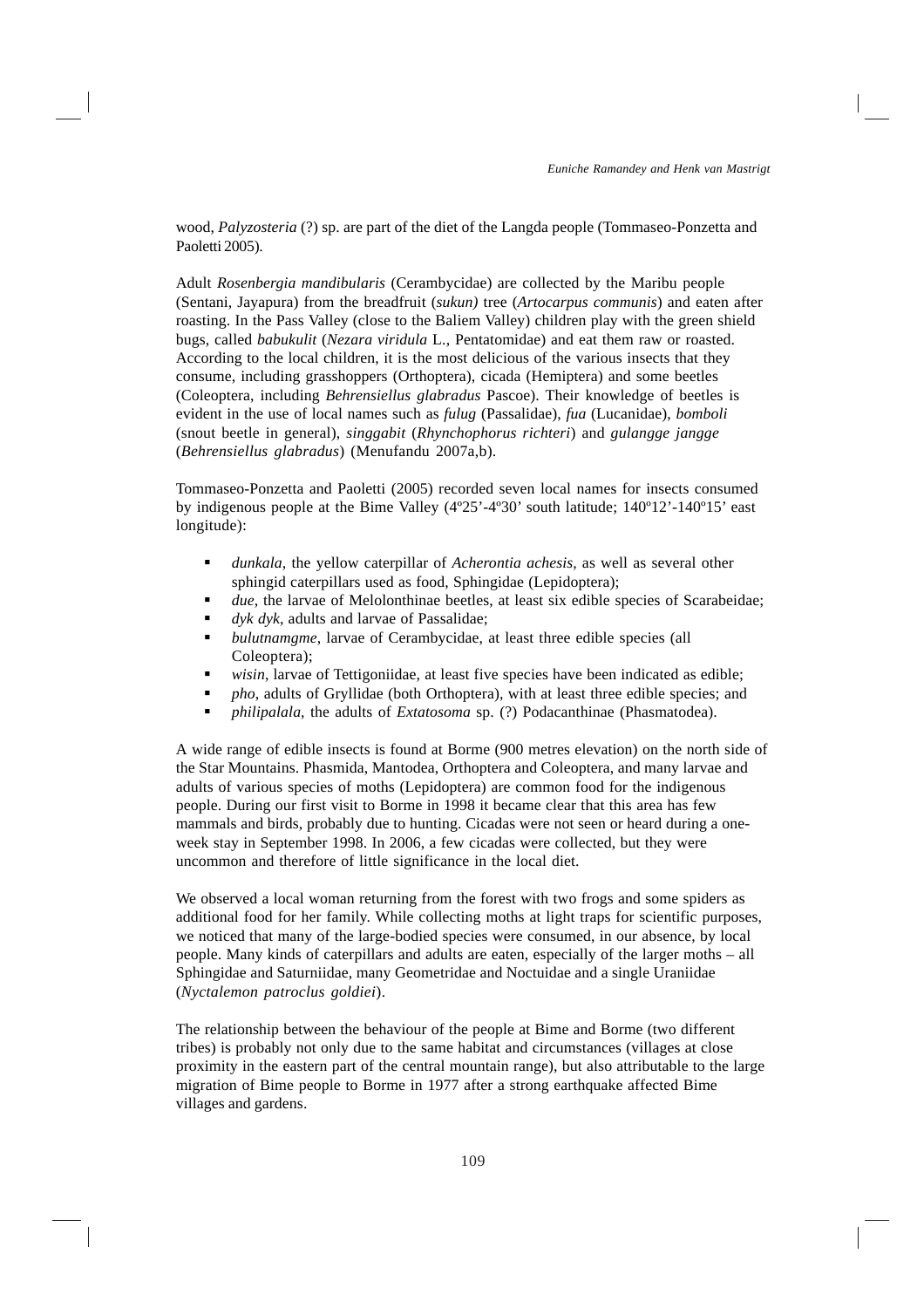wood, *Palyzosteria* (?) sp. are part of the diet of the Langda people (Tommaseo-Ponzetta and Paoletti 2005).

Adult *Rosenbergia mandibularis* (Cerambycidae) are collected by the Maribu people (Sentani, Jayapura) from the breadfruit (*sukun)* tree (*Artocarpus communis*) and eaten after roasting. In the Pass Valley (close to the Baliem Valley) children play with the green shield bugs, called *babukulit* (*Nezara viridula* L., Pentatomidae) and eat them raw or roasted. According to the local children, it is the most delicious of the various insects that they consume, including grasshoppers (Orthoptera), cicada (Hemiptera) and some beetles (Coleoptera, including *Behrensiellus glabradus* Pascoe). Their knowledge of beetles is evident in the use of local names such as *fulug* (Passalidae), *fua* (Lucanidae), *bomboli* (snout beetle in general), *singgabit* (*Rhynchophorus richteri*) and *gulangge jangge* (*Behrensiellus glabradus*) (Menufandu 2007a,b).

Tommaseo-Ponzetta and Paoletti (2005) recorded seven local names for insects consumed by indigenous people at the Bime Valley (4º25'-4º30' south latitude; 140º12'-140º15' east longitude):

- *dunkala*, the yellow caterpillar of *Acherontia achesis,* as well as several other sphingid caterpillars used as food, Sphingidae (Lepidoptera);
- *due*, the larvae of Melolonthinae beetles, at least six edible species of Scarabeidae;
- *dyk dyk*, adults and larvae of Passalidae;
- *bulutnamgme*, larvae of Cerambycidae, at least three edible species (all Coleoptera);
- *wisin*, larvae of Tettigoniidae, at least five species have been indicated as edible;
- *pho*, adults of Gryllidae (both Orthoptera), with at least three edible species; and
- *philipalala*, the adults of *Extatosoma* sp. (?) Podacanthinae (Phasmatodea).

A wide range of edible insects is found at Borme (900 metres elevation) on the north side of the Star Mountains. Phasmida, Mantodea, Orthoptera and Coleoptera, and many larvae and adults of various species of moths (Lepidoptera) are common food for the indigenous people. During our first visit to Borme in 1998 it became clear that this area has few mammals and birds, probably due to hunting. Cicadas were not seen or heard during a one-week stay in September 1998. In 2006, a few cicadas were collected, but they were uncommon and therefore of little significance in the local diet.

We observed a local woman returning from the forest with two frogs and some spiders as additional food for her family. While collecting moths at light traps for scientific purposes, we noticed that many of the large-bodied species were consumed, in our absence, by local people. Many kinds of caterpillars and adults are eaten, especially of the larger moths – all Sphingidae and Saturniidae, many Geometridae and Noctuidae and a single Uraniidae (*Nyctalemon patroclus goldiei*).

The relationship between the behaviour of the people at Bime and Borme (two different tribes) is probably not only due to the same habitat and circumstances (villages at close proximity in the eastern part of the central mountain range), but also attributable to the large migration of Bime people to Borme in 1977 after a strong earthquake affected Bime villages and gardens.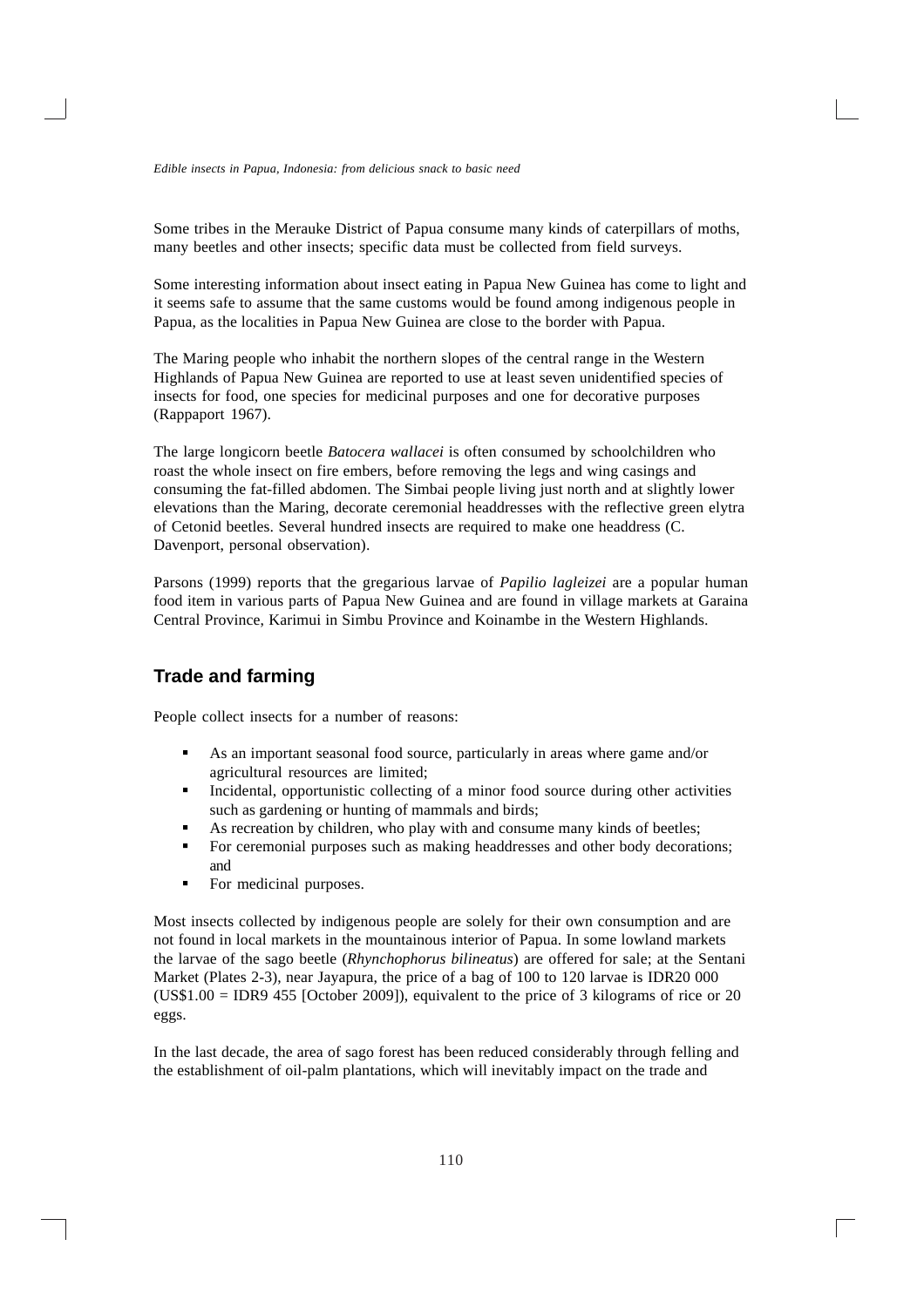Some tribes in the Merauke District of Papua consume many kinds of caterpillars of moths, many beetles and other insects; specific data must be collected from field surveys.

Some interesting information about insect eating in Papua New Guinea has come to light and it seems safe to assume that the same customs would be found among indigenous people in Papua, as the localities in Papua New Guinea are close to the border with Papua.

The Maring people who inhabit the northern slopes of the central range in the Western Highlands of Papua New Guinea are reported to use at least seven unidentified species of insects for food, one species for medicinal purposes and one for decorative purposes (Rappaport 1967).

The large longicorn beetle *Batocera wallacei* is often consumed by schoolchildren who roast the whole insect on fire embers, before removing the legs and wing casings and consuming the fat-filled abdomen. The Simbai people living just north and at slightly lower elevations than the Maring, decorate ceremonial headdresses with the reflective green elytra of Cetonid beetles. Several hundred insects are required to make one headdress (C. Davenport, personal observation).

Parsons (1999) reports that the gregarious larvae of *Papilio lagleizei* are a popular human food item in various parts of Papua New Guinea and are found in village markets at Garaina Central Province, Karimui in Simbu Province and Koinambe in the Western Highlands.

## Trade and farming

People collect insects for a number of reasons:

- As an important seasonal food source, particularly in areas where game and/or agricultural resources are limited;
- Incidental, opportunistic collecting of a minor food source during other activities such as gardening or hunting of mammals and birds;
- As recreation by children, who play with and consume many kinds of beetles;
- For ceremonial purposes such as making headdresses and other body decorations; and
- For medicinal purposes.

Most insects collected by indigenous people are solely for their own consumption and are not found in local markets in the mountainous interior of Papua. In some lowland markets the larvae of the sago beetle (*Rhynchophorus bilineatus*) are offered for sale; at the Sentani Market (Plates 2-3), near Jayapura, the price of a bag of 100 to 120 larvae is IDR20 000 (US$1.00 = IDR9 455 [October 2009]), equivalent to the price of 3 kilograms of rice or 20 eggs.

In the last decade, the area of sago forest has been reduced considerably through felling and the establishment of oil-palm plantations, which will inevitably impact on the trade and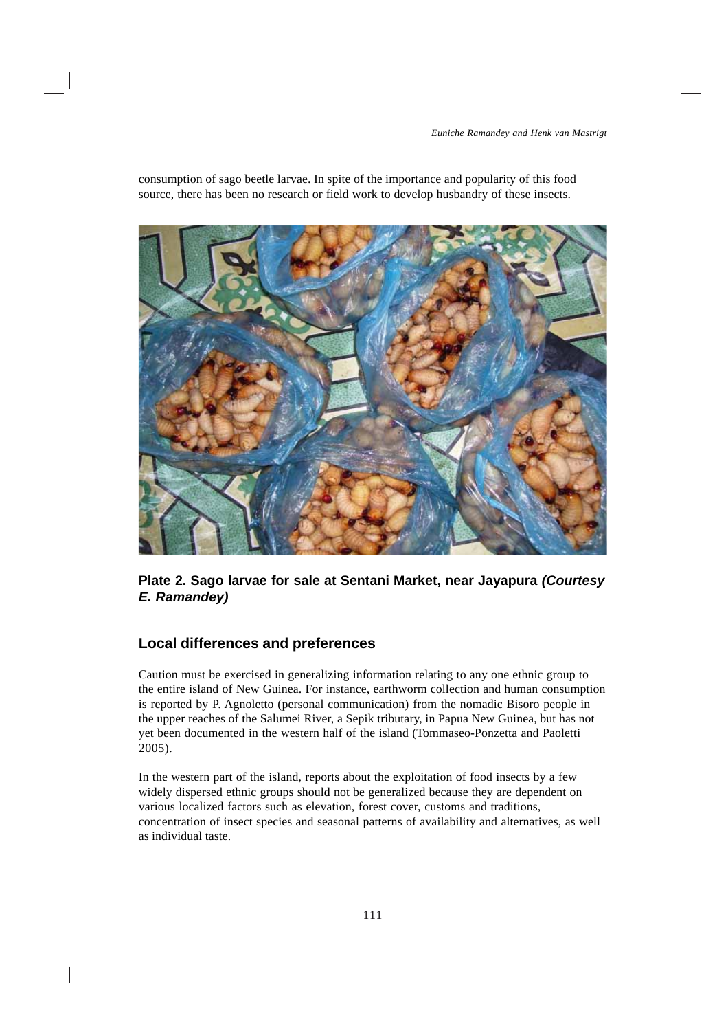consumption of sago beetle larvae. In spite of the importance and popularity of this food source, there has been no research or field work to develop husbandry of these insects.

**Plate 2. Sago larvae for sale at Sentani Market, near Jayapura *(Courtesy E. Ramandey)***

## Local differences and preferences

Caution must be exercised in generalizing information relating to any one ethnic group to the entire island of New Guinea. For instance, earthworm collection and human consumption is reported by P. Agnoletto (personal communication) from the nomadic Bisoro people in the upper reaches of the Salumei River, a Sepik tributary, in Papua New Guinea, but has not yet been documented in the western half of the island (Tommaseo-Ponzetta and Paoletti 2005).

In the western part of the island, reports about the exploitation of food insects by a few widely dispersed ethnic groups should not be generalized because they are dependent on various localized factors such as elevation, forest cover, customs and traditions, concentration of insect species and seasonal patterns of availability and alternatives, as well as individual taste.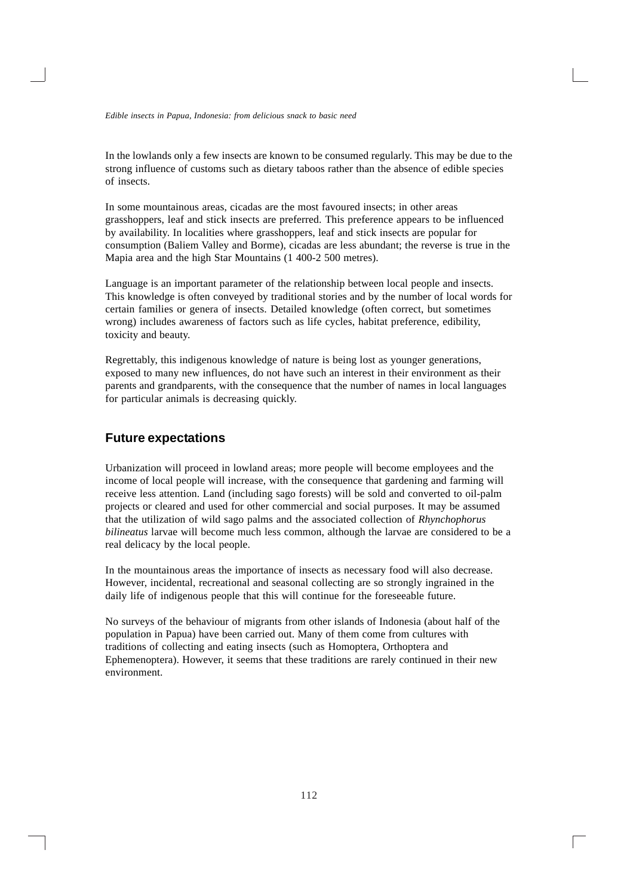In the lowlands only a few insects are known to be consumed regularly. This may be due to the strong influence of customs such as dietary taboos rather than the absence of edible species of insects.

In some mountainous areas, cicadas are the most favoured insects; in other areas grasshoppers, leaf and stick insects are preferred. This preference appears to be influenced by availability. In localities where grasshoppers, leaf and stick insects are popular for consumption (Baliem Valley and Borme), cicadas are less abundant; the reverse is true in the Mapia area and the high Star Mountains (1 400-2 500 metres).

Language is an important parameter of the relationship between local people and insects. This knowledge is often conveyed by traditional stories and by the number of local words for certain families or genera of insects. Detailed knowledge (often correct, but sometimes wrong) includes awareness of factors such as life cycles, habitat preference, edibility, toxicity and beauty.

Regrettably, this indigenous knowledge of nature is being lost as younger generations, exposed to many new influences, do not have such an interest in their environment as their parents and grandparents, with the consequence that the number of names in local languages for particular animals is decreasing quickly.

## Future expectations

Urbanization will proceed in lowland areas; more people will become employees and the income of local people will increase, with the consequence that gardening and farming will receive less attention. Land (including sago forests) will be sold and converted to oil-palm projects or cleared and used for other commercial and social purposes. It may be assumed that the utilization of wild sago palms and the associated collection of *Rhynchophorus bilineatus* larvae will become much less common, although the larvae are considered to be a real delicacy by the local people.

In the mountainous areas the importance of insects as necessary food will also decrease. However, incidental, recreational and seasonal collecting are so strongly ingrained in the daily life of indigenous people that this will continue for the foreseeable future.

No surveys of the behaviour of migrants from other islands of Indonesia (about half of the population in Papua) have been carried out. Many of them come from cultures with traditions of collecting and eating insects (such as Homoptera, Orthoptera and Ephemenoptera). However, it seems that these traditions are rarely continued in their new environment.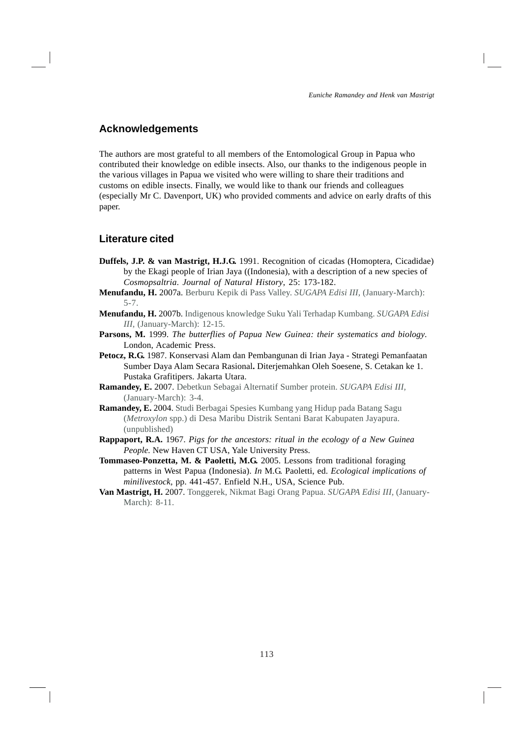## Acknowledgements

The authors are most grateful to all members of the Entomological Group in Papua who contributed their knowledge on edible insects. Also, our thanks to the indigenous people in the various villages in Papua we visited who were willing to share their traditions and customs on edible insects. Finally, we would like to thank our friends and colleagues (especially Mr C. Davenport, UK) who provided comments and advice on early drafts of this paper.

## Literature cited

**Duffels, J.P. & van Mastrigt, H.J.G.** 1991. Recognition of cicadas (Homoptera, Cicadidae) by the Ekagi people of Irian Jaya ((Indonesia), with a description of a new species of *Cosmopsaltria*. *Journal of Natural History*, 25: 173-182.

**Menufandu, H.** 2007a. Berburu Kepik di Pass Valley. *SUGAPA Edisi III,* (January-March): 5-7.

**Menufandu, H.** 2007b. Indigenous knowledge Suku Yali Terhadap Kumbang. *SUGAPA Edisi III,* (January-March): 12-15.

**Parsons, M.** 1999. *The butterflies of Papua New Guinea: their systematics and biology*. London, Academic Press.

**Petocz, R.G.** 1987. Konservasi Alam dan Pembangunan di Irian Jaya - Strategi Pemanfaatan Sumber Daya Alam Secara Rasional**.** Diterjemahkan Oleh Soesene, S. Cetakan ke 1. Pustaka Grafitipers. Jakarta Utara.

**Ramandey, E.** 2007. Debetkun Sebagai Alternatif Sumber protein. *SUGAPA Edisi III,* (January-March): 3-4.

**Ramandey, E.** 2004. Studi Berbagai Spesies Kumbang yang Hidup pada Batang Sagu (*Metroxylon* spp.) di Desa Maribu Distrik Sentani Barat Kabupaten Jayapura. (unpublished)

**Rappaport, R.A.** 1967. *Pigs for the ancestors: ritual in the ecology of a New Guinea People.* New Haven CT USA, Yale University Press.

**Tommaseo-Ponzetta, M. & Paoletti, M.G.** 2005. Lessons from traditional foraging patterns in West Papua (Indonesia). *In* M.G. Paoletti, ed. *Ecological implications of minilivestock,* pp. 441-457. Enfield N.H., USA, Science Pub.

**Van Mastrigt, H.** 2007. Tonggerek, Nikmat Bagi Orang Papua. *SUGAPA Edisi III,* (January-March): 8-11.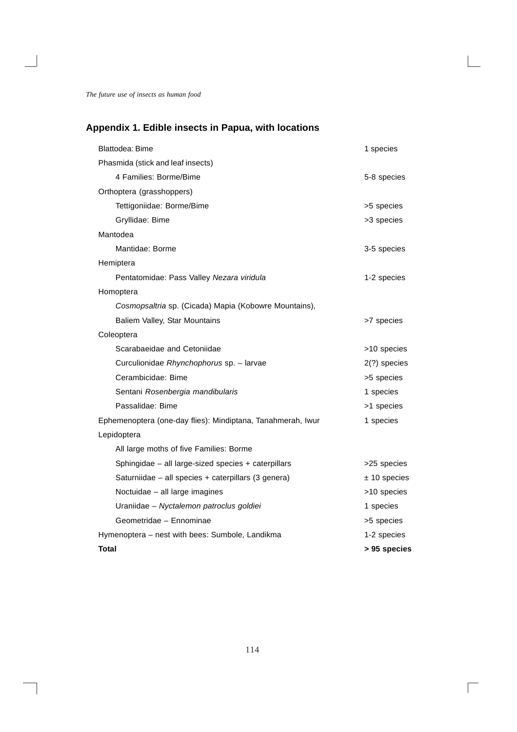## Appendix 1. Edible insects in Papua, with locations

| | |
|---|---|
| Blattodea: Bime | 1 species |
| Phasmida (stick and leaf insects) | |
| 4 Families: Borme/Bime | 5-8 species |
| Orthoptera (grasshoppers) | |
| Tettigoniidae: Borme/Bime | >5 species |
| Gryllidae: Bime | >3 species |
| Mantodea | |
| Mantidae: Borme | 3-5 species |
| Hemiptera | |
| Pentatomidae: Pass Valley *Nezara viridula* | 1-2 species |
| Homoptera | |
| *Cosmopsaltria* sp. (Cicada) Mapia (Kobowre Mountains), Baliem Valley, Star Mountains | >7 species |
| Coleoptera | |
| Scarabaeidae and Cetoniidae | >10 species |
| Curculionidae *Rhynchophorus* sp. – larvae | 2(?) species |
| Cerambicidae: Bime | >5 species |
| Sentani *Rosenbergia mandibularis* | 1 species |
| Passalidae: Bime | >1 species |
| Ephemenoptera (one-day flies): Mindiptana, Tanahmerah, Iwur | 1 species |
| Lepidoptera | |
| All large moths of five Families: Borme | |
| Sphingidae – all large-sized species + caterpillars | >25 species |
| Saturniidae – all species + caterpillars (3 genera) | ± 10 species |
| Noctuidae – all large imagines | >10 species |
| Uraniidae – *Nyctalemon patroclus goldiei* | 1 species |
| Geometridae – Ennominae | >5 species |
| Hymenoptera – nest with bees: Sumbole, Landikma | 1-2 species |
| **Total** | **> 95 species** |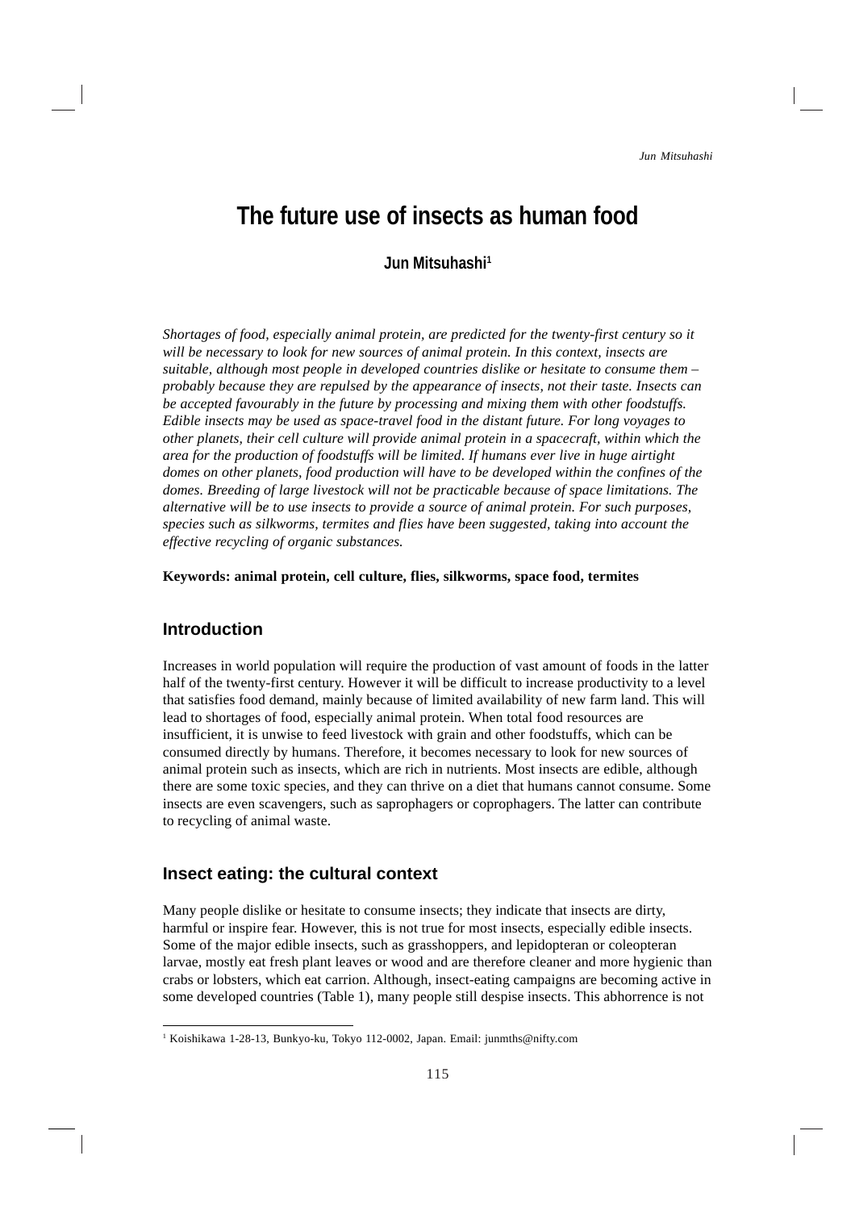# The future use of insects as human food

**Jun Mitsuhashi**[1]

*Shortages of food, especially animal protein, are predicted for the twenty-first century so it will be necessary to look for new sources of animal protein. In this context, insects are suitable, although most people in developed countries dislike or hesitate to consume them – probably because they are repulsed by the appearance of insects, not their taste. Insects can be accepted favourably in the future by processing and mixing them with other foodstuffs. Edible insects may be used as space-travel food in the distant future. For long voyages to other planets, their cell culture will provide animal protein in a spacecraft, within which the area for the production of foodstuffs will be limited. If humans ever live in huge airtight domes on other planets, food production will have to be developed within the confines of the domes. Breeding of large livestock will not be practicable because of space limitations. The alternative will be to use insects to provide a source of animal protein. For such purposes, species such as silkworms, termites and flies have been suggested, taking into account the effective recycling of organic substances.*

**Keywords: animal protein, cell culture, flies, silkworms, space food, termites**

## Introduction

Increases in world population will require the production of vast amount of foods in the latter half of the twenty-first century. However it will be difficult to increase productivity to a level that satisfies food demand, mainly because of limited availability of new farm land. This will lead to shortages of food, especially animal protein. When total food resources are insufficient, it is unwise to feed livestock with grain and other foodstuffs, which can be consumed directly by humans. Therefore, it becomes necessary to look for new sources of animal protein such as insects, which are rich in nutrients. Most insects are edible, although there are some toxic species, and they can thrive on a diet that humans cannot consume. Some insects are even scavengers, such as saprophagers or coprophagers. The latter can contribute to recycling of animal waste.

## Insect eating: the cultural context

Many people dislike or hesitate to consume insects; they indicate that insects are dirty, harmful or inspire fear. However, this is not true for most insects, especially edible insects. Some of the major edible insects, such as grasshoppers, and lepidopteran or coleopteran larvae, mostly eat fresh plant leaves or wood and are therefore cleaner and more hygienic than crabs or lobsters, which eat carrion. Although, insect-eating campaigns are becoming active in some developed countries (Table 1), many people still despise insects. This abhorrence is not

[1] Koishikawa 1-28-13, Bunkyo-ku, Tokyo 112-0002, Japan. Email: junmths@nifty.com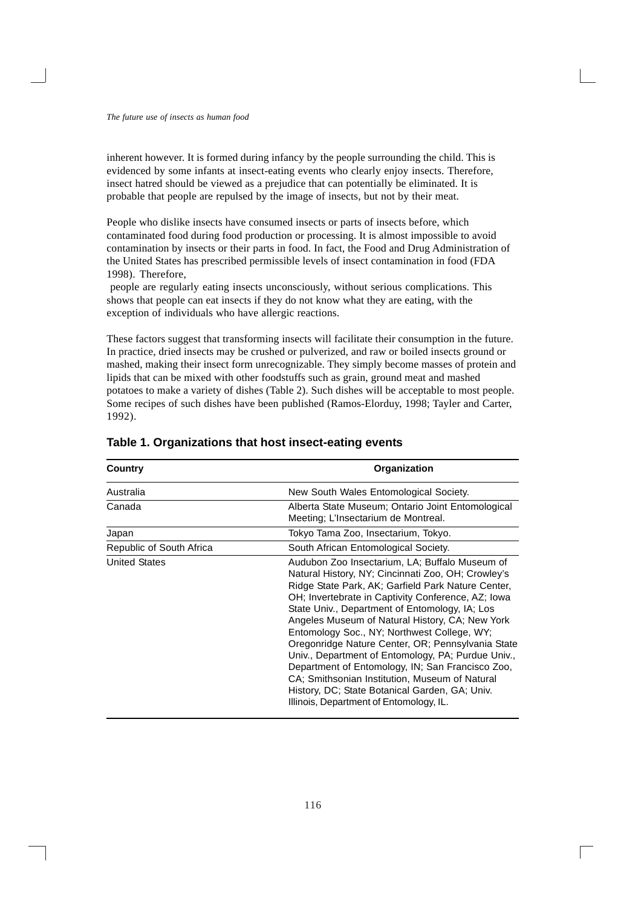inherent however. It is formed during infancy by the people surrounding the child. This is evidenced by some infants at insect-eating events who clearly enjoy insects. Therefore, insect hatred should be viewed as a prejudice that can potentially be eliminated. It is probable that people are repulsed by the image of insects, but not by their meat.

People who dislike insects have consumed insects or parts of insects before, which contaminated food during food production or processing. It is almost impossible to avoid contamination by insects or their parts in food. In fact, the Food and Drug Administration of the United States has prescribed permissible levels of insect contamination in food (FDA 1998). Therefore, people are regularly eating insects unconsciously, without serious complications. This shows that people can eat insects if they do not know what they are eating, with the exception of individuals who have allergic reactions.

These factors suggest that transforming insects will facilitate their consumption in the future. In practice, dried insects may be crushed or pulverized, and raw or boiled insects ground or mashed, making their insect form unrecognizable. They simply become masses of protein and lipids that can be mixed with other foodstuffs such as grain, ground meat and mashed potatoes to make a variety of dishes (Table 2). Such dishes will be acceptable to most people. Some recipes of such dishes have been published (Ramos-Elorduy, 1998; Tayler and Carter, 1992).

**Table 1. Organizations that host insect-eating events**

| Country | Organization |
|---|---|
| Australia | New South Wales Entomological Society. |
| Canada | Alberta State Museum; Ontario Joint Entomological Meeting; L'Insectarium de Montreal. |
| Japan | Tokyo Tama Zoo, Insectarium, Tokyo. |
| Republic of South Africa | South African Entomological Society. |
| United States | Audubon Zoo Insectarium, LA; Buffalo Museum of Natural History, NY; Cincinnati Zoo, OH; Crowley's Ridge State Park, AK; Garfield Park Nature Center, OH; Invertebrate in Captivity Conference, AZ; Iowa State Univ., Department of Entomology, IA; Los Angeles Museum of Natural History, CA; New York Entomology Soc., NY; Northwest College, WY; Oregonridge Nature Center, OR; Pennsylvania State Univ., Department of Entomology, PA; Purdue Univ., Department of Entomology, IN; San Francisco Zoo, CA; Smithsonian Institution, Museum of Natural History, DC; State Botanical Garden, GA; Univ. Illinois, Department of Entomology, IL. |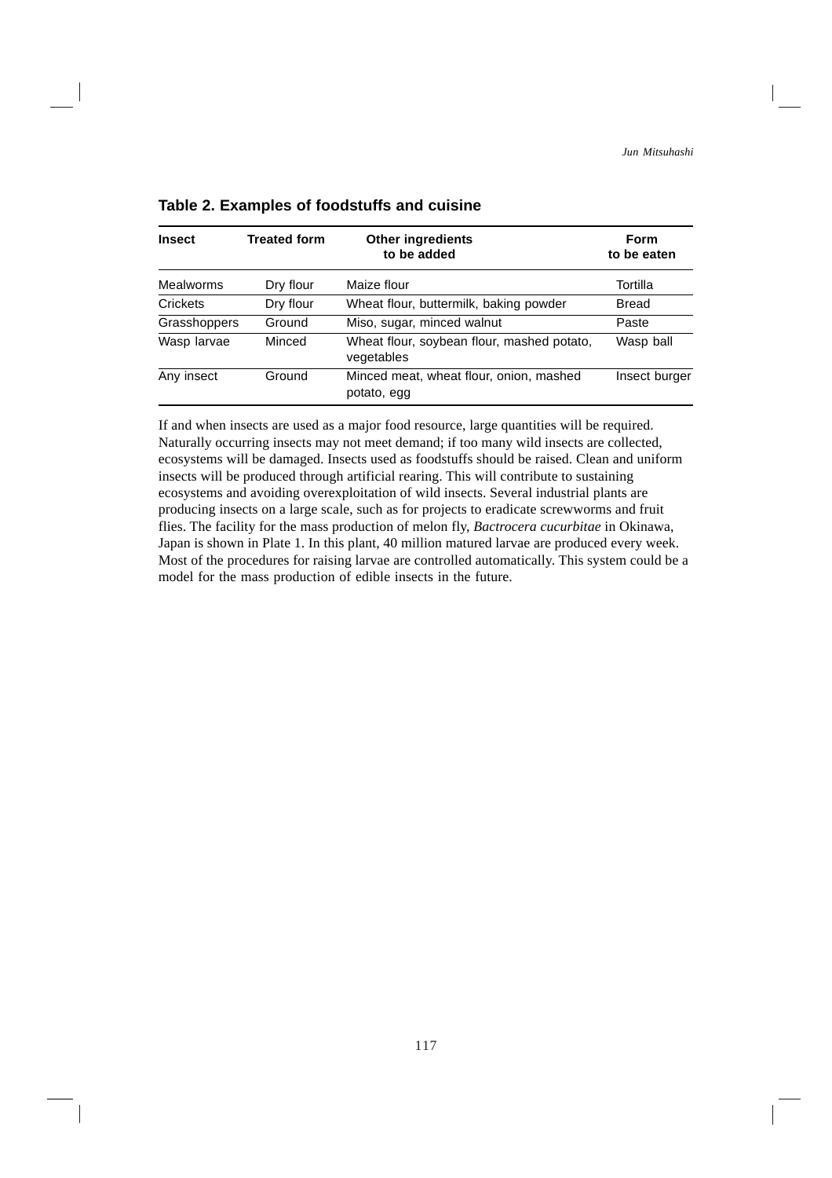**Table 2. Examples of foodstuffs and cuisine**

| Insect | Treated form | Other ingredients to be added | Form to be eaten |
|---|---|---|---|
| Mealworms | Dry flour | Maize flour | Tortilla |
| Crickets | Dry flour | Wheat flour, buttermilk, baking powder | Bread |
| Grasshoppers | Ground | Miso, sugar, minced walnut | Paste |
| Wasp larvae | Minced | Wheat flour, soybean flour, mashed potato, vegetables | Wasp ball |
| Any insect | Ground | Minced meat, wheat flour, onion, mashed potato, egg | Insect burger |

If and when insects are used as a major food resource, large quantities will be required. Naturally occurring insects may not meet demand; if too many wild insects are collected, ecosystems will be damaged. Insects used as foodstuffs should be raised. Clean and uniform insects will be produced through artificial rearing. This will contribute to sustaining ecosystems and avoiding overexploitation of wild insects. Several industrial plants are producing insects on a large scale, such as for projects to eradicate screwworms and fruit flies. The facility for the mass production of melon fly, *Bactrocera cucurbitae* in Okinawa, Japan is shown in Plate 1. In this plant, 40 million matured larvae are produced every week. Most of the procedures for raising larvae are controlled automatically. This system could be a model for the mass production of edible insects in the future.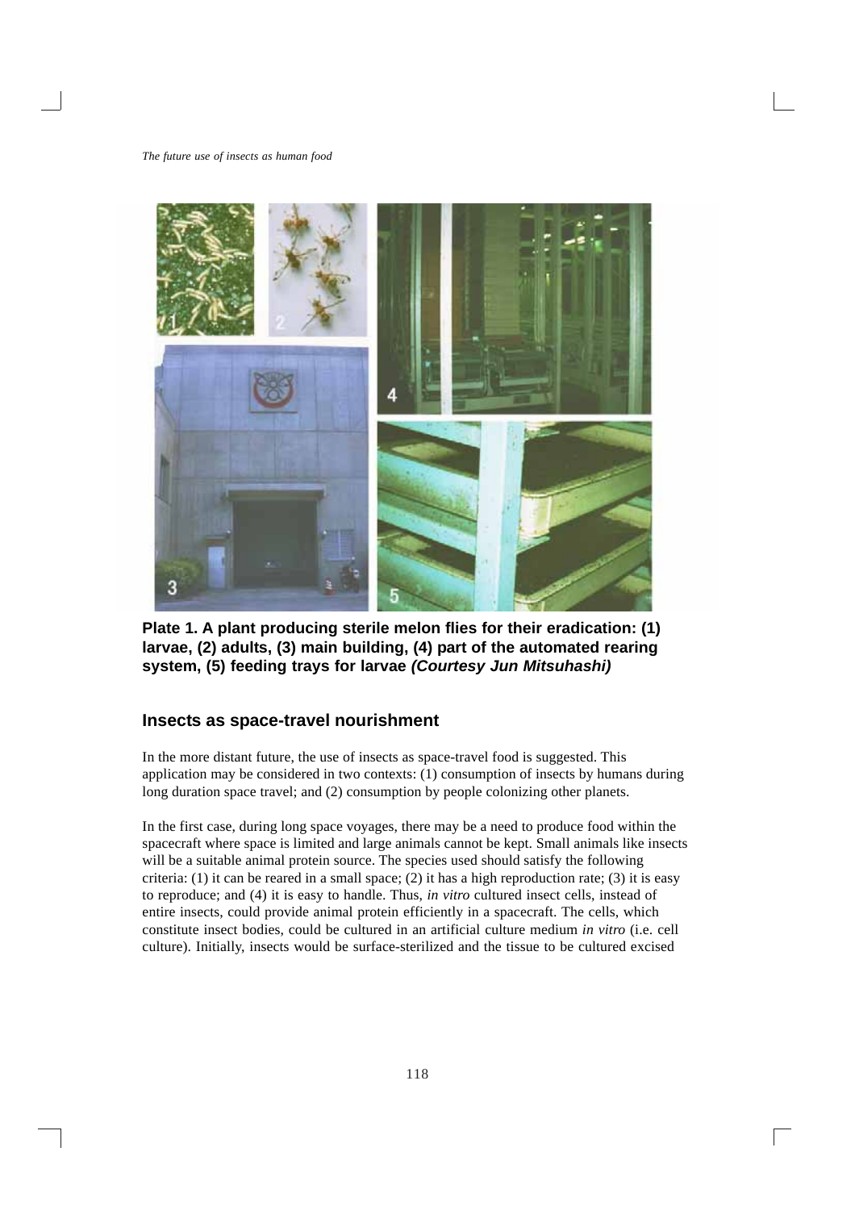**Plate 1. A plant producing sterile melon flies for their eradication: (1) larvae, (2) adults, (3) main building, (4) part of the automated rearing system, (5) feeding trays for larvae *(Courtesy Jun Mitsuhashi)***

## Insects as space-travel nourishment

In the more distant future, the use of insects as space-travel food is suggested. This application may be considered in two contexts: (1) consumption of insects by humans during long duration space travel; and (2) consumption by people colonizing other planets.

In the first case, during long space voyages, there may be a need to produce food within the spacecraft where space is limited and large animals cannot be kept. Small animals like insects will be a suitable animal protein source. The species used should satisfy the following criteria: (1) it can be reared in a small space; (2) it has a high reproduction rate; (3) it is easy to reproduce; and (4) it is easy to handle. Thus, *in vitro* cultured insect cells, instead of entire insects, could provide animal protein efficiently in a spacecraft. The cells, which constitute insect bodies, could be cultured in an artificial culture medium *in vitro* (i.e. cell culture). Initially, insects would be surface-sterilized and the tissue to be cultured excised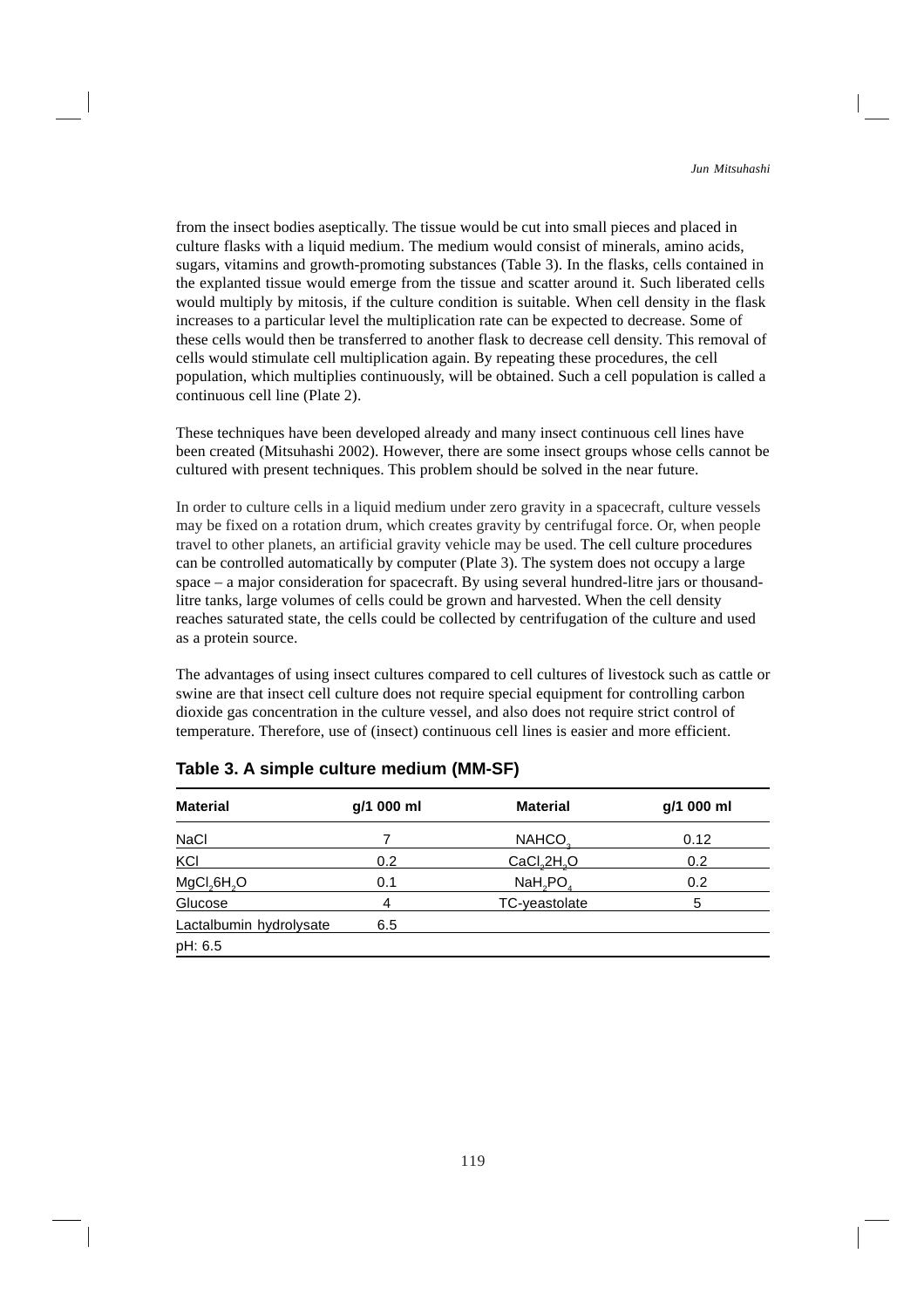from the insect bodies aseptically. The tissue would be cut into small pieces and placed in culture flasks with a liquid medium. The medium would consist of minerals, amino acids, sugars, vitamins and growth-promoting substances (Table 3). In the flasks, cells contained in the explanted tissue would emerge from the tissue and scatter around it. Such liberated cells would multiply by mitosis, if the culture condition is suitable. When cell density in the flask increases to a particular level the multiplication rate can be expected to decrease. Some of these cells would then be transferred to another flask to decrease cell density. This removal of cells would stimulate cell multiplication again. By repeating these procedures, the cell population, which multiplies continuously, will be obtained. Such a cell population is called a continuous cell line (Plate 2).

These techniques have been developed already and many insect continuous cell lines have been created (Mitsuhashi 2002). However, there are some insect groups whose cells cannot be cultured with present techniques. This problem should be solved in the near future.

In order to culture cells in a liquid medium under zero gravity in a spacecraft, culture vessels may be fixed on a rotation drum, which creates gravity by centrifugal force. Or, when people travel to other planets, an artificial gravity vehicle may be used. The cell culture procedures can be controlled automatically by computer (Plate 3). The system does not occupy a large space – a major consideration for spacecraft. By using several hundred-litre jars or thousand-litre tanks, large volumes of cells could be grown and harvested. When the cell density reaches saturated state, the cells could be collected by centrifugation of the culture and used as a protein source.

The advantages of using insect cultures compared to cell cultures of livestock such as cattle or swine are that insect cell culture does not require special equipment for controlling carbon dioxide gas concentration in the culture vessel, and also does not require strict control of temperature. Therefore, use of (insect) continuous cell lines is easier and more efficient.

**Table 3. A simple culture medium (MM-SF)**

| Material | g/1 000 ml | Material | g/1 000 ml |
|---|---|---|---|
| NaCl | 7 | $NAHCO_3$ | 0.12 |
| KCl | 0.2 | $CaCl_2 2H_2O$ | 0.2 |
| $MgCl_2 6H_2O$ | 0.1 | $NaH_2PO_4$ | 0.2 |
| Glucose | 4 | TC-yeastolate | 5 |
| Lactalbumin hydrolysate | 6.5 | | |
| pH: 6.5 | | | |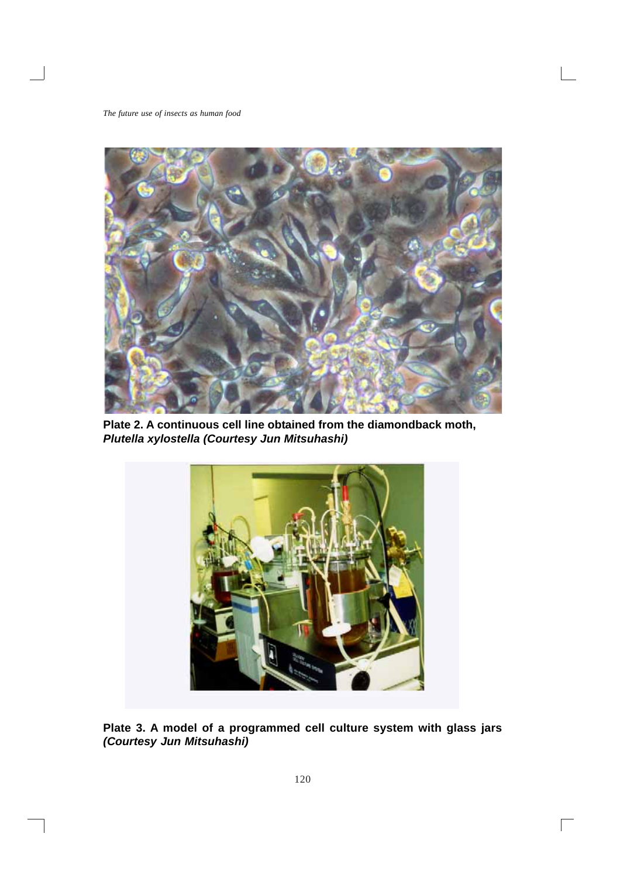**Plate 2. A continuous cell line obtained from the diamondback moth, *Plutella xylostella (Courtesy Jun Mitsuhashi)***

**Plate 3. A model of a programmed cell culture system with glass jars *(Courtesy Jun Mitsuhashi)***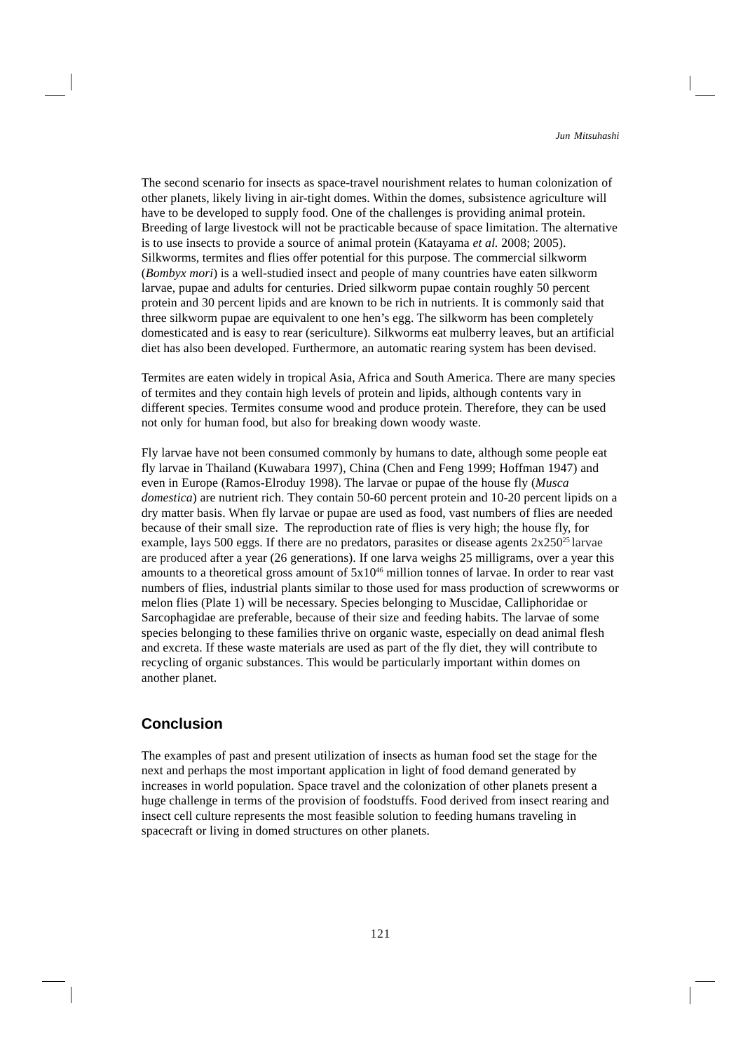The second scenario for insects as space-travel nourishment relates to human colonization of other planets, likely living in air-tight domes. Within the domes, subsistence agriculture will have to be developed to supply food. One of the challenges is providing animal protein. Breeding of large livestock will not be practicable because of space limitation. The alternative is to use insects to provide a source of animal protein (Katayama *et al.* 2008; 2005). Silkworms, termites and flies offer potential for this purpose. The commercial silkworm (*Bombyx mori*) is a well-studied insect and people of many countries have eaten silkworm larvae, pupae and adults for centuries. Dried silkworm pupae contain roughly 50 percent protein and 30 percent lipids and are known to be rich in nutrients. It is commonly said that three silkworm pupae are equivalent to one hen's egg. The silkworm has been completely domesticated and is easy to rear (sericulture). Silkworms eat mulberry leaves, but an artificial diet has also been developed. Furthermore, an automatic rearing system has been devised.

Termites are eaten widely in tropical Asia, Africa and South America. There are many species of termites and they contain high levels of protein and lipids, although contents vary in different species. Termites consume wood and produce protein. Therefore, they can be used not only for human food, but also for breaking down woody waste.

Fly larvae have not been consumed commonly by humans to date, although some people eat fly larvae in Thailand (Kuwabara 1997), China (Chen and Feng 1999; Hoffman 1947) and even in Europe (Ramos-Elroduy 1998). The larvae or pupae of the house fly (*Musca domestica*) are nutrient rich. They contain 50-60 percent protein and 10-20 percent lipids on a dry matter basis. When fly larvae or pupae are used as food, vast numbers of flies are needed because of their small size. The reproduction rate of flies is very high; the house fly, for example, lays 500 eggs. If there are no predators, parasites or disease agents $2x250^{25}$ larvae are produced after a year (26 generations). If one larva weighs 25 milligrams, over a year this amounts to a theoretical gross amount of $5x10^{46}$ million tonnes of larvae. In order to rear vast numbers of flies, industrial plants similar to those used for mass production of screwworms or melon flies (Plate 1) will be necessary. Species belonging to Muscidae, Calliphoridae or Sarcophagidae are preferable, because of their size and feeding habits. The larvae of some species belonging to these families thrive on organic waste, especially on dead animal flesh and excreta. If these waste materials are used as part of the fly diet, they will contribute to recycling of organic substances. This would be particularly important within domes on another planet.

## Conclusion

The examples of past and present utilization of insects as human food set the stage for the next and perhaps the most important application in light of food demand generated by increases in world population. Space travel and the colonization of other planets present a huge challenge in terms of the provision of foodstuffs. Food derived from insect rearing and insect cell culture represents the most feasible solution to feeding humans traveling in spacecraft or living in domed structures on other planets.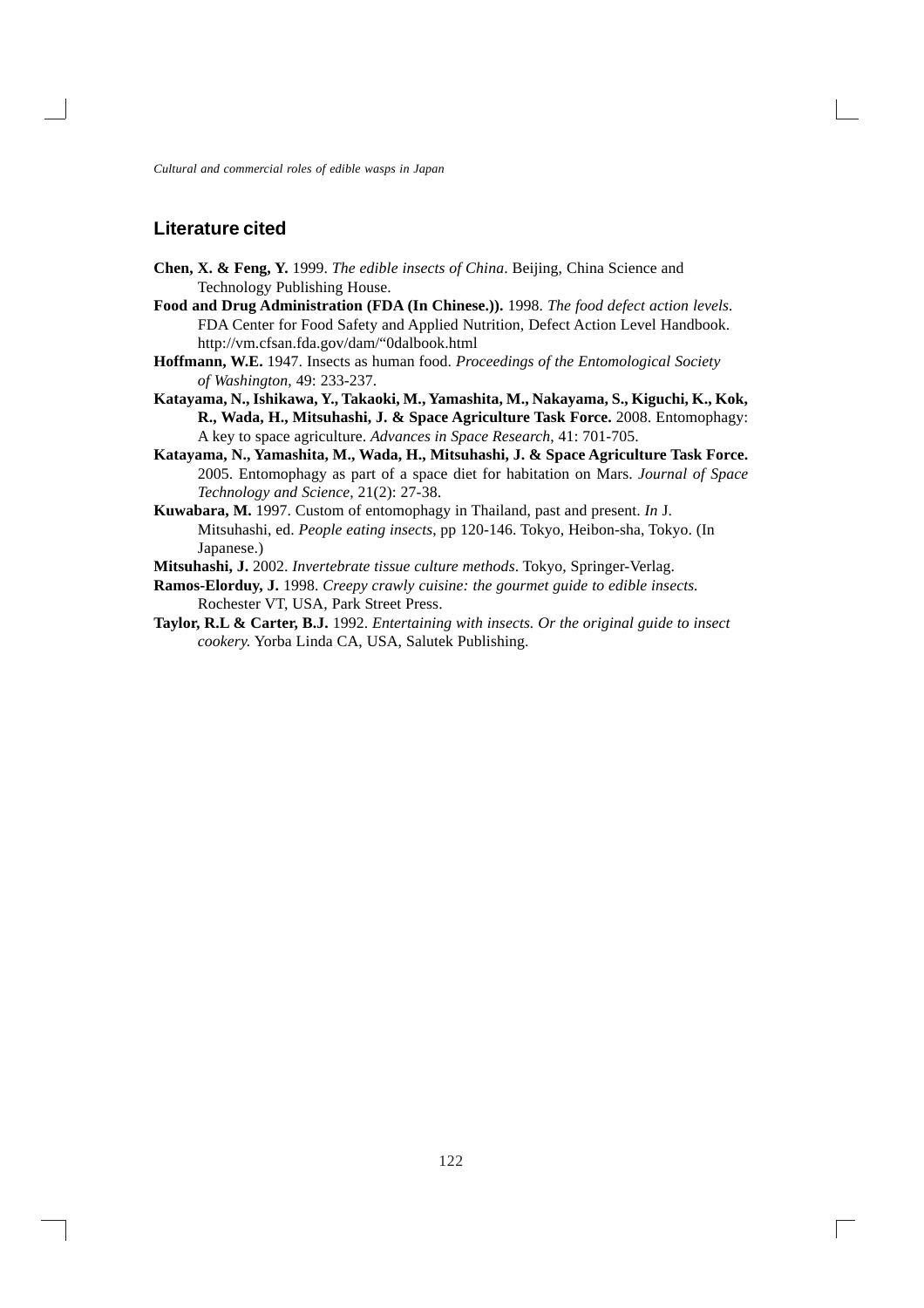## Literature cited

**Chen, X. & Feng, Y.** 1999. *The edible insects of China*. Beijing, China Science and Technology Publishing House.

**Food and Drug Administration (FDA (In Chinese.)).** 1998. *The food defect action levels*. FDA Center for Food Safety and Applied Nutrition, Defect Action Level Handbook. http://vm.cfsan.fda.gov/dam/"0dalbook.html

**Hoffmann, W.E.** 1947. Insects as human food. *Proceedings of the Entomological Society of Washington*, 49: 233-237.

**Katayama, N., Ishikawa, Y., Takaoki, M., Yamashita, M., Nakayama, S., Kiguchi, K., Kok, R., Wada, H., Mitsuhashi, J. & Space Agriculture Task Force.** 2008. Entomophagy: A key to space agriculture. *Advances in Space Research*, 41: 701-705.

**Katayama, N., Yamashita, M., Wada, H., Mitsuhashi, J. & Space Agriculture Task Force.** 2005. Entomophagy as part of a space diet for habitation on Mars. *Journal of Space Technology and Science*, 21(2): 27-38.

**Kuwabara, M.** 1997. Custom of entomophagy in Thailand, past and present. *In* J. Mitsuhashi, ed. *People eating insects*, pp 120-146. Tokyo, Heibon-sha, Tokyo. (In Japanese.)

**Mitsuhashi, J.** 2002. *Invertebrate tissue culture methods*. Tokyo, Springer-Verlag.

**Ramos-Elorduy, J.** 1998. *Creepy crawly cuisine: the gourmet guide to edible insects.* Rochester VT, USA, Park Street Press.

**Taylor, R.L & Carter, B.J.** 1992. *Entertaining with insects. Or the original guide to insect cookery.* Yorba Linda CA, USA, Salutek Publishing.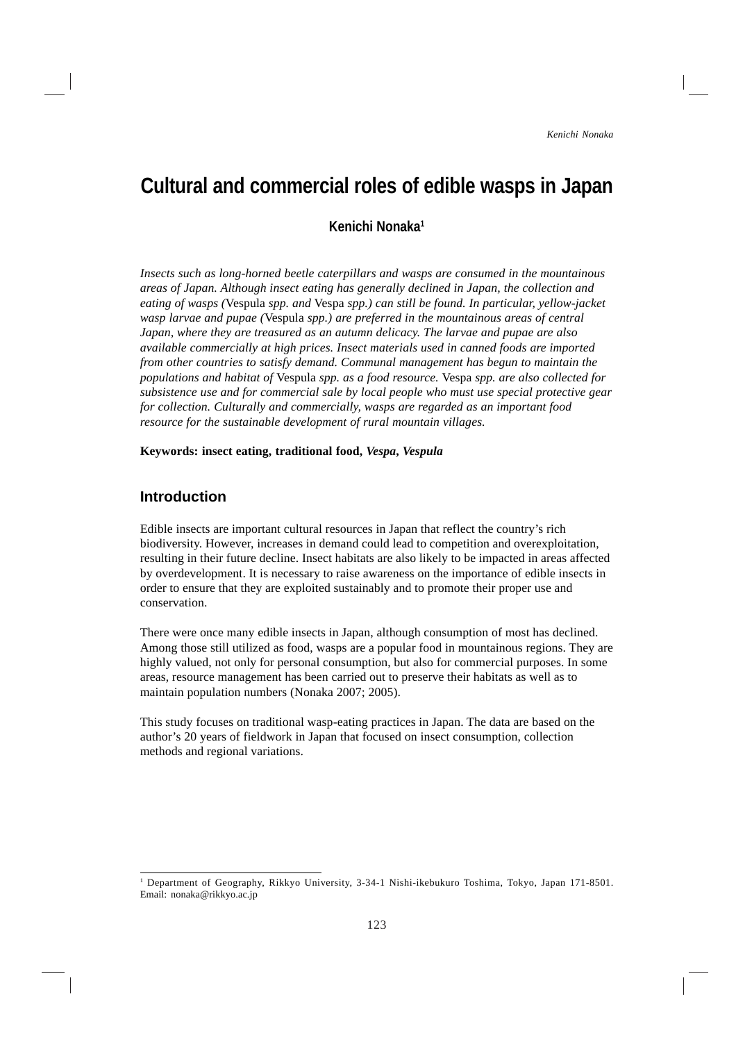# Cultural and commercial roles of edible wasps in Japan

**Kenichi Nonaka**[1]

*Insects such as long-horned beetle caterpillars and wasps are consumed in the mountainous areas of Japan. Although insect eating has generally declined in Japan, the collection and eating of wasps (*Vespula *spp. and* Vespa *spp.) can still be found. In particular, yellow-jacket wasp larvae and pupae (*Vespula *spp.) are preferred in the mountainous areas of central Japan, where they are treasured as an autumn delicacy. The larvae and pupae are also available commercially at high prices. Insect materials used in canned foods are imported from other countries to satisfy demand. Communal management has begun to maintain the populations and habitat of* Vespula *spp. as a food resource.* Vespa *spp. are also collected for subsistence use and for commercial sale by local people who must use special protective gear for collection. Culturally and commercially, wasps are regarded as an important food resource for the sustainable development of rural mountain villages.*

**Keywords: insect eating, traditional food, *Vespa*, *Vespula***

## Introduction

Edible insects are important cultural resources in Japan that reflect the country's rich biodiversity. However, increases in demand could lead to competition and overexploitation, resulting in their future decline. Insect habitats are also likely to be impacted in areas affected by overdevelopment. It is necessary to raise awareness on the importance of edible insects in order to ensure that they are exploited sustainably and to promote their proper use and conservation.

There were once many edible insects in Japan, although consumption of most has declined. Among those still utilized as food, wasps are a popular food in mountainous regions. They are highly valued, not only for personal consumption, but also for commercial purposes. In some areas, resource management has been carried out to preserve their habitats as well as to maintain population numbers (Nonaka 2007; 2005).

This study focuses on traditional wasp-eating practices in Japan. The data are based on the author's 20 years of fieldwork in Japan that focused on insect consumption, collection methods and regional variations.

---

[1] Department of Geography, Rikkyo University, 3-34-1 Nishi-ikebukuro Toshima, Tokyo, Japan 171-8501. Email: nonaka@rikkyo.ac.jp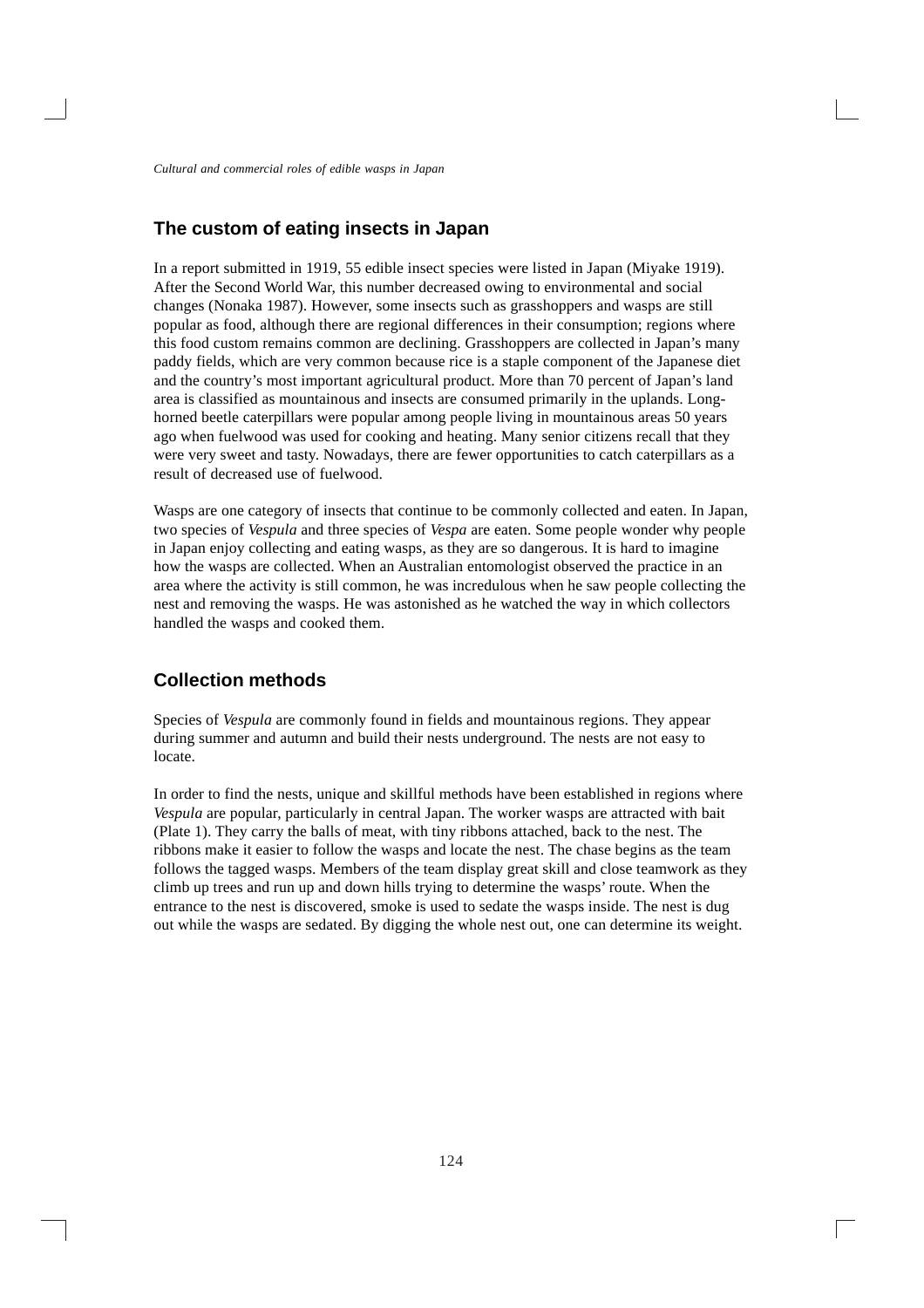## The custom of eating insects in Japan

In a report submitted in 1919, 55 edible insect species were listed in Japan (Miyake 1919). After the Second World War, this number decreased owing to environmental and social changes (Nonaka 1987). However, some insects such as grasshoppers and wasps are still popular as food, although there are regional differences in their consumption; regions where this food custom remains common are declining. Grasshoppers are collected in Japan's many paddy fields, which are very common because rice is a staple component of the Japanese diet and the country's most important agricultural product. More than 70 percent of Japan's land area is classified as mountainous and insects are consumed primarily in the uplands. Long-horned beetle caterpillars were popular among people living in mountainous areas 50 years ago when fuelwood was used for cooking and heating. Many senior citizens recall that they were very sweet and tasty. Nowadays, there are fewer opportunities to catch caterpillars as a result of decreased use of fuelwood.

Wasps are one category of insects that continue to be commonly collected and eaten. In Japan, two species of *Vespula* and three species of *Vespa* are eaten. Some people wonder why people in Japan enjoy collecting and eating wasps, as they are so dangerous. It is hard to imagine how the wasps are collected. When an Australian entomologist observed the practice in an area where the activity is still common, he was incredulous when he saw people collecting the nest and removing the wasps. He was astonished as he watched the way in which collectors handled the wasps and cooked them.

## Collection methods

Species of *Vespula* are commonly found in fields and mountainous regions. They appear during summer and autumn and build their nests underground. The nests are not easy to locate.

In order to find the nests, unique and skillful methods have been established in regions where *Vespula* are popular, particularly in central Japan. The worker wasps are attracted with bait (Plate 1). They carry the balls of meat, with tiny ribbons attached, back to the nest. The ribbons make it easier to follow the wasps and locate the nest. The chase begins as the team follows the tagged wasps. Members of the team display great skill and close teamwork as they climb up trees and run up and down hills trying to determine the wasps' route. When the entrance to the nest is discovered, smoke is used to sedate the wasps inside. The nest is dug out while the wasps are sedated. By digging the whole nest out, one can determine its weight.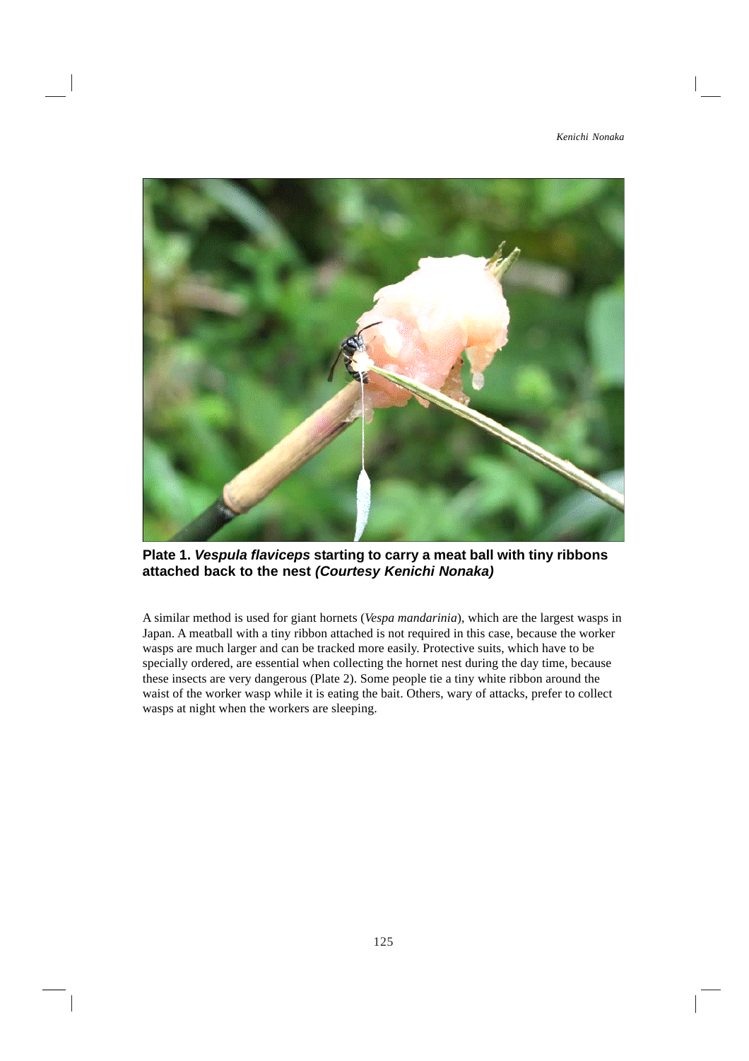**Plate 1. *Vespula flaviceps* starting to carry a meat ball with tiny ribbons attached back to the nest *(Courtesy Kenichi Nonaka)***

A similar method is used for giant hornets (*Vespa mandarinia*), which are the largest wasps in Japan. A meatball with a tiny ribbon attached is not required in this case, because the worker wasps are much larger and can be tracked more easily. Protective suits, which have to be specially ordered, are essential when collecting the hornet nest during the day time, because these insects are very dangerous (Plate 2). Some people tie a tiny white ribbon around the waist of the worker wasp while it is eating the bait. Others, wary of attacks, prefer to collect wasps at night when the workers are sleeping.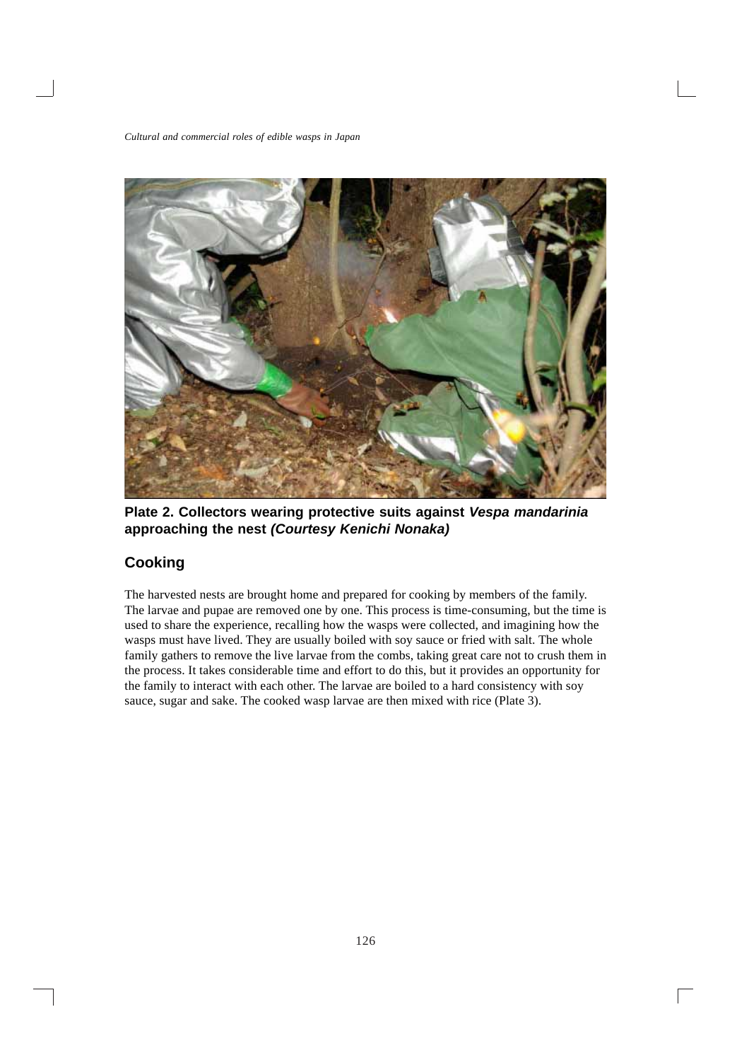**Plate 2. Collectors wearing protective suits against *Vespa mandarinia* approaching the nest *(Courtesy Kenichi Nonaka)***

## Cooking

The harvested nests are brought home and prepared for cooking by members of the family. The larvae and pupae are removed one by one. This process is time-consuming, but the time is used to share the experience, recalling how the wasps were collected, and imagining how the wasps must have lived. They are usually boiled with soy sauce or fried with salt. The whole family gathers to remove the live larvae from the combs, taking great care not to crush them in the process. It takes considerable time and effort to do this, but it provides an opportunity for the family to interact with each other. The larvae are boiled to a hard consistency with soy sauce, sugar and sake. The cooked wasp larvae are then mixed with rice (Plate 3).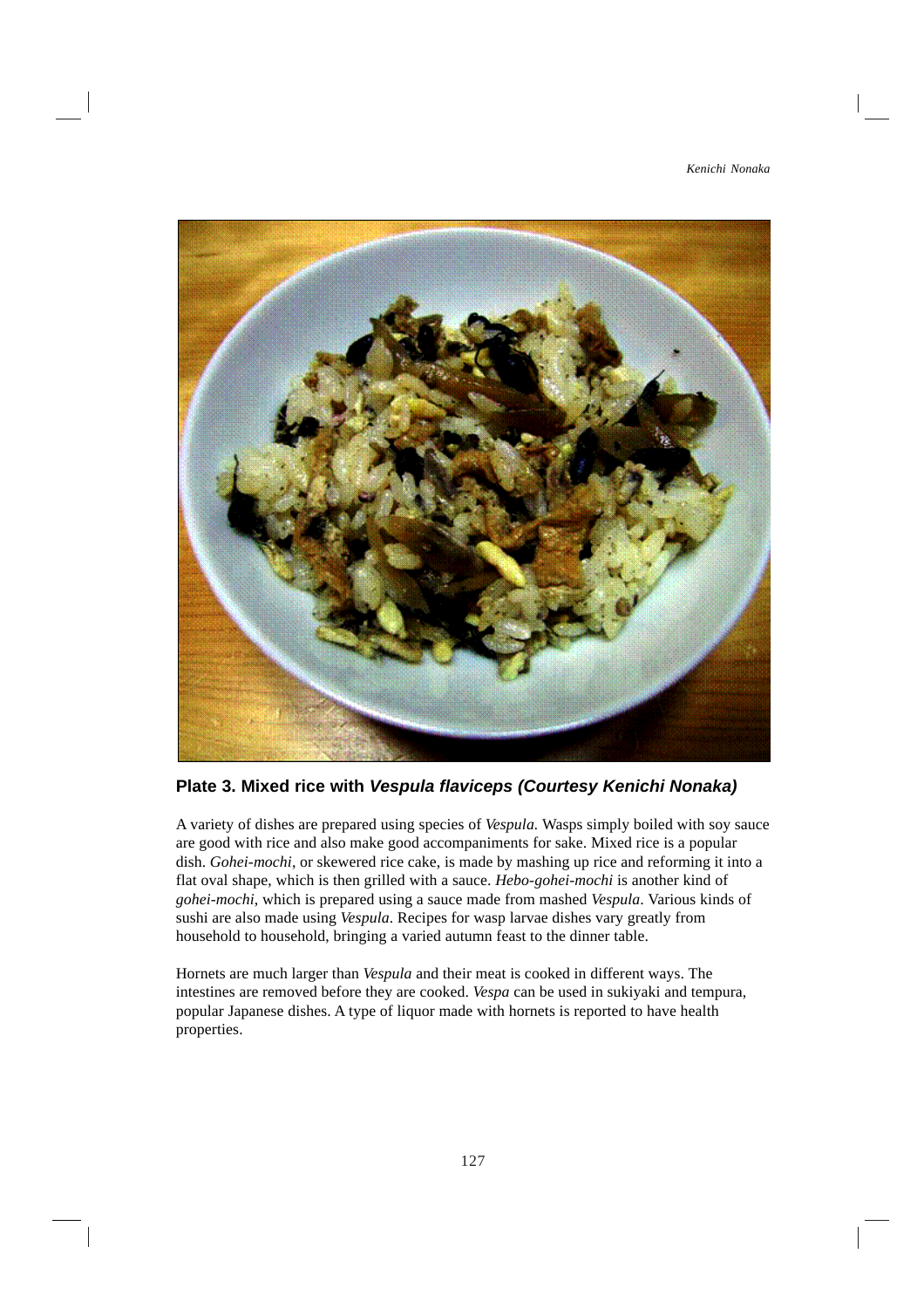**Plate 3. Mixed rice with *Vespula flaviceps* (Courtesy Kenichi Nonaka)**

A variety of dishes are prepared using species of *Vespula*. Wasps simply boiled with soy sauce are good with rice and also make good accompaniments for sake. Mixed rice is a popular dish. *Gohei-mochi*, or skewered rice cake, is made by mashing up rice and reforming it into a flat oval shape, which is then grilled with a sauce. *Hebo-gohei-mochi* is another kind of *gohei-mochi*, which is prepared using a sauce made from mashed *Vespula*. Various kinds of sushi are also made using *Vespula*. Recipes for wasp larvae dishes vary greatly from household to household, bringing a varied autumn feast to the dinner table.

Hornets are much larger than *Vespula* and their meat is cooked in different ways. The intestines are removed before they are cooked. *Vespa* can be used in sukiyaki and tempura, popular Japanese dishes. A type of liquor made with hornets is reported to have health properties.